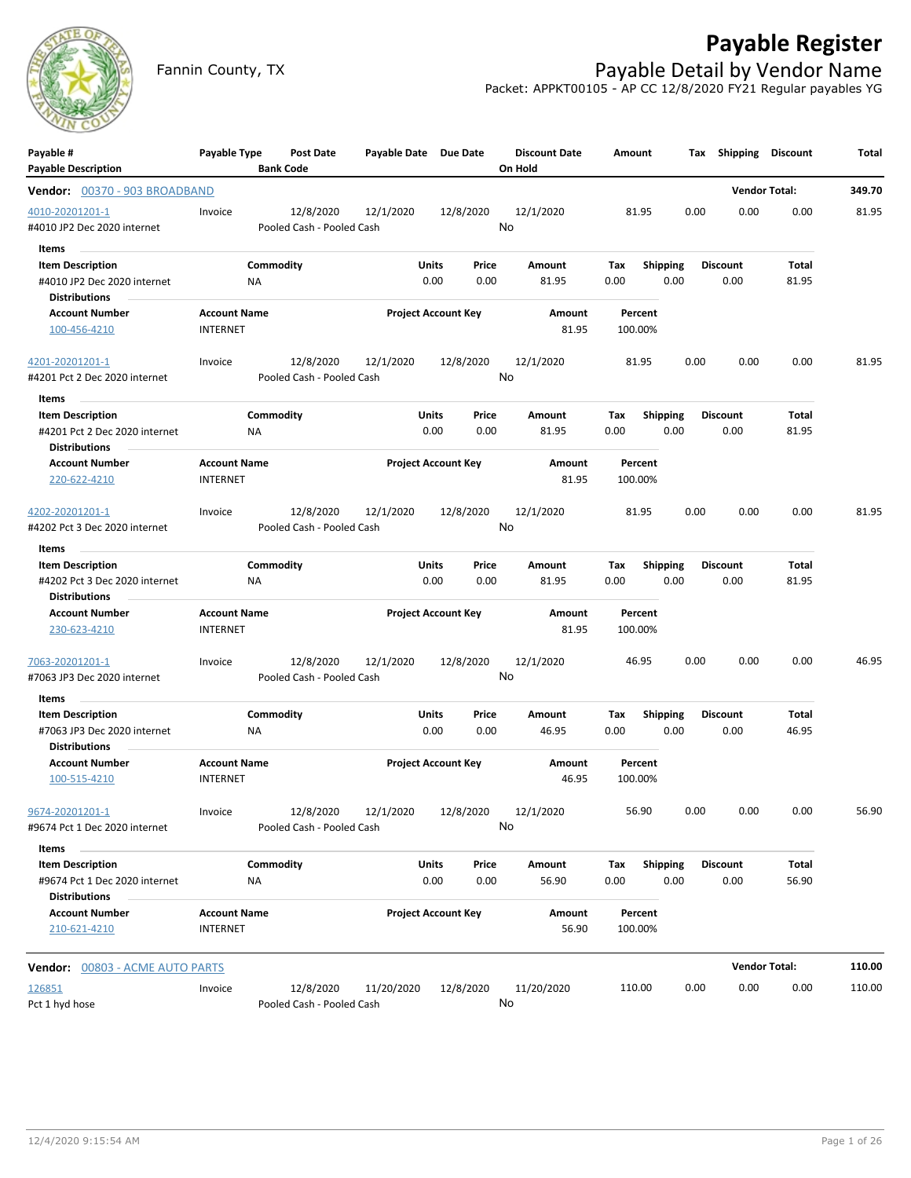# Payable Register

Fannin County, TX

## Payable Detail by Vendor Name

Packet: APPKT00105 - AP CC 12/8/2020 FY21 Regular payables YG

| Payable # / Payable Description | Payable Type | Post Date / Bank Code | Payable Date | Due Date | Discount Date / On Hold | Amount | Tax | Shipping | Discount | Total |
|---|---|---|---|---|---|---|---|---|---|---|

**Vendor: 00370 - 903 BROADBAND** — Vendor Total: 349.70

| Payable # / Payable Description | Payable Type | Post Date / Bank Code | Payable Date | Due Date | Discount Date / On Hold | Amount | Tax | Shipping | Discount | Total |
|---|---|---|---|---|---|---|---|---|---|---|
| 4010-20201201-1<br>#4010 JP2 Dec 2020 internet | Invoice | 12/8/2020<br>Pooled Cash - Pooled Cash | 12/1/2020 | 12/8/2020 | 12/1/2020<br>No | 81.95 | 0.00 | 0.00 | 0.00 | 81.95 |

Items

| Item Description | Commodity | Units | Price | Amount | Tax | Shipping | Discount | Total |
|---|---|---|---|---|---|---|---|---|
| #4010 JP2 Dec 2020 internet | NA | 0.00 | 0.00 | 81.95 | 0.00 | 0.00 | 0.00 | 81.95 |

Distributions

| Account Number | Account Name | Project Account Key | Amount | Percent |
|---|---|---|---|---|
| 100-456-4210 | INTERNET | | 81.95 | 100.00% |

| Payable # / Payable Description | Payable Type | Post Date / Bank Code | Payable Date | Due Date | Discount Date / On Hold | Amount | Tax | Shipping | Discount | Total |
|---|---|---|---|---|---|---|---|---|---|---|
| 4201-20201201-1<br>#4201 Pct 2 Dec 2020 internet | Invoice | 12/8/2020<br>Pooled Cash - Pooled Cash | 12/1/2020 | 12/8/2020 | 12/1/2020<br>No | 81.95 | 0.00 | 0.00 | 0.00 | 81.95 |

Items

| Item Description | Commodity | Units | Price | Amount | Tax | Shipping | Discount | Total |
|---|---|---|---|---|---|---|---|---|
| #4201 Pct 2 Dec 2020 internet | NA | 0.00 | 0.00 | 81.95 | 0.00 | 0.00 | 0.00 | 81.95 |

Distributions

| Account Number | Account Name | Project Account Key | Amount | Percent |
|---|---|---|---|---|
| 220-622-4210 | INTERNET | | 81.95 | 100.00% |

| Payable # / Payable Description | Payable Type | Post Date / Bank Code | Payable Date | Due Date | Discount Date / On Hold | Amount | Tax | Shipping | Discount | Total |
|---|---|---|---|---|---|---|---|---|---|---|
| 4202-20201201-1<br>#4202 Pct 3 Dec 2020 internet | Invoice | 12/8/2020<br>Pooled Cash - Pooled Cash | 12/1/2020 | 12/8/2020 | 12/1/2020<br>No | 81.95 | 0.00 | 0.00 | 0.00 | 81.95 |

Items

| Item Description | Commodity | Units | Price | Amount | Tax | Shipping | Discount | Total |
|---|---|---|---|---|---|---|---|---|
| #4202 Pct 3 Dec 2020 internet | NA | 0.00 | 0.00 | 81.95 | 0.00 | 0.00 | 0.00 | 81.95 |

Distributions

| Account Number | Account Name | Project Account Key | Amount | Percent |
|---|---|---|---|---|
| 230-623-4210 | INTERNET | | 81.95 | 100.00% |

| Payable # / Payable Description | Payable Type | Post Date / Bank Code | Payable Date | Due Date | Discount Date / On Hold | Amount | Tax | Shipping | Discount | Total |
|---|---|---|---|---|---|---|---|---|---|---|
| 7063-20201201-1<br>#7063 JP3 Dec 2020 internet | Invoice | 12/8/2020<br>Pooled Cash - Pooled Cash | 12/1/2020 | 12/8/2020 | 12/1/2020<br>No | 46.95 | 0.00 | 0.00 | 0.00 | 46.95 |

Items

| Item Description | Commodity | Units | Price | Amount | Tax | Shipping | Discount | Total |
|---|---|---|---|---|---|---|---|---|
| #7063 JP3 Dec 2020 internet | NA | 0.00 | 0.00 | 46.95 | 0.00 | 0.00 | 0.00 | 46.95 |

Distributions

| Account Number | Account Name | Project Account Key | Amount | Percent |
|---|---|---|---|---|
| 100-515-4210 | INTERNET | | 46.95 | 100.00% |

| Payable # / Payable Description | Payable Type | Post Date / Bank Code | Payable Date | Due Date | Discount Date / On Hold | Amount | Tax | Shipping | Discount | Total |
|---|---|---|---|---|---|---|---|---|---|---|
| 9674-20201201-1<br>#9674 Pct 1 Dec 2020 internet | Invoice | 12/8/2020<br>Pooled Cash - Pooled Cash | 12/1/2020 | 12/8/2020 | 12/1/2020<br>No | 56.90 | 0.00 | 0.00 | 0.00 | 56.90 |

Items

| Item Description | Commodity | Units | Price | Amount | Tax | Shipping | Discount | Total |
|---|---|---|---|---|---|---|---|---|
| #9674 Pct 1 Dec 2020 internet | NA | 0.00 | 0.00 | 56.90 | 0.00 | 0.00 | 0.00 | 56.90 |

Distributions

| Account Number | Account Name | Project Account Key | Amount | Percent |
|---|---|---|---|---|
| 210-621-4210 | INTERNET | | 56.90 | 100.00% |

**Vendor: 00803 - ACME AUTO PARTS** — Vendor Total: 110.00

| Payable # / Payable Description | Payable Type | Post Date / Bank Code | Payable Date | Due Date | Discount Date / On Hold | Amount | Tax | Shipping | Discount | Total |
|---|---|---|---|---|---|---|---|---|---|---|
| 126851<br>Pct 1 hyd hose | Invoice | 12/8/2020<br>Pooled Cash - Pooled Cash | 11/20/2020 | 12/8/2020 | 11/20/2020<br>No | 110.00 | 0.00 | 0.00 | 0.00 | 110.00 |

12/4/2020 9:15:54 AM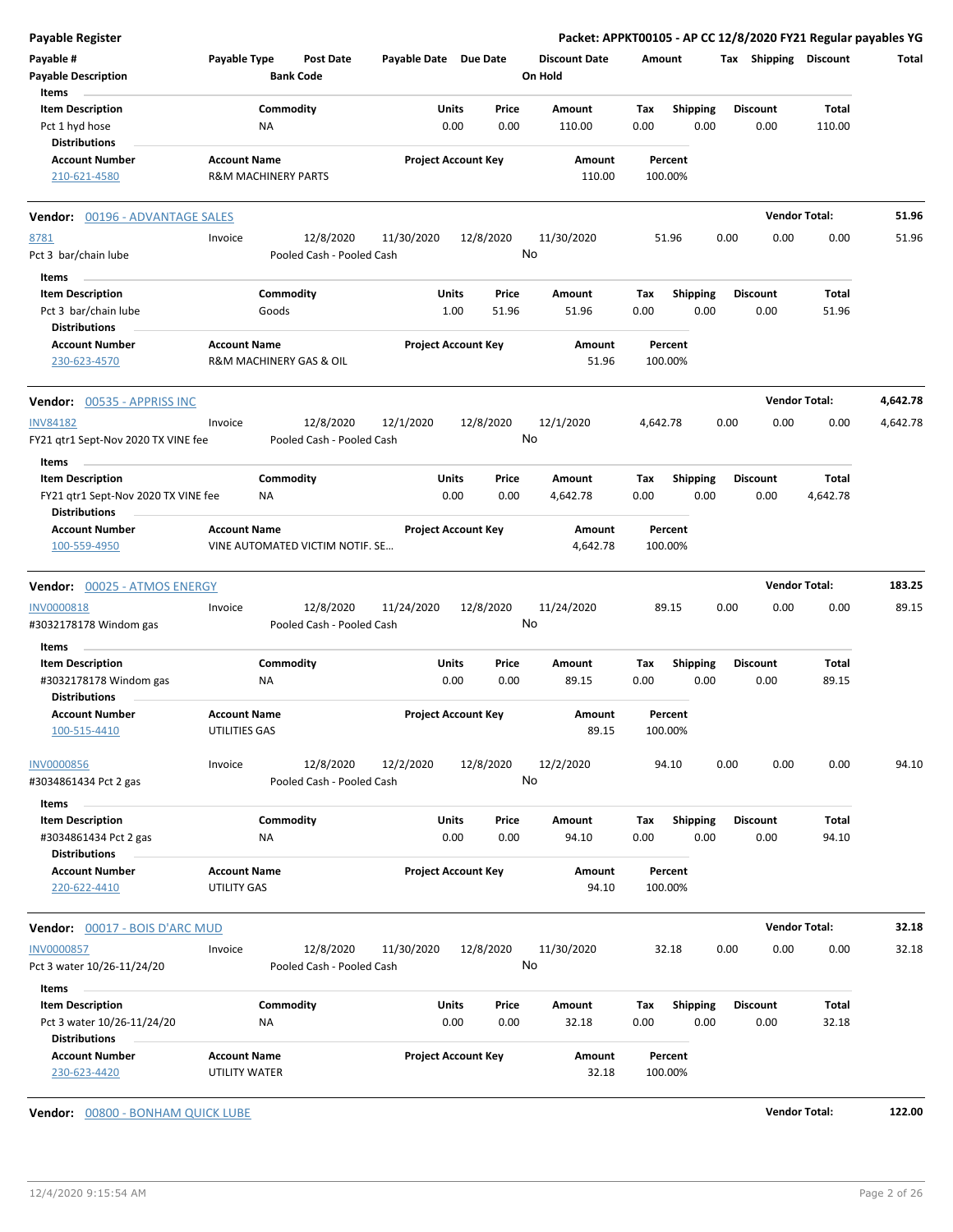# Payable Register

**Packet: APPKT00105 - AP CC 12/8/2020 FY21 Regular payables YG**

| Payable # | Payable Type | Post Date | Payable Date | Due Date | Discount Date | Amount | Tax | Shipping | Discount | Total |
|---|---|---|---|---|---|---|---|---|---|---|
| Payable Description | | Bank Code | | | On Hold | | | | | |

**Items**

| Item Description | Commodity | Units | Price | Amount | Tax | Shipping | Discount | Total |
|---|---|---|---|---|---|---|---|---|
| Pct 1 hyd hose | NA | 0.00 | 0.00 | 110.00 | 0.00 | 0.00 | 0.00 | 110.00 |

**Distributions**

| Account Number | Account Name | Project Account Key | Amount | Percent |
|---|---|---|---|---|
| 210-621-4580 | R&M MACHINERY PARTS | | 110.00 | 100.00% |

---

**Vendor: 00196 - ADVANTAGE SALES** — **Vendor Total: 51.96**

| Payable # | Payable Type | Post Date | Payable Date | Due Date | Discount Date | Amount | Tax | Shipping | Discount | Total |
|---|---|---|---|---|---|---|---|---|---|---|
| 8781 | Invoice | 12/8/2020 | 11/30/2020 | 12/8/2020 | 11/30/2020 | 51.96 | 0.00 | 0.00 | 0.00 | 51.96 |
| Pct 3 bar/chain lube | | Pooled Cash - Pooled Cash | | | No | | | | | |

**Items**

| Item Description | Commodity | Units | Price | Amount | Tax | Shipping | Discount | Total |
|---|---|---|---|---|---|---|---|---|
| Pct 3 bar/chain lube | Goods | 1.00 | 51.96 | 51.96 | 0.00 | 0.00 | 0.00 | 51.96 |

**Distributions**

| Account Number | Account Name | Project Account Key | Amount | Percent |
|---|---|---|---|---|
| 230-623-4570 | R&M MACHINERY GAS & OIL | | 51.96 | 100.00% |

---

**Vendor: 00535 - APPRISS INC** — **Vendor Total: 4,642.78**

| Payable # | Payable Type | Post Date | Payable Date | Due Date | Discount Date | Amount | Tax | Shipping | Discount | Total |
|---|---|---|---|---|---|---|---|---|---|---|
| INV84182 | Invoice | 12/8/2020 | 12/1/2020 | 12/8/2020 | 12/1/2020 | 4,642.78 | 0.00 | 0.00 | 0.00 | 4,642.78 |
| FY21 qtr1 Sept-Nov 2020 TX VINE fee | | Pooled Cash - Pooled Cash | | | No | | | | | |

**Items**

| Item Description | Commodity | Units | Price | Amount | Tax | Shipping | Discount | Total |
|---|---|---|---|---|---|---|---|---|
| FY21 qtr1 Sept-Nov 2020 TX VINE fee | NA | 0.00 | 0.00 | 4,642.78 | 0.00 | 0.00 | 0.00 | 4,642.78 |

**Distributions**

| Account Number | Account Name | Project Account Key | Amount | Percent |
|---|---|---|---|---|
| 100-559-4950 | VINE AUTOMATED VICTIM NOTIF. SE... | | 4,642.78 | 100.00% |

---

**Vendor: 00025 - ATMOS ENERGY** — **Vendor Total: 183.25**

| Payable # | Payable Type | Post Date | Payable Date | Due Date | Discount Date | Amount | Tax | Shipping | Discount | Total |
|---|---|---|---|---|---|---|---|---|---|---|
| INV0000818 | Invoice | 12/8/2020 | 11/24/2020 | 12/8/2020 | 11/24/2020 | 89.15 | 0.00 | 0.00 | 0.00 | 89.15 |
| #3032178178 Windom gas | | Pooled Cash - Pooled Cash | | | No | | | | | |

**Items**

| Item Description | Commodity | Units | Price | Amount | Tax | Shipping | Discount | Total |
|---|---|---|---|---|---|---|---|---|
| #3032178178 Windom gas | NA | 0.00 | 0.00 | 89.15 | 0.00 | 0.00 | 0.00 | 89.15 |

**Distributions**

| Account Number | Account Name | Project Account Key | Amount | Percent |
|---|---|---|---|---|
| 100-515-4410 | UTILITIES GAS | | 89.15 | 100.00% |

| Payable # | Payable Type | Post Date | Payable Date | Due Date | Discount Date | Amount | Tax | Shipping | Discount | Total |
|---|---|---|---|---|---|---|---|---|---|---|
| INV0000856 | Invoice | 12/8/2020 | 12/2/2020 | 12/8/2020 | 12/2/2020 | 94.10 | 0.00 | 0.00 | 0.00 | 94.10 |
| #3034861434 Pct 2 gas | | Pooled Cash - Pooled Cash | | | No | | | | | |

**Items**

| Item Description | Commodity | Units | Price | Amount | Tax | Shipping | Discount | Total |
|---|---|---|---|---|---|---|---|---|
| #3034861434 Pct 2 gas | NA | 0.00 | 0.00 | 94.10 | 0.00 | 0.00 | 0.00 | 94.10 |

**Distributions**

| Account Number | Account Name | Project Account Key | Amount | Percent |
|---|---|---|---|---|
| 220-622-4410 | UTILITY GAS | | 94.10 | 100.00% |

---

**Vendor: 00017 - BOIS D'ARC MUD** — **Vendor Total: 32.18**

| Payable # | Payable Type | Post Date | Payable Date | Due Date | Discount Date | Amount | Tax | Shipping | Discount | Total |
|---|---|---|---|---|---|---|---|---|---|---|
| INV0000857 | Invoice | 12/8/2020 | 11/30/2020 | 12/8/2020 | 11/30/2020 | 32.18 | 0.00 | 0.00 | 0.00 | 32.18 |
| Pct 3 water 10/26-11/24/20 | | Pooled Cash - Pooled Cash | | | No | | | | | |

**Items**

| Item Description | Commodity | Units | Price | Amount | Tax | Shipping | Discount | Total |
|---|---|---|---|---|---|---|---|---|
| Pct 3 water 10/26-11/24/20 | NA | 0.00 | 0.00 | 32.18 | 0.00 | 0.00 | 0.00 | 32.18 |

**Distributions**

| Account Number | Account Name | Project Account Key | Amount | Percent |
|---|---|---|---|---|
| 230-623-4420 | UTILITY WATER | | 32.18 | 100.00% |

---

**Vendor: 00800 - BONHAM QUICK LUBE** — **Vendor Total: 122.00**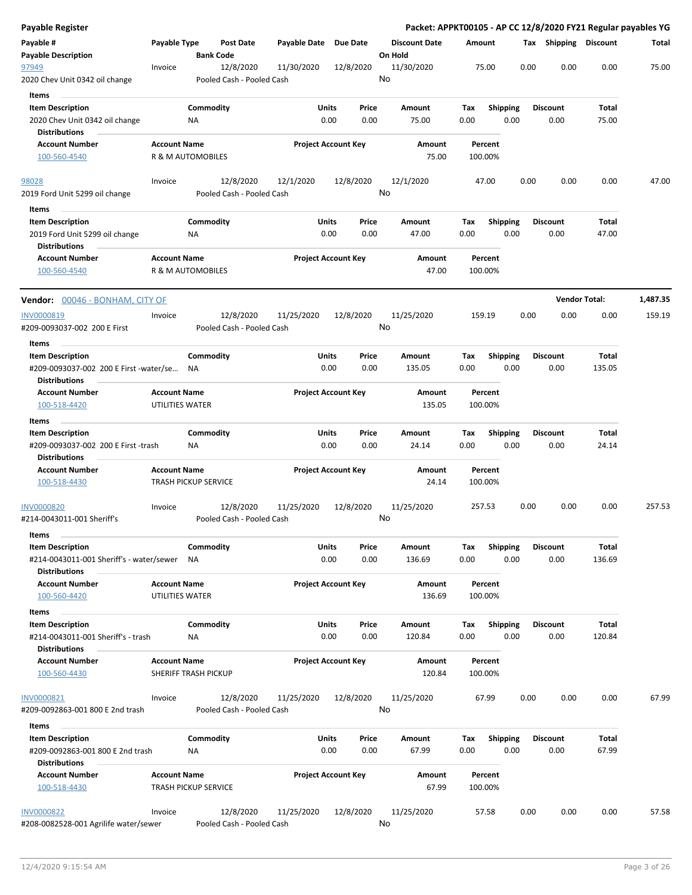| Payable # | Payable Type | Post Date | Payable Date | Due Date | Discount Date | Amount | Tax | Shipping | Discount | Total |
|---|---|---|---|---|---|---|---|---|---|---|
| **Payable Description** | | **Bank Code** | | | **On Hold** | | | | | |
| 97949 | Invoice | 12/8/2020 | 11/30/2020 | 12/8/2020 | 11/30/2020 | 75.00 | 0.00 | 0.00 | 0.00 | 75.00 |
| 2020 Chev Unit 0342 oil change | | Pooled Cash - Pooled Cash | | | No | | | | | |

**Items**

| Item Description | Commodity | Units | Price | Amount | Tax | Shipping | Discount | Total |
|---|---|---|---|---|---|---|---|---|
| 2020 Chev Unit 0342 oil change | NA | 0.00 | 0.00 | 75.00 | 0.00 | 0.00 | 0.00 | 75.00 |

**Distributions**

| Account Number | Account Name | Project Account Key | Amount | Percent |
|---|---|---|---|---|
| 100-560-4540 | R & M AUTOMOBILES | | 75.00 | 100.00% |

| Payable # | Payable Type | Post Date | Payable Date | Due Date | Discount Date | Amount | Tax | Shipping | Discount | Total |
|---|---|---|---|---|---|---|---|---|---|---|
| 98028 | Invoice | 12/8/2020 | 12/1/2020 | 12/8/2020 | 12/1/2020 | 47.00 | 0.00 | 0.00 | 0.00 | 47.00 |
| 2019 Ford Unit 5299 oil change | | Pooled Cash - Pooled Cash | | | No | | | | | |

**Items**

| Item Description | Commodity | Units | Price | Amount | Tax | Shipping | Discount | Total |
|---|---|---|---|---|---|---|---|---|
| 2019 Ford Unit 5299 oil change | NA | 0.00 | 0.00 | 47.00 | 0.00 | 0.00 | 0.00 | 47.00 |

**Distributions**

| Account Number | Account Name | Project Account Key | Amount | Percent |
|---|---|---|---|---|
| 100-560-4540 | R & M AUTOMOBILES | | 47.00 | 100.00% |

## Vendor: 00046 - BONHAM, CITY OF — Vendor Total: 1,487.35

| Payable # | Payable Type | Post Date | Payable Date | Due Date | Discount Date | Amount | Tax | Shipping | Discount | Total |
|---|---|---|---|---|---|---|---|---|---|---|
| INV0000819 | Invoice | 12/8/2020 | 11/25/2020 | 12/8/2020 | 11/25/2020 | 159.19 | 0.00 | 0.00 | 0.00 | 159.19 |
| #209-0093037-002 200 E First | | Pooled Cash - Pooled Cash | | | No | | | | | |

**Items**

| Item Description | Commodity | Units | Price | Amount | Tax | Shipping | Discount | Total |
|---|---|---|---|---|---|---|---|---|
| #209-0093037-002 200 E First -water/se... | NA | 0.00 | 0.00 | 135.05 | 0.00 | 0.00 | 0.00 | 135.05 |

**Distributions**

| Account Number | Account Name | Project Account Key | Amount | Percent |
|---|---|---|---|---|
| 100-518-4420 | UTILITIES WATER | | 135.05 | 100.00% |

**Items**

| Item Description | Commodity | Units | Price | Amount | Tax | Shipping | Discount | Total |
|---|---|---|---|---|---|---|---|---|
| #209-0093037-002 200 E First -trash | NA | 0.00 | 0.00 | 24.14 | 0.00 | 0.00 | 0.00 | 24.14 |

**Distributions**

| Account Number | Account Name | Project Account Key | Amount | Percent |
|---|---|---|---|---|
| 100-518-4430 | TRASH PICKUP SERVICE | | 24.14 | 100.00% |

| Payable # | Payable Type | Post Date | Payable Date | Due Date | Discount Date | Amount | Tax | Shipping | Discount | Total |
|---|---|---|---|---|---|---|---|---|---|---|
| INV0000820 | Invoice | 12/8/2020 | 11/25/2020 | 12/8/2020 | 11/25/2020 | 257.53 | 0.00 | 0.00 | 0.00 | 257.53 |
| #214-0043011-001 Sheriff's | | Pooled Cash - Pooled Cash | | | No | | | | | |

**Items**

| Item Description | Commodity | Units | Price | Amount | Tax | Shipping | Discount | Total |
|---|---|---|---|---|---|---|---|---|
| #214-0043011-001 Sheriff's - water/sewer | NA | 0.00 | 0.00 | 136.69 | 0.00 | 0.00 | 0.00 | 136.69 |

**Distributions**

| Account Number | Account Name | Project Account Key | Amount | Percent |
|---|---|---|---|---|
| 100-560-4420 | UTILITIES WATER | | 136.69 | 100.00% |

**Items**

| Item Description | Commodity | Units | Price | Amount | Tax | Shipping | Discount | Total |
|---|---|---|---|---|---|---|---|---|
| #214-0043011-001 Sheriff's - trash | NA | 0.00 | 0.00 | 120.84 | 0.00 | 0.00 | 0.00 | 120.84 |

**Distributions**

| Account Number | Account Name | Project Account Key | Amount | Percent |
|---|---|---|---|---|
| 100-560-4430 | SHERIFF TRASH PICKUP | | 120.84 | 100.00% |

| Payable # | Payable Type | Post Date | Payable Date | Due Date | Discount Date | Amount | Tax | Shipping | Discount | Total |
|---|---|---|---|---|---|---|---|---|---|---|
| INV0000821 | Invoice | 12/8/2020 | 11/25/2020 | 12/8/2020 | 11/25/2020 | 67.99 | 0.00 | 0.00 | 0.00 | 67.99 |
| #209-0092863-001 800 E 2nd trash | | Pooled Cash - Pooled Cash | | | No | | | | | |

**Items**

| Item Description | Commodity | Units | Price | Amount | Tax | Shipping | Discount | Total |
|---|---|---|---|---|---|---|---|---|
| #209-0092863-001 800 E 2nd trash | NA | 0.00 | 0.00 | 67.99 | 0.00 | 0.00 | 0.00 | 67.99 |

**Distributions**

| Account Number | Account Name | Project Account Key | Amount | Percent |
|---|---|---|---|---|
| 100-518-4430 | TRASH PICKUP SERVICE | | 67.99 | 100.00% |

| Payable # | Payable Type | Post Date | Payable Date | Due Date | Discount Date | Amount | Tax | Shipping | Discount | Total |
|---|---|---|---|---|---|---|---|---|---|---|
| INV0000822 | Invoice | 12/8/2020 | 11/25/2020 | 12/8/2020 | 11/25/2020 | 57.58 | 0.00 | 0.00 | 0.00 | 57.58 |
| #208-0082528-001 Agrilife water/sewer | | Pooled Cash - Pooled Cash | | | No | | | | | |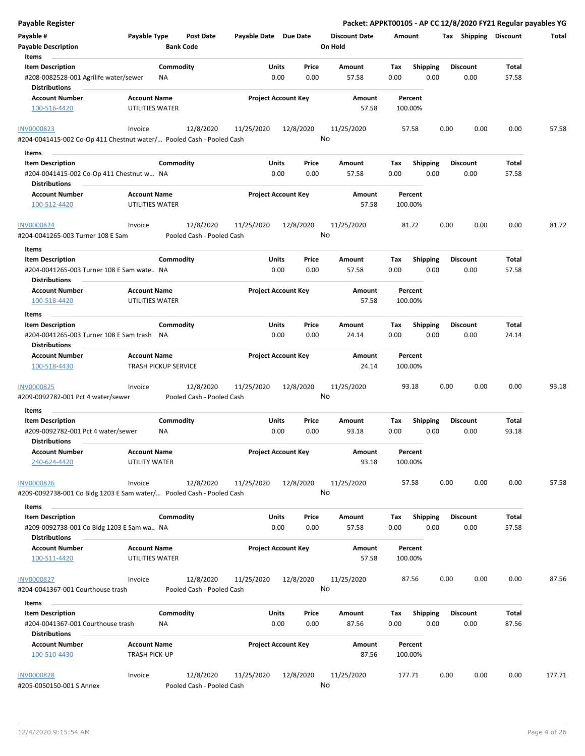**Payable Register** — **Packet: APPKT00105 - AP CC 12/8/2020 FY21 Regular payables YG**

| Payable # | Payable Type | Post Date | Payable Date | Due Date | Discount Date | Amount | Tax | Shipping | Discount | Total |
|---|---|---|---|---|---|---|---|---|---|---|
| Payable Description | | Bank Code | | | On Hold | | | | | |

**Items**

| Item Description | Commodity | Units | Price | Amount | Tax | Shipping | Discount | Total |
|---|---|---|---|---|---|---|---|---|
| #208-0082528-001 Agrilife water/sewer | NA | 0.00 | 0.00 | 57.58 | 0.00 | 0.00 | 0.00 | 57.58 |

**Distributions**

| Account Number | Account Name | Project Account Key | Amount | Percent |
|---|---|---|---|---|
| 100-516-4420 | UTILITIES WATER | | 57.58 | 100.00% |

| Payable # | Payable Type | Post Date | Payable Date | Due Date | Discount Date | Amount | Tax | Shipping | Discount | Total |
|---|---|---|---|---|---|---|---|---|---|---|
| INV0000823 | Invoice | 12/8/2020 | 11/25/2020 | 12/8/2020 | 11/25/2020 | 57.58 | 0.00 | 0.00 | 0.00 | 57.58 |
| #204-0041415-002 Co-Op 411 Chestnut water/... | | Pooled Cash - Pooled Cash | | | No | | | | | |

**Items**

| Item Description | Commodity | Units | Price | Amount | Tax | Shipping | Discount | Total |
|---|---|---|---|---|---|---|---|---|
| #204-0041415-002 Co-Op 411 Chestnut w... | NA | 0.00 | 0.00 | 57.58 | 0.00 | 0.00 | 0.00 | 57.58 |

**Distributions**

| Account Number | Account Name | Project Account Key | Amount | Percent |
|---|---|---|---|---|
| 100-512-4420 | UTILITIES WATER | | 57.58 | 100.00% |

| Payable # | Payable Type | Post Date | Payable Date | Due Date | Discount Date | Amount | Tax | Shipping | Discount | Total |
|---|---|---|---|---|---|---|---|---|---|---|
| INV0000824 | Invoice | 12/8/2020 | 11/25/2020 | 12/8/2020 | 11/25/2020 | 81.72 | 0.00 | 0.00 | 0.00 | 81.72 |
| #204-0041265-003 Turner 108 E Sam | | Pooled Cash - Pooled Cash | | | No | | | | | |

**Items**

| Item Description | Commodity | Units | Price | Amount | Tax | Shipping | Discount | Total |
|---|---|---|---|---|---|---|---|---|
| #204-0041265-003 Turner 108 E Sam wate... | NA | 0.00 | 0.00 | 57.58 | 0.00 | 0.00 | 0.00 | 57.58 |

**Distributions**

| Account Number | Account Name | Project Account Key | Amount | Percent |
|---|---|---|---|---|
| 100-518-4420 | UTILITIES WATER | | 57.58 | 100.00% |

**Items**

| Item Description | Commodity | Units | Price | Amount | Tax | Shipping | Discount | Total |
|---|---|---|---|---|---|---|---|---|
| #204-0041265-003 Turner 108 E Sam trash | NA | 0.00 | 0.00 | 24.14 | 0.00 | 0.00 | 0.00 | 24.14 |

**Distributions**

| Account Number | Account Name | Project Account Key | Amount | Percent |
|---|---|---|---|---|
| 100-518-4430 | TRASH PICKUP SERVICE | | 24.14 | 100.00% |

| Payable # | Payable Type | Post Date | Payable Date | Due Date | Discount Date | Amount | Tax | Shipping | Discount | Total |
|---|---|---|---|---|---|---|---|---|---|---|
| INV0000825 | Invoice | 12/8/2020 | 11/25/2020 | 12/8/2020 | 11/25/2020 | 93.18 | 0.00 | 0.00 | 0.00 | 93.18 |
| #209-0092782-001 Pct 4 water/sewer | | Pooled Cash - Pooled Cash | | | No | | | | | |

**Items**

| Item Description | Commodity | Units | Price | Amount | Tax | Shipping | Discount | Total |
|---|---|---|---|---|---|---|---|---|
| #209-0092782-001 Pct 4 water/sewer | NA | 0.00 | 0.00 | 93.18 | 0.00 | 0.00 | 0.00 | 93.18 |

**Distributions**

| Account Number | Account Name | Project Account Key | Amount | Percent |
|---|---|---|---|---|
| 240-624-4420 | UTILITY WATER | | 93.18 | 100.00% |

| Payable # | Payable Type | Post Date | Payable Date | Due Date | Discount Date | Amount | Tax | Shipping | Discount | Total |
|---|---|---|---|---|---|---|---|---|---|---|
| INV0000826 | Invoice | 12/8/2020 | 11/25/2020 | 12/8/2020 | 11/25/2020 | 57.58 | 0.00 | 0.00 | 0.00 | 57.58 |
| #209-0092738-001 Co Bldg 1203 E Sam water/... | | Pooled Cash - Pooled Cash | | | No | | | | | |

**Items**

| Item Description | Commodity | Units | Price | Amount | Tax | Shipping | Discount | Total |
|---|---|---|---|---|---|---|---|---|
| #209-0092738-001 Co Bldg 1203 E Sam wa... | NA | 0.00 | 0.00 | 57.58 | 0.00 | 0.00 | 0.00 | 57.58 |

**Distributions**

| Account Number | Account Name | Project Account Key | Amount | Percent |
|---|---|---|---|---|
| 100-511-4420 | UTILITIES WATER | | 57.58 | 100.00% |

| Payable # | Payable Type | Post Date | Payable Date | Due Date | Discount Date | Amount | Tax | Shipping | Discount | Total |
|---|---|---|---|---|---|---|---|---|---|---|
| INV0000827 | Invoice | 12/8/2020 | 11/25/2020 | 12/8/2020 | 11/25/2020 | 87.56 | 0.00 | 0.00 | 0.00 | 87.56 |
| #204-0041367-001 Courthouse trash | | Pooled Cash - Pooled Cash | | | No | | | | | |

**Items**

| Item Description | Commodity | Units | Price | Amount | Tax | Shipping | Discount | Total |
|---|---|---|---|---|---|---|---|---|
| #204-0041367-001 Courthouse trash | NA | 0.00 | 0.00 | 87.56 | 0.00 | 0.00 | 0.00 | 87.56 |

**Distributions**

| Account Number | Account Name | Project Account Key | Amount | Percent |
|---|---|---|---|---|
| 100-510-4430 | TRASH PICK-UP | | 87.56 | 100.00% |

| Payable # | Payable Type | Post Date | Payable Date | Due Date | Discount Date | Amount | Tax | Shipping | Discount | Total |
|---|---|---|---|---|---|---|---|---|---|---|
| INV0000828 | Invoice | 12/8/2020 | 11/25/2020 | 12/8/2020 | 11/25/2020 | 177.71 | 0.00 | 0.00 | 0.00 | 177.71 |
| #205-0050150-001 S Annex | | Pooled Cash - Pooled Cash | | | No | | | | | |

12/4/2020 9:15:54 AM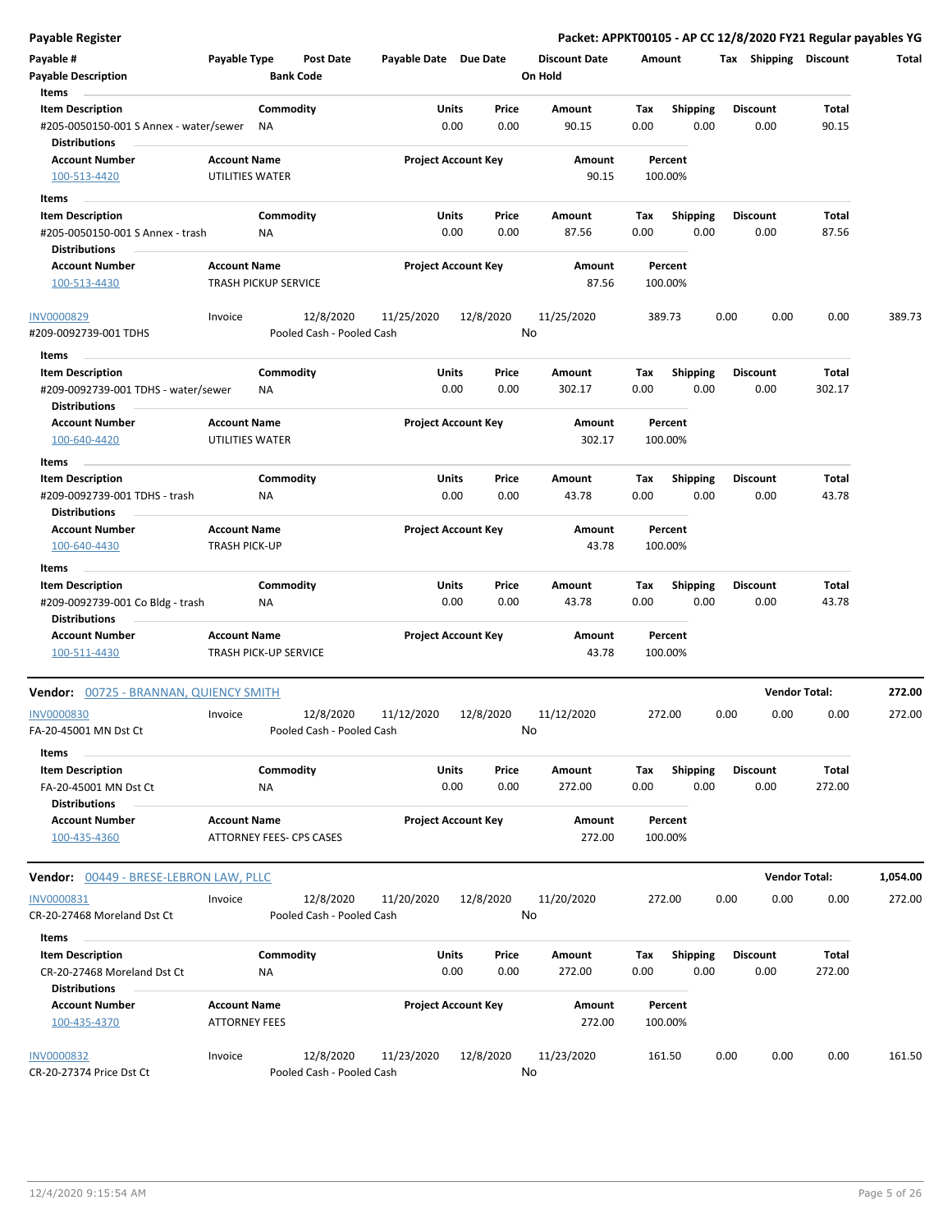| Payable # | Payable Type | Post Date | Payable Date | Due Date | Discount Date | Amount | Tax | Shipping | Discount | Total |
|---|---|---|---|---|---|---|---|---|---|---|
| Payable Description | | Bank Code | | | On Hold | | | | | |

**Items**

| Item Description | Commodity | Units | Price | Amount | Tax | Shipping | Discount | Total |
|---|---|---|---|---|---|---|---|---|
| #205-0050150-001 S Annex - water/sewer | NA | 0.00 | 0.00 | 90.15 | 0.00 | 0.00 | 0.00 | 90.15 |

**Distributions**

| Account Number | Account Name | Project Account Key | Amount | Percent |
|---|---|---|---|---|
| 100-513-4420 | UTILITIES WATER | | 90.15 | 100.00% |

**Items**

| Item Description | Commodity | Units | Price | Amount | Tax | Shipping | Discount | Total |
|---|---|---|---|---|---|---|---|---|
| #205-0050150-001 S Annex - trash | NA | 0.00 | 0.00 | 87.56 | 0.00 | 0.00 | 0.00 | 87.56 |

**Distributions**

| Account Number | Account Name | Project Account Key | Amount | Percent |
|---|---|---|---|---|
| 100-513-4430 | TRASH PICKUP SERVICE | | 87.56 | 100.00% |

| Payable # | Payable Type | Post Date | Payable Date | Due Date | Discount Date | Amount | Tax | Shipping | Discount | Total |
|---|---|---|---|---|---|---|---|---|---|---|
| INV0000829 | Invoice | 12/8/2020 | 11/25/2020 | 12/8/2020 | 11/25/2020 | 389.73 | 0.00 | 0.00 | 0.00 | 389.73 |
| #209-0092739-001 TDHS | | Pooled Cash - Pooled Cash | | | No | | | | | |

**Items**

| Item Description | Commodity | Units | Price | Amount | Tax | Shipping | Discount | Total |
|---|---|---|---|---|---|---|---|---|
| #209-0092739-001 TDHS - water/sewer | NA | 0.00 | 0.00 | 302.17 | 0.00 | 0.00 | 0.00 | 302.17 |

**Distributions**

| Account Number | Account Name | Project Account Key | Amount | Percent |
|---|---|---|---|---|
| 100-640-4420 | UTILITIES WATER | | 302.17 | 100.00% |

**Items**

| Item Description | Commodity | Units | Price | Amount | Tax | Shipping | Discount | Total |
|---|---|---|---|---|---|---|---|---|
| #209-0092739-001 TDHS - trash | NA | 0.00 | 0.00 | 43.78 | 0.00 | 0.00 | 0.00 | 43.78 |

**Distributions**

| Account Number | Account Name | Project Account Key | Amount | Percent |
|---|---|---|---|---|
| 100-640-4430 | TRASH PICK-UP | | 43.78 | 100.00% |

**Items**

| Item Description | Commodity | Units | Price | Amount | Tax | Shipping | Discount | Total |
|---|---|---|---|---|---|---|---|---|
| #209-0092739-001 Co Bldg - trash | NA | 0.00 | 0.00 | 43.78 | 0.00 | 0.00 | 0.00 | 43.78 |

**Distributions**

| Account Number | Account Name | Project Account Key | Amount | Percent |
|---|---|---|---|---|
| 100-511-4430 | TRASH PICK-UP SERVICE | | 43.78 | 100.00% |

**Vendor: 00725 - BRANNAN, QUIENCY SMITH** — **Vendor Total: 272.00**

| Payable # | Payable Type | Post Date | Payable Date | Due Date | Discount Date | Amount | Tax | Shipping | Discount | Total |
|---|---|---|---|---|---|---|---|---|---|---|
| INV0000830 | Invoice | 12/8/2020 | 11/12/2020 | 12/8/2020 | 11/12/2020 | 272.00 | 0.00 | 0.00 | 0.00 | 272.00 |
| FA-20-45001 MN Dst Ct | | Pooled Cash - Pooled Cash | | | No | | | | | |

**Items**

| Item Description | Commodity | Units | Price | Amount | Tax | Shipping | Discount | Total |
|---|---|---|---|---|---|---|---|---|
| FA-20-45001 MN Dst Ct | NA | 0.00 | 0.00 | 272.00 | 0.00 | 0.00 | 0.00 | 272.00 |

**Distributions**

| Account Number | Account Name | Project Account Key | Amount | Percent |
|---|---|---|---|---|
| 100-435-4360 | ATTORNEY FEES- CPS CASES | | 272.00 | 100.00% |

**Vendor: 00449 - BRESE-LEBRON LAW, PLLC** — **Vendor Total: 1,054.00**

| Payable # | Payable Type | Post Date | Payable Date | Due Date | Discount Date | Amount | Tax | Shipping | Discount | Total |
|---|---|---|---|---|---|---|---|---|---|---|
| INV0000831 | Invoice | 12/8/2020 | 11/20/2020 | 12/8/2020 | 11/20/2020 | 272.00 | 0.00 | 0.00 | 0.00 | 272.00 |
| CR-20-27468 Moreland Dst Ct | | Pooled Cash - Pooled Cash | | | No | | | | | |

**Items**

| Item Description | Commodity | Units | Price | Amount | Tax | Shipping | Discount | Total |
|---|---|---|---|---|---|---|---|---|
| CR-20-27468 Moreland Dst Ct | NA | 0.00 | 0.00 | 272.00 | 0.00 | 0.00 | 0.00 | 272.00 |

**Distributions**

| Account Number | Account Name | Project Account Key | Amount | Percent |
|---|---|---|---|---|
| 100-435-4370 | ATTORNEY FEES | | 272.00 | 100.00% |

| Payable # | Payable Type | Post Date | Payable Date | Due Date | Discount Date | Amount | Tax | Shipping | Discount | Total |
|---|---|---|---|---|---|---|---|---|---|---|
| INV0000832 | Invoice | 12/8/2020 | 11/23/2020 | 12/8/2020 | 11/23/2020 | 161.50 | 0.00 | 0.00 | 0.00 | 161.50 |
| CR-20-27374 Price Dst Ct | | Pooled Cash - Pooled Cash | | | No | | | | | |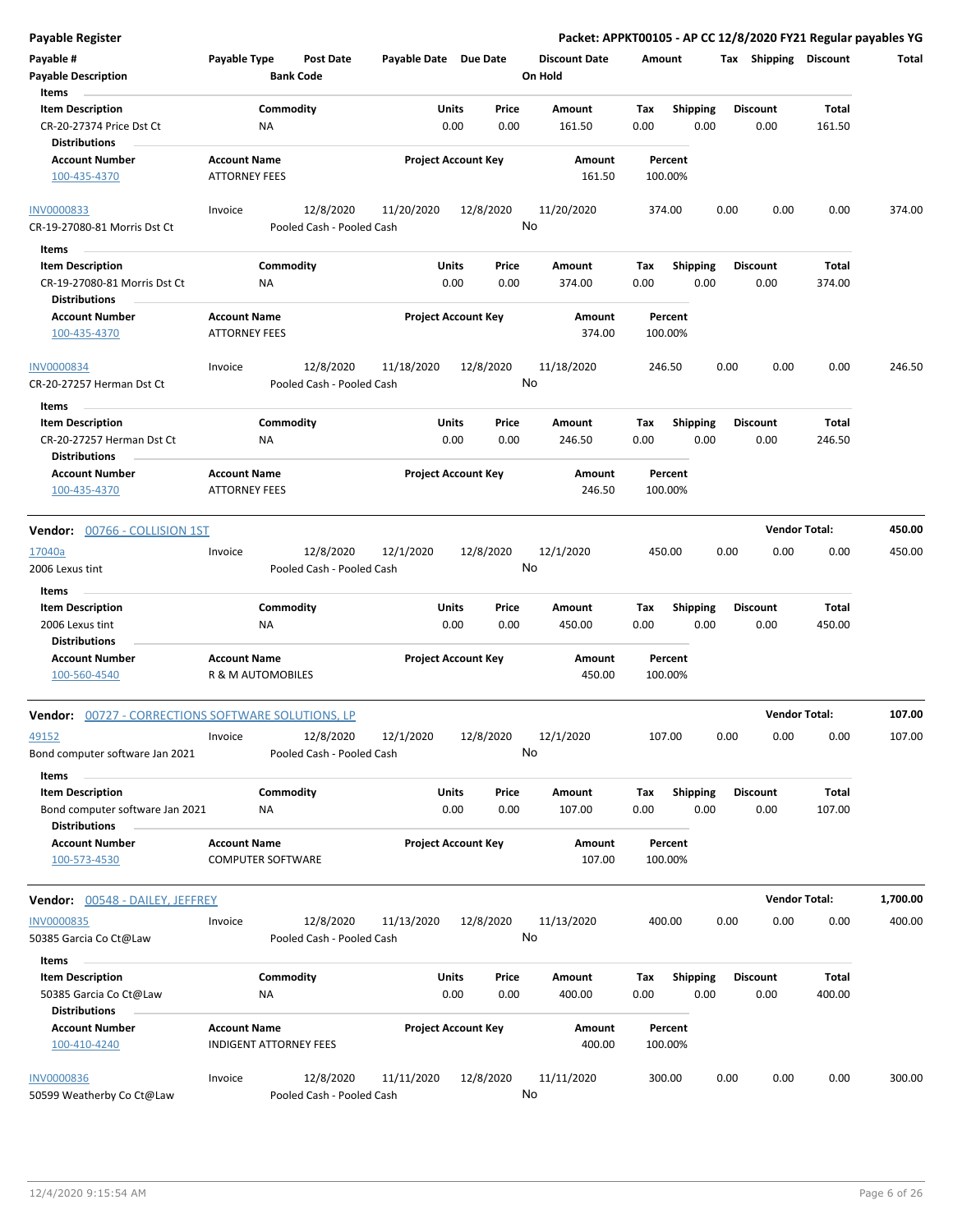## Payable Register

**Packet: APPKT00105 - AP CC 12/8/2020 FY21 Regular payables YG**

| Payable # | Payable Type | Post Date | Payable Date | Due Date | Discount Date | Amount | Tax | Shipping | Discount | Total |
|---|---|---|---|---|---|---|---|---|---|---|
| Payable Description | | Bank Code | | | On Hold | | | | | |

**Items**

| Item Description | Commodity | Units | Price | Amount | Tax | Shipping | Discount | Total |
|---|---|---|---|---|---|---|---|---|
| CR-20-27374 Price Dst Ct | NA | 0.00 | 0.00 | 161.50 | 0.00 | 0.00 | 0.00 | 161.50 |

**Distributions**

| Account Number | Account Name | Project Account Key | Amount | Percent |
|---|---|---|---|---|
| 100-435-4370 | ATTORNEY FEES | | 161.50 | 100.00% |

| Payable # | Payable Type | Post Date | Payable Date | Due Date | Discount Date | Amount | Tax | Shipping | Discount | Total |
|---|---|---|---|---|---|---|---|---|---|---|
| INV0000833 | Invoice | 12/8/2020 | 11/20/2020 | 12/8/2020 | 11/20/2020 | 374.00 | 0.00 | 0.00 | 0.00 | 374.00 |
| CR-19-27080-81 Morris Dst Ct | | Pooled Cash - Pooled Cash | | | No | | | | | |

**Items**

| Item Description | Commodity | Units | Price | Amount | Tax | Shipping | Discount | Total |
|---|---|---|---|---|---|---|---|---|
| CR-19-27080-81 Morris Dst Ct | NA | 0.00 | 0.00 | 374.00 | 0.00 | 0.00 | 0.00 | 374.00 |

**Distributions**

| Account Number | Account Name | Project Account Key | Amount | Percent |
|---|---|---|---|---|
| 100-435-4370 | ATTORNEY FEES | | 374.00 | 100.00% |

| Payable # | Payable Type | Post Date | Payable Date | Due Date | Discount Date | Amount | Tax | Shipping | Discount | Total |
|---|---|---|---|---|---|---|---|---|---|---|
| INV0000834 | Invoice | 12/8/2020 | 11/18/2020 | 12/8/2020 | 11/18/2020 | 246.50 | 0.00 | 0.00 | 0.00 | 246.50 |
| CR-20-27257 Herman Dst Ct | | Pooled Cash - Pooled Cash | | | No | | | | | |

**Items**

| Item Description | Commodity | Units | Price | Amount | Tax | Shipping | Discount | Total |
|---|---|---|---|---|---|---|---|---|
| CR-20-27257 Herman Dst Ct | NA | 0.00 | 0.00 | 246.50 | 0.00 | 0.00 | 0.00 | 246.50 |

**Distributions**

| Account Number | Account Name | Project Account Key | Amount | Percent |
|---|---|---|---|---|
| 100-435-4370 | ATTORNEY FEES | | 246.50 | 100.00% |

**Vendor: 00766 - COLLISION 1ST** — **Vendor Total: 450.00**

| Payable # | Payable Type | Post Date | Payable Date | Due Date | Discount Date | Amount | Tax | Shipping | Discount | Total |
|---|---|---|---|---|---|---|---|---|---|---|
| 17040a | Invoice | 12/8/2020 | 12/1/2020 | 12/8/2020 | 12/1/2020 | 450.00 | 0.00 | 0.00 | 0.00 | 450.00 |
| 2006 Lexus tint | | Pooled Cash - Pooled Cash | | | No | | | | | |

**Items**

| Item Description | Commodity | Units | Price | Amount | Tax | Shipping | Discount | Total |
|---|---|---|---|---|---|---|---|---|
| 2006 Lexus tint | NA | 0.00 | 0.00 | 450.00 | 0.00 | 0.00 | 0.00 | 450.00 |

**Distributions**

| Account Number | Account Name | Project Account Key | Amount | Percent |
|---|---|---|---|---|
| 100-560-4540 | R & M AUTOMOBILES | | 450.00 | 100.00% |

**Vendor: 00727 - CORRECTIONS SOFTWARE SOLUTIONS, LP** — **Vendor Total: 107.00**

| Payable # | Payable Type | Post Date | Payable Date | Due Date | Discount Date | Amount | Tax | Shipping | Discount | Total |
|---|---|---|---|---|---|---|---|---|---|---|
| 49152 | Invoice | 12/8/2020 | 12/1/2020 | 12/8/2020 | 12/1/2020 | 107.00 | 0.00 | 0.00 | 0.00 | 107.00 |
| Bond computer software Jan 2021 | | Pooled Cash - Pooled Cash | | | No | | | | | |

**Items**

| Item Description | Commodity | Units | Price | Amount | Tax | Shipping | Discount | Total |
|---|---|---|---|---|---|---|---|---|
| Bond computer software Jan 2021 | NA | 0.00 | 0.00 | 107.00 | 0.00 | 0.00 | 0.00 | 107.00 |

**Distributions**

| Account Number | Account Name | Project Account Key | Amount | Percent |
|---|---|---|---|---|
| 100-573-4530 | COMPUTER SOFTWARE | | 107.00 | 100.00% |

**Vendor: 00548 - DAILEY, JEFFREY** — **Vendor Total: 1,700.00**

| Payable # | Payable Type | Post Date | Payable Date | Due Date | Discount Date | Amount | Tax | Shipping | Discount | Total |
|---|---|---|---|---|---|---|---|---|---|---|
| INV0000835 | Invoice | 12/8/2020 | 11/13/2020 | 12/8/2020 | 11/13/2020 | 400.00 | 0.00 | 0.00 | 0.00 | 400.00 |
| 50385 Garcia Co Ct@Law | | Pooled Cash - Pooled Cash | | | No | | | | | |

**Items**

| Item Description | Commodity | Units | Price | Amount | Tax | Shipping | Discount | Total |
|---|---|---|---|---|---|---|---|---|
| 50385 Garcia Co Ct@Law | NA | 0.00 | 0.00 | 400.00 | 0.00 | 0.00 | 0.00 | 400.00 |

**Distributions**

| Account Number | Account Name | Project Account Key | Amount | Percent |
|---|---|---|---|---|
| 100-410-4240 | INDIGENT ATTORNEY FEES | | 400.00 | 100.00% |

| Payable # | Payable Type | Post Date | Payable Date | Due Date | Discount Date | Amount | Tax | Shipping | Discount | Total |
|---|---|---|---|---|---|---|---|---|---|---|
| INV0000836 | Invoice | 12/8/2020 | 11/11/2020 | 12/8/2020 | 11/11/2020 | 300.00 | 0.00 | 0.00 | 0.00 | 300.00 |
| 50599 Weatherby Co Ct@Law | | Pooled Cash - Pooled Cash | | | No | | | | | |

12/4/2020 9:15:54 AM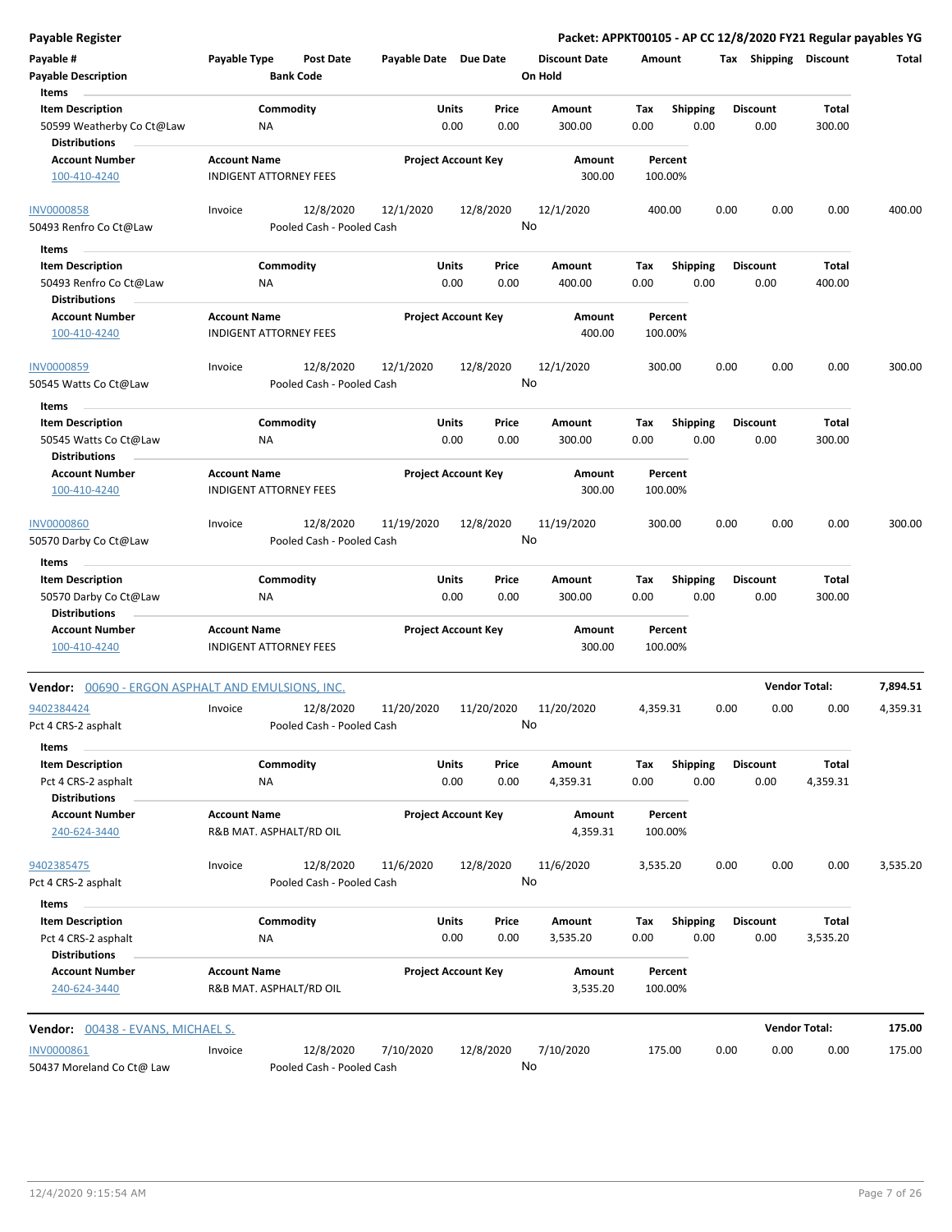**Payable Register**

**Packet: APPKT00105 - AP CC 12/8/2020 FY21 Regular payables YG**

| Payable # | Payable Type | Post Date | Payable Date | Due Date | Discount Date | Amount | Tax | Shipping | Discount | Total |
|---|---|---|---|---|---|---|---|---|---|---|
| Payable Description | | Bank Code | | | On Hold | | | | | |

**Items**

| Item Description | Commodity | Units | Price | Amount | Tax | Shipping | Discount | Total |
|---|---|---|---|---|---|---|---|---|
| 50599 Weatherby Co Ct@Law | NA | 0.00 | 0.00 | 300.00 | 0.00 | 0.00 | 0.00 | 300.00 |

**Distributions**

| Account Number | Account Name | Project Account Key | Amount | Percent |
|---|---|---|---|---|
| 100-410-4240 | INDIGENT ATTORNEY FEES | | 300.00 | 100.00% |

| Payable # | Payable Type | Post Date | Payable Date | Due Date | Discount Date | Amount | Tax | Shipping | Discount | Total |
|---|---|---|---|---|---|---|---|---|---|---|
| INV0000858 | Invoice | 12/8/2020 | 12/1/2020 | 12/8/2020 | 12/1/2020 | 400.00 | 0.00 | 0.00 | 0.00 | 400.00 |
| 50493 Renfro Co Ct@Law | | Pooled Cash - Pooled Cash | | | No | | | | | |

**Items**

| Item Description | Commodity | Units | Price | Amount | Tax | Shipping | Discount | Total |
|---|---|---|---|---|---|---|---|---|
| 50493 Renfro Co Ct@Law | NA | 0.00 | 0.00 | 400.00 | 0.00 | 0.00 | 0.00 | 400.00 |

**Distributions**

| Account Number | Account Name | Project Account Key | Amount | Percent |
|---|---|---|---|---|
| 100-410-4240 | INDIGENT ATTORNEY FEES | | 400.00 | 100.00% |

| Payable # | Payable Type | Post Date | Payable Date | Due Date | Discount Date | Amount | Tax | Shipping | Discount | Total |
|---|---|---|---|---|---|---|---|---|---|---|
| INV0000859 | Invoice | 12/8/2020 | 12/1/2020 | 12/8/2020 | 12/1/2020 | 300.00 | 0.00 | 0.00 | 0.00 | 300.00 |
| 50545 Watts Co Ct@Law | | Pooled Cash - Pooled Cash | | | No | | | | | |

**Items**

| Item Description | Commodity | Units | Price | Amount | Tax | Shipping | Discount | Total |
|---|---|---|---|---|---|---|---|---|
| 50545 Watts Co Ct@Law | NA | 0.00 | 0.00 | 300.00 | 0.00 | 0.00 | 0.00 | 300.00 |

**Distributions**

| Account Number | Account Name | Project Account Key | Amount | Percent |
|---|---|---|---|---|
| 100-410-4240 | INDIGENT ATTORNEY FEES | | 300.00 | 100.00% |

| Payable # | Payable Type | Post Date | Payable Date | Due Date | Discount Date | Amount | Tax | Shipping | Discount | Total |
|---|---|---|---|---|---|---|---|---|---|---|
| INV0000860 | Invoice | 12/8/2020 | 11/19/2020 | 12/8/2020 | 11/19/2020 | 300.00 | 0.00 | 0.00 | 0.00 | 300.00 |
| 50570 Darby Co Ct@Law | | Pooled Cash - Pooled Cash | | | No | | | | | |

**Items**

| Item Description | Commodity | Units | Price | Amount | Tax | Shipping | Discount | Total |
|---|---|---|---|---|---|---|---|---|
| 50570 Darby Co Ct@Law | NA | 0.00 | 0.00 | 300.00 | 0.00 | 0.00 | 0.00 | 300.00 |

**Distributions**

| Account Number | Account Name | Project Account Key | Amount | Percent |
|---|---|---|---|---|
| 100-410-4240 | INDIGENT ATTORNEY FEES | | 300.00 | 100.00% |

**Vendor:** 00690 - ERGON ASPHALT AND EMULSIONS, INC. — **Vendor Total:** **7,894.51**

| Payable # | Payable Type | Post Date | Payable Date | Due Date | Discount Date | Amount | Tax | Shipping | Discount | Total |
|---|---|---|---|---|---|---|---|---|---|---|
| 9402384424 | Invoice | 12/8/2020 | 11/20/2020 | 11/20/2020 | 11/20/2020 | 4,359.31 | 0.00 | 0.00 | 0.00 | 4,359.31 |
| Pct 4 CRS-2 asphalt | | Pooled Cash - Pooled Cash | | | No | | | | | |

**Items**

| Item Description | Commodity | Units | Price | Amount | Tax | Shipping | Discount | Total |
|---|---|---|---|---|---|---|---|---|
| Pct 4 CRS-2 asphalt | NA | 0.00 | 0.00 | 4,359.31 | 0.00 | 0.00 | 0.00 | 4,359.31 |

**Distributions**

| Account Number | Account Name | Project Account Key | Amount | Percent |
|---|---|---|---|---|
| 240-624-3440 | R&B MAT. ASPHALT/RD OIL | | 4,359.31 | 100.00% |

| Payable # | Payable Type | Post Date | Payable Date | Due Date | Discount Date | Amount | Tax | Shipping | Discount | Total |
|---|---|---|---|---|---|---|---|---|---|---|
| 9402385475 | Invoice | 12/8/2020 | 11/6/2020 | 12/8/2020 | 11/6/2020 | 3,535.20 | 0.00 | 0.00 | 0.00 | 3,535.20 |
| Pct 4 CRS-2 asphalt | | Pooled Cash - Pooled Cash | | | No | | | | | |

**Items**

| Item Description | Commodity | Units | Price | Amount | Tax | Shipping | Discount | Total |
|---|---|---|---|---|---|---|---|---|
| Pct 4 CRS-2 asphalt | NA | 0.00 | 0.00 | 3,535.20 | 0.00 | 0.00 | 0.00 | 3,535.20 |

**Distributions**

| Account Number | Account Name | Project Account Key | Amount | Percent |
|---|---|---|---|---|
| 240-624-3440 | R&B MAT. ASPHALT/RD OIL | | 3,535.20 | 100.00% |

**Vendor:** 00438 - EVANS, MICHAEL S. — **Vendor Total:** **175.00**

| Payable # | Payable Type | Post Date | Payable Date | Due Date | Discount Date | Amount | Tax | Shipping | Discount | Total |
|---|---|---|---|---|---|---|---|---|---|---|
| INV0000861 | Invoice | 12/8/2020 | 7/10/2020 | 12/8/2020 | 7/10/2020 | 175.00 | 0.00 | 0.00 | 0.00 | 175.00 |
| 50437 Moreland Co Ct@ Law | | Pooled Cash - Pooled Cash | | | No | | | | | |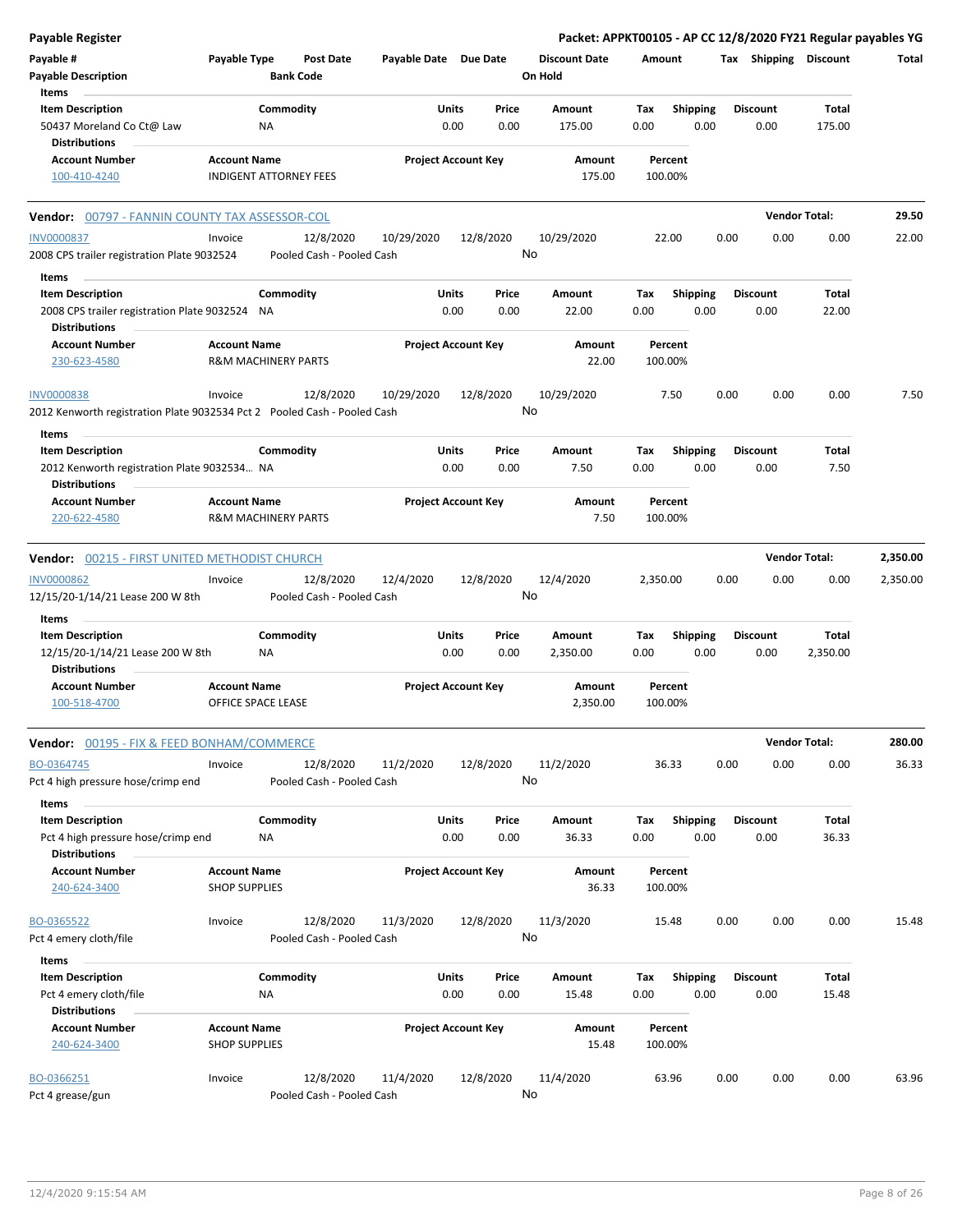Payable Register — Packet: APPKT00105 - AP CC 12/8/2020 FY21 Regular payables YG

| Payable # | Payable Type | Post Date | Payable Date | Due Date | Discount Date | Amount | Tax | Shipping | Discount | Total |
|---|---|---|---|---|---|---|---|---|---|---|
| Payable Description | | Bank Code | | | On Hold | | | | | |

**Items**

| Item Description | Commodity | Units | Price | Amount | Tax | Shipping | Discount | Total |
|---|---|---|---|---|---|---|---|---|
| 50437 Moreland Co Ct@ Law | NA | 0.00 | 0.00 | 175.00 | 0.00 | 0.00 | 0.00 | 175.00 |

**Distributions**

| Account Number | Account Name | Project Account Key | Amount | Percent |
|---|---|---|---|---|
| 100-410-4240 | INDIGENT ATTORNEY FEES | | 175.00 | 100.00% |

## Vendor: 00797 - FANNIN COUNTY TAX ASSESSOR-COL — Vendor Total: 29.50

| Payable # | Payable Type | Post Date | Payable Date | Due Date | Discount Date | Amount | Tax | Shipping | Discount | Total |
|---|---|---|---|---|---|---|---|---|---|---|
| INV0000837 | Invoice | 12/8/2020 | 10/29/2020 | 12/8/2020 | 10/29/2020 | 22.00 | 0.00 | 0.00 | 0.00 | 22.00 |

2008 CPS trailer registration Plate 9032524 — Pooled Cash - Pooled Cash — On Hold: No

**Items**

| Item Description | Commodity | Units | Price | Amount | Tax | Shipping | Discount | Total |
|---|---|---|---|---|---|---|---|---|
| 2008 CPS trailer registration Plate 9032524 | NA | 0.00 | 0.00 | 22.00 | 0.00 | 0.00 | 0.00 | 22.00 |

**Distributions**

| Account Number | Account Name | Project Account Key | Amount | Percent |
|---|---|---|---|---|
| 230-623-4580 | R&M MACHINERY PARTS | | 22.00 | 100.00% |

| Payable # | Payable Type | Post Date | Payable Date | Due Date | Discount Date | Amount | Tax | Shipping | Discount | Total |
|---|---|---|---|---|---|---|---|---|---|---|
| INV0000838 | Invoice | 12/8/2020 | 10/29/2020 | 12/8/2020 | 10/29/2020 | 7.50 | 0.00 | 0.00 | 0.00 | 7.50 |

2012 Kenworth registration Plate 9032534 Pct 2 — Pooled Cash - Pooled Cash — On Hold: No

**Items**

| Item Description | Commodity | Units | Price | Amount | Tax | Shipping | Discount | Total |
|---|---|---|---|---|---|---|---|---|
| 2012 Kenworth registration Plate 9032534... | NA | 0.00 | 0.00 | 7.50 | 0.00 | 0.00 | 0.00 | 7.50 |

**Distributions**

| Account Number | Account Name | Project Account Key | Amount | Percent |
|---|---|---|---|---|
| 220-622-4580 | R&M MACHINERY PARTS | | 7.50 | 100.00% |

## Vendor: 00215 - FIRST UNITED METHODIST CHURCH — Vendor Total: 2,350.00

| Payable # | Payable Type | Post Date | Payable Date | Due Date | Discount Date | Amount | Tax | Shipping | Discount | Total |
|---|---|---|---|---|---|---|---|---|---|---|
| INV0000862 | Invoice | 12/8/2020 | 12/4/2020 | 12/8/2020 | 12/4/2020 | 2,350.00 | 0.00 | 0.00 | 0.00 | 2,350.00 |

12/15/20-1/14/21 Lease 200 W 8th — Pooled Cash - Pooled Cash — On Hold: No

**Items**

| Item Description | Commodity | Units | Price | Amount | Tax | Shipping | Discount | Total |
|---|---|---|---|---|---|---|---|---|
| 12/15/20-1/14/21 Lease 200 W 8th | NA | 0.00 | 0.00 | 2,350.00 | 0.00 | 0.00 | 0.00 | 2,350.00 |

**Distributions**

| Account Number | Account Name | Project Account Key | Amount | Percent |
|---|---|---|---|---|
| 100-518-4700 | OFFICE SPACE LEASE | | 2,350.00 | 100.00% |

## Vendor: 00195 - FIX & FEED BONHAM/COMMERCE — Vendor Total: 280.00

| Payable # | Payable Type | Post Date | Payable Date | Due Date | Discount Date | Amount | Tax | Shipping | Discount | Total |
|---|---|---|---|---|---|---|---|---|---|---|
| BO-0364745 | Invoice | 12/8/2020 | 11/2/2020 | 12/8/2020 | 11/2/2020 | 36.33 | 0.00 | 0.00 | 0.00 | 36.33 |

Pct 4 high pressure hose/crimp end — Pooled Cash - Pooled Cash — On Hold: No

**Items**

| Item Description | Commodity | Units | Price | Amount | Tax | Shipping | Discount | Total |
|---|---|---|---|---|---|---|---|---|
| Pct 4 high pressure hose/crimp end | NA | 0.00 | 0.00 | 36.33 | 0.00 | 0.00 | 0.00 | 36.33 |

**Distributions**

| Account Number | Account Name | Project Account Key | Amount | Percent |
|---|---|---|---|---|
| 240-624-3400 | SHOP SUPPLIES | | 36.33 | 100.00% |

| Payable # | Payable Type | Post Date | Payable Date | Due Date | Discount Date | Amount | Tax | Shipping | Discount | Total |
|---|---|---|---|---|---|---|---|---|---|---|
| BO-0365522 | Invoice | 12/8/2020 | 11/3/2020 | 12/8/2020 | 11/3/2020 | 15.48 | 0.00 | 0.00 | 0.00 | 15.48 |

Pct 4 emery cloth/file — Pooled Cash - Pooled Cash — On Hold: No

**Items**

| Item Description | Commodity | Units | Price | Amount | Tax | Shipping | Discount | Total |
|---|---|---|---|---|---|---|---|---|
| Pct 4 emery cloth/file | NA | 0.00 | 0.00 | 15.48 | 0.00 | 0.00 | 0.00 | 15.48 |

**Distributions**

| Account Number | Account Name | Project Account Key | Amount | Percent |
|---|---|---|---|---|
| 240-624-3400 | SHOP SUPPLIES | | 15.48 | 100.00% |

| Payable # | Payable Type | Post Date | Payable Date | Due Date | Discount Date | Amount | Tax | Shipping | Discount | Total |
|---|---|---|---|---|---|---|---|---|---|---|
| BO-0366251 | Invoice | 12/8/2020 | 11/4/2020 | 12/8/2020 | 11/4/2020 | 63.96 | 0.00 | 0.00 | 0.00 | 63.96 |

Pct 4 grease/gun — Pooled Cash - Pooled Cash — On Hold: No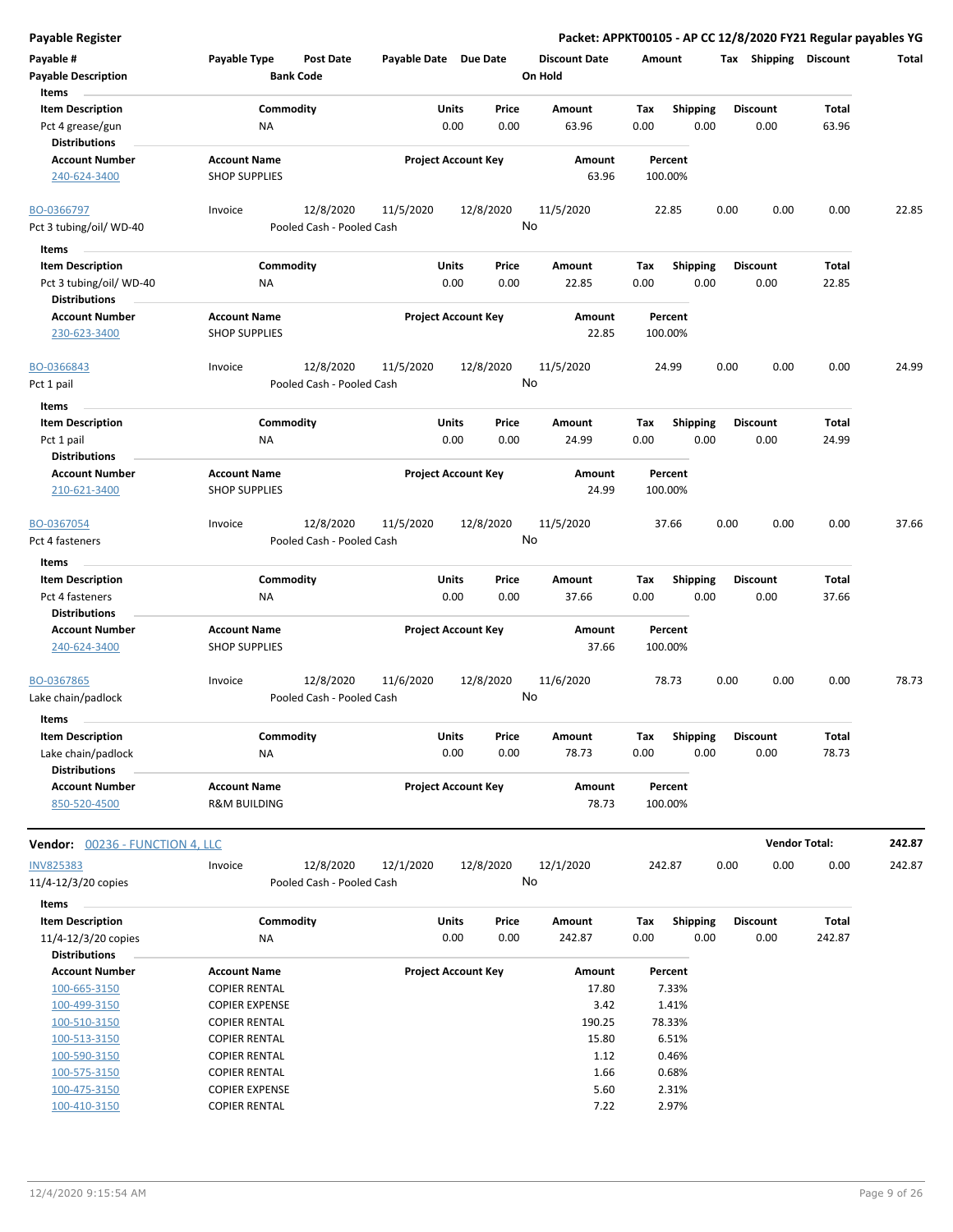**Payable Register** — **Packet: APPKT00105 - AP CC 12/8/2020 FY21 Regular payables YG**

| Payable # / Payable Description | Payable Type | Post Date / Bank Code | Payable Date | Due Date | Discount Date / On Hold | Amount | Tax | Shipping | Discount | Total |
|---|---|---|---|---|---|---|---|---|---|---|

**Items**

| Item Description | Commodity | Units | Price | Amount | Tax | Shipping | Discount | Total |
|---|---|---|---|---|---|---|---|---|
| Pct 4 grease/gun | NA | 0.00 | 0.00 | 63.96 | 0.00 | 0.00 | 0.00 | 63.96 |

**Distributions**

| Account Number | Account Name | Project Account Key | Amount | Percent |
|---|---|---|---|---|
| 240-624-3400 | SHOP SUPPLIES | | 63.96 | 100.00% |

---

| Payable # | Payable Type | Post Date | Payable Date | Due Date | Discount Date | Amount | Tax | Shipping | Discount | Total |
|---|---|---|---|---|---|---|---|---|---|---|
| BO-0366797 | Invoice | 12/8/2020 | 11/5/2020 | 12/8/2020 | 11/5/2020 | 22.85 | 0.00 | 0.00 | 0.00 | 22.85 |

Pct 3 tubing/oil/ WD-40 — Pooled Cash - Pooled Cash — On Hold: No

**Items**

| Item Description | Commodity | Units | Price | Amount | Tax | Shipping | Discount | Total |
|---|---|---|---|---|---|---|---|---|
| Pct 3 tubing/oil/ WD-40 | NA | 0.00 | 0.00 | 22.85 | 0.00 | 0.00 | 0.00 | 22.85 |

**Distributions**

| Account Number | Account Name | Project Account Key | Amount | Percent |
|---|---|---|---|---|
| 230-623-3400 | SHOP SUPPLIES | | 22.85 | 100.00% |

---

| Payable # | Payable Type | Post Date | Payable Date | Due Date | Discount Date | Amount | Tax | Shipping | Discount | Total |
|---|---|---|---|---|---|---|---|---|---|---|
| BO-0366843 | Invoice | 12/8/2020 | 11/5/2020 | 12/8/2020 | 11/5/2020 | 24.99 | 0.00 | 0.00 | 0.00 | 24.99 |

Pct 1 pail — Pooled Cash - Pooled Cash — On Hold: No

**Items**

| Item Description | Commodity | Units | Price | Amount | Tax | Shipping | Discount | Total |
|---|---|---|---|---|---|---|---|---|
| Pct 1 pail | NA | 0.00 | 0.00 | 24.99 | 0.00 | 0.00 | 0.00 | 24.99 |

**Distributions**

| Account Number | Account Name | Project Account Key | Amount | Percent |
|---|---|---|---|---|
| 210-621-3400 | SHOP SUPPLIES | | 24.99 | 100.00% |

---

| Payable # | Payable Type | Post Date | Payable Date | Due Date | Discount Date | Amount | Tax | Shipping | Discount | Total |
|---|---|---|---|---|---|---|---|---|---|---|
| BO-0367054 | Invoice | 12/8/2020 | 11/5/2020 | 12/8/2020 | 11/5/2020 | 37.66 | 0.00 | 0.00 | 0.00 | 37.66 |

Pct 4 fasteners — Pooled Cash - Pooled Cash — On Hold: No

**Items**

| Item Description | Commodity | Units | Price | Amount | Tax | Shipping | Discount | Total |
|---|---|---|---|---|---|---|---|---|
| Pct 4 fasteners | NA | 0.00 | 0.00 | 37.66 | 0.00 | 0.00 | 0.00 | 37.66 |

**Distributions**

| Account Number | Account Name | Project Account Key | Amount | Percent |
|---|---|---|---|---|
| 240-624-3400 | SHOP SUPPLIES | | 37.66 | 100.00% |

---

| Payable # | Payable Type | Post Date | Payable Date | Due Date | Discount Date | Amount | Tax | Shipping | Discount | Total |
|---|---|---|---|---|---|---|---|---|---|---|
| BO-0367865 | Invoice | 12/8/2020 | 11/6/2020 | 12/8/2020 | 11/6/2020 | 78.73 | 0.00 | 0.00 | 0.00 | 78.73 |

Lake chain/padlock — Pooled Cash - Pooled Cash — On Hold: No

**Items**

| Item Description | Commodity | Units | Price | Amount | Tax | Shipping | Discount | Total |
|---|---|---|---|---|---|---|---|---|
| Lake chain/padlock | NA | 0.00 | 0.00 | 78.73 | 0.00 | 0.00 | 0.00 | 78.73 |

**Distributions**

| Account Number | Account Name | Project Account Key | Amount | Percent |
|---|---|---|---|---|
| 850-520-4500 | R&M BUILDING | | 78.73 | 100.00% |

---

**Vendor:** 00236 - FUNCTION 4, LLC — **Vendor Total: 242.87**

| Payable # | Payable Type | Post Date | Payable Date | Due Date | Discount Date | Amount | Tax | Shipping | Discount | Total |
|---|---|---|---|---|---|---|---|---|---|---|
| INV825383 | Invoice | 12/8/2020 | 12/1/2020 | 12/8/2020 | 12/1/2020 | 242.87 | 0.00 | 0.00 | 0.00 | 242.87 |

11/4-12/3/20 copies — Pooled Cash - Pooled Cash — On Hold: No

**Items**

| Item Description | Commodity | Units | Price | Amount | Tax | Shipping | Discount | Total |
|---|---|---|---|---|---|---|---|---|
| 11/4-12/3/20 copies | NA | 0.00 | 0.00 | 242.87 | 0.00 | 0.00 | 0.00 | 242.87 |

**Distributions**

| Account Number | Account Name | Project Account Key | Amount | Percent |
|---|---|---|---|---|
| 100-665-3150 | COPIER RENTAL | | 17.80 | 7.33% |
| 100-499-3150 | COPIER EXPENSE | | 3.42 | 1.41% |
| 100-510-3150 | COPIER RENTAL | | 190.25 | 78.33% |
| 100-513-3150 | COPIER RENTAL | | 15.80 | 6.51% |
| 100-590-3150 | COPIER RENTAL | | 1.12 | 0.46% |
| 100-575-3150 | COPIER RENTAL | | 1.66 | 0.68% |
| 100-475-3150 | COPIER EXPENSE | | 5.60 | 2.31% |
| 100-410-3150 | COPIER RENTAL | | 7.22 | 2.97% |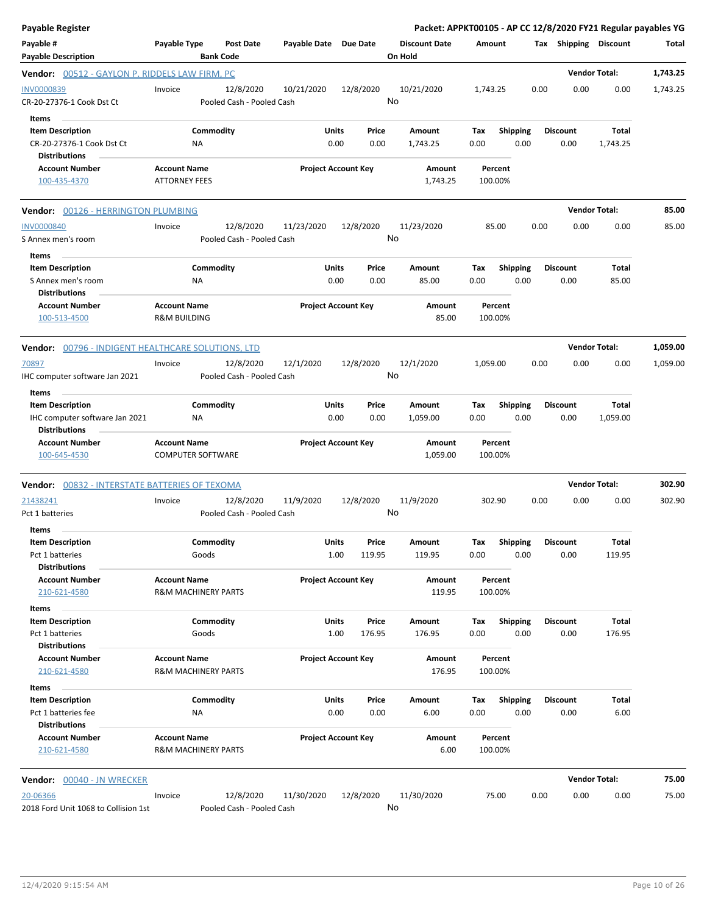**Payable Register** — Packet: APPKT00105 - AP CC 12/8/2020 FY21 Regular payables YG

| Payable # / Payable Description | Payable Type | Post Date / Bank Code | Payable Date | Due Date | Discount Date / On Hold | Amount | Tax | Shipping | Discount | Total |
|---|---|---|---|---|---|---|---|---|---|---|

**Vendor: 00512 - GAYLON P. RIDDELS LAW FIRM, PC** — Vendor Total: 1,743.25

| Payable # | Payable Type | Post Date | Payable Date | Due Date | Discount Date | Amount | Tax | Shipping | Discount | Total |
|---|---|---|---|---|---|---|---|---|---|---|
| INV0000839 | Invoice | 12/8/2020 | 10/21/2020 | 12/8/2020 | 10/21/2020 | 1,743.25 | 0.00 | 0.00 | 0.00 | 1,743.25 |
| CR-20-27376-1 Cook Dst Ct | | Pooled Cash - Pooled Cash | | | No | | | | | |

Items

| Item Description | Commodity | Units | Price | Amount | Tax | Shipping | Discount | Total |
|---|---|---|---|---|---|---|---|---|
| CR-20-27376-1 Cook Dst Ct | NA | 0.00 | 0.00 | 1,743.25 | 0.00 | 0.00 | 0.00 | 1,743.25 |

Distributions

| Account Number | Account Name | Project Account Key | Amount | Percent |
|---|---|---|---|---|
| 100-435-4370 | ATTORNEY FEES | | 1,743.25 | 100.00% |

**Vendor: 00126 - HERRINGTON PLUMBING** — Vendor Total: 85.00

| Payable # | Payable Type | Post Date | Payable Date | Due Date | Discount Date | Amount | Tax | Shipping | Discount | Total |
|---|---|---|---|---|---|---|---|---|---|---|
| INV0000840 | Invoice | 12/8/2020 | 11/23/2020 | 12/8/2020 | 11/23/2020 | 85.00 | 0.00 | 0.00 | 0.00 | 85.00 |
| S Annex men's room | | Pooled Cash - Pooled Cash | | | No | | | | | |

Items

| Item Description | Commodity | Units | Price | Amount | Tax | Shipping | Discount | Total |
|---|---|---|---|---|---|---|---|---|
| S Annex men's room | NA | 0.00 | 0.00 | 85.00 | 0.00 | 0.00 | 0.00 | 85.00 |

Distributions

| Account Number | Account Name | Project Account Key | Amount | Percent |
|---|---|---|---|---|
| 100-513-4500 | R&M BUILDING | | 85.00 | 100.00% |

**Vendor: 00796 - INDIGENT HEALTHCARE SOLUTIONS, LTD** — Vendor Total: 1,059.00

| Payable # | Payable Type | Post Date | Payable Date | Due Date | Discount Date | Amount | Tax | Shipping | Discount | Total |
|---|---|---|---|---|---|---|---|---|---|---|
| 70897 | Invoice | 12/8/2020 | 12/1/2020 | 12/8/2020 | 12/1/2020 | 1,059.00 | 0.00 | 0.00 | 0.00 | 1,059.00 |
| IHC computer software Jan 2021 | | Pooled Cash - Pooled Cash | | | No | | | | | |

Items

| Item Description | Commodity | Units | Price | Amount | Tax | Shipping | Discount | Total |
|---|---|---|---|---|---|---|---|---|
| IHC computer software Jan 2021 | NA | 0.00 | 0.00 | 1,059.00 | 0.00 | 0.00 | 0.00 | 1,059.00 |

Distributions

| Account Number | Account Name | Project Account Key | Amount | Percent |
|---|---|---|---|---|
| 100-645-4530 | COMPUTER SOFTWARE | | 1,059.00 | 100.00% |

**Vendor: 00832 - INTERSTATE BATTERIES OF TEXOMA** — Vendor Total: 302.90

| Payable # | Payable Type | Post Date | Payable Date | Due Date | Discount Date | Amount | Tax | Shipping | Discount | Total |
|---|---|---|---|---|---|---|---|---|---|---|
| 21438241 | Invoice | 12/8/2020 | 11/9/2020 | 12/8/2020 | 11/9/2020 | 302.90 | 0.00 | 0.00 | 0.00 | 302.90 |
| Pct 1 batteries | | Pooled Cash - Pooled Cash | | | No | | | | | |

Items

| Item Description | Commodity | Units | Price | Amount | Tax | Shipping | Discount | Total |
|---|---|---|---|---|---|---|---|---|
| Pct 1 batteries | Goods | 1.00 | 119.95 | 119.95 | 0.00 | 0.00 | 0.00 | 119.95 |

Distributions

| Account Number | Account Name | Project Account Key | Amount | Percent |
|---|---|---|---|---|
| 210-621-4580 | R&M MACHINERY PARTS | | 119.95 | 100.00% |

Items

| Item Description | Commodity | Units | Price | Amount | Tax | Shipping | Discount | Total |
|---|---|---|---|---|---|---|---|---|
| Pct 1 batteries | Goods | 1.00 | 176.95 | 176.95 | 0.00 | 0.00 | 0.00 | 176.95 |

Distributions

| Account Number | Account Name | Project Account Key | Amount | Percent |
|---|---|---|---|---|
| 210-621-4580 | R&M MACHINERY PARTS | | 176.95 | 100.00% |

Items

| Item Description | Commodity | Units | Price | Amount | Tax | Shipping | Discount | Total |
|---|---|---|---|---|---|---|---|---|
| Pct 1 batteries fee | NA | 0.00 | 0.00 | 6.00 | 0.00 | 0.00 | 0.00 | 6.00 |

Distributions

| Account Number | Account Name | Project Account Key | Amount | Percent |
|---|---|---|---|---|
| 210-621-4580 | R&M MACHINERY PARTS | | 6.00 | 100.00% |

**Vendor: 00040 - JN WRECKER** — Vendor Total: 75.00

| Payable # | Payable Type | Post Date | Payable Date | Due Date | Discount Date | Amount | Tax | Shipping | Discount | Total |
|---|---|---|---|---|---|---|---|---|---|---|
| 20-06366 | Invoice | 12/8/2020 | 11/30/2020 | 12/8/2020 | 11/30/2020 | 75.00 | 0.00 | 0.00 | 0.00 | 75.00 |
| 2018 Ford Unit 1068 to Collision 1st | | Pooled Cash - Pooled Cash | | | No | | | | | |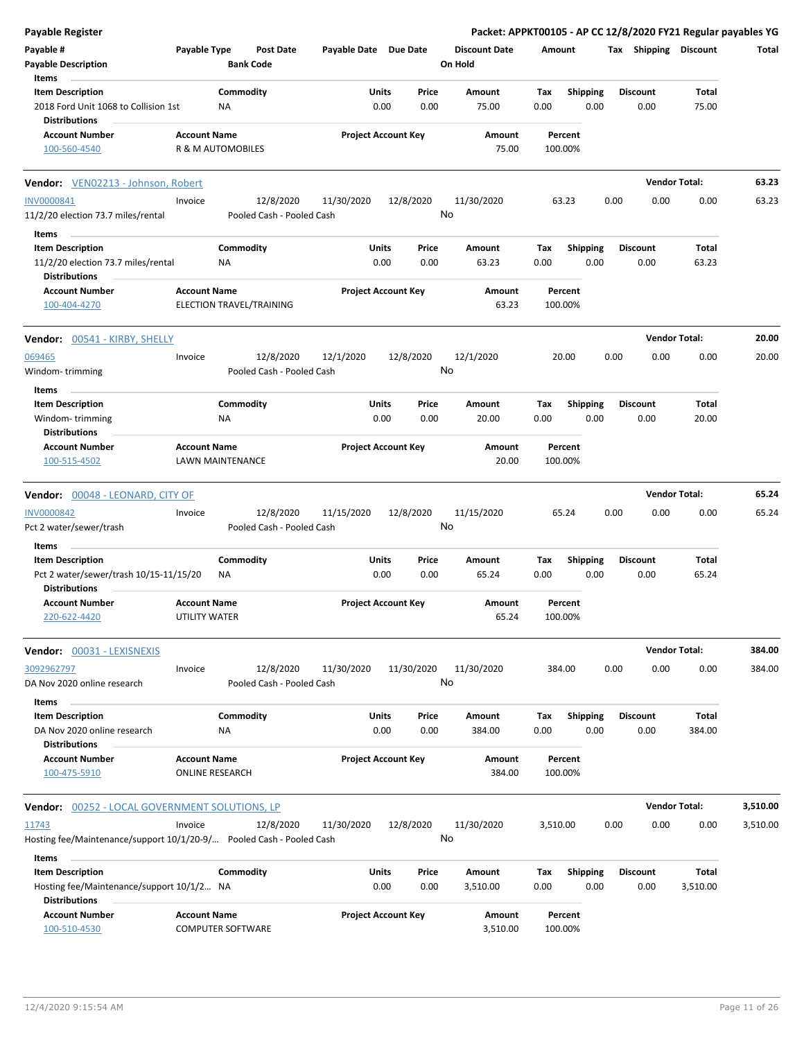**Payable Register** | **Packet: APPKT00105 - AP CC 12/8/2020 FY21 Regular payables YG**

| Payable # | Payable Type | Post Date | Payable Date | Due Date | Discount Date | Amount | Tax | Shipping | Discount | Total |
|---|---|---|---|---|---|---|---|---|---|---|
| Payable Description | | Bank Code | | | On Hold | | | | | |

**Items**

| Item Description | Commodity | Units | Price | Amount | Tax | Shipping | Discount | Total |
|---|---|---|---|---|---|---|---|---|
| 2018 Ford Unit 1068 to Collision 1st | NA | 0.00 | 0.00 | 75.00 | 0.00 | 0.00 | 0.00 | 75.00 |

**Distributions**

| Account Number | Account Name | Project Account Key | Amount | Percent |
|---|---|---|---|---|
| 100-560-4540 | R & M AUTOMOBILES | | 75.00 | 100.00% |

---

**Vendor:** VEN02213 - Johnson, Robert — **Vendor Total: 63.23**

| Payable # | Payable Type | Post Date | Payable Date | Due Date | Discount Date | Amount | Tax | Shipping | Discount | Total |
|---|---|---|---|---|---|---|---|---|---|---|
| INV0000841 | Invoice | 12/8/2020 | 11/30/2020 | 12/8/2020 | 11/30/2020 | 63.23 | 0.00 | 0.00 | 0.00 | 63.23 |
| 11/2/20 election 73.7 miles/rental | | Pooled Cash - Pooled Cash | | | No | | | | | |

**Items**

| Item Description | Commodity | Units | Price | Amount | Tax | Shipping | Discount | Total |
|---|---|---|---|---|---|---|---|---|
| 11/2/20 election 73.7 miles/rental | NA | 0.00 | 0.00 | 63.23 | 0.00 | 0.00 | 0.00 | 63.23 |

**Distributions**

| Account Number | Account Name | Project Account Key | Amount | Percent |
|---|---|---|---|---|
| 100-404-4270 | ELECTION TRAVEL/TRAINING | | 63.23 | 100.00% |

---

**Vendor:** 00541 - KIRBY, SHELLY — **Vendor Total: 20.00**

| Payable # | Payable Type | Post Date | Payable Date | Due Date | Discount Date | Amount | Tax | Shipping | Discount | Total |
|---|---|---|---|---|---|---|---|---|---|---|
| 069465 | Invoice | 12/8/2020 | 12/1/2020 | 12/8/2020 | 12/1/2020 | 20.00 | 0.00 | 0.00 | 0.00 | 20.00 |
| Windom- trimming | | Pooled Cash - Pooled Cash | | | No | | | | | |

**Items**

| Item Description | Commodity | Units | Price | Amount | Tax | Shipping | Discount | Total |
|---|---|---|---|---|---|---|---|---|
| Windom- trimming | NA | 0.00 | 0.00 | 20.00 | 0.00 | 0.00 | 0.00 | 20.00 |

**Distributions**

| Account Number | Account Name | Project Account Key | Amount | Percent |
|---|---|---|---|---|
| 100-515-4502 | LAWN MAINTENANCE | | 20.00 | 100.00% |

---

**Vendor:** 00048 - LEONARD, CITY OF — **Vendor Total: 65.24**

| Payable # | Payable Type | Post Date | Payable Date | Due Date | Discount Date | Amount | Tax | Shipping | Discount | Total |
|---|---|---|---|---|---|---|---|---|---|---|
| INV0000842 | Invoice | 12/8/2020 | 11/15/2020 | 12/8/2020 | 11/15/2020 | 65.24 | 0.00 | 0.00 | 0.00 | 65.24 |
| Pct 2 water/sewer/trash | | Pooled Cash - Pooled Cash | | | No | | | | | |

**Items**

| Item Description | Commodity | Units | Price | Amount | Tax | Shipping | Discount | Total |
|---|---|---|---|---|---|---|---|---|
| Pct 2 water/sewer/trash 10/15-11/15/20 | NA | 0.00 | 0.00 | 65.24 | 0.00 | 0.00 | 0.00 | 65.24 |

**Distributions**

| Account Number | Account Name | Project Account Key | Amount | Percent |
|---|---|---|---|---|
| 220-622-4420 | UTILITY WATER | | 65.24 | 100.00% |

---

**Vendor:** 00031 - LEXISNEXIS — **Vendor Total: 384.00**

| Payable # | Payable Type | Post Date | Payable Date | Due Date | Discount Date | Amount | Tax | Shipping | Discount | Total |
|---|---|---|---|---|---|---|---|---|---|---|
| 3092962797 | Invoice | 12/8/2020 | 11/30/2020 | 11/30/2020 | 11/30/2020 | 384.00 | 0.00 | 0.00 | 0.00 | 384.00 |
| DA Nov 2020 online research | | Pooled Cash - Pooled Cash | | | No | | | | | |

**Items**

| Item Description | Commodity | Units | Price | Amount | Tax | Shipping | Discount | Total |
|---|---|---|---|---|---|---|---|---|
| DA Nov 2020 online research | NA | 0.00 | 0.00 | 384.00 | 0.00 | 0.00 | 0.00 | 384.00 |

**Distributions**

| Account Number | Account Name | Project Account Key | Amount | Percent |
|---|---|---|---|---|
| 100-475-5910 | ONLINE RESEARCH | | 384.00 | 100.00% |

---

**Vendor:** 00252 - LOCAL GOVERNMENT SOLUTIONS, LP — **Vendor Total: 3,510.00**

| Payable # | Payable Type | Post Date | Payable Date | Due Date | Discount Date | Amount | Tax | Shipping | Discount | Total |
|---|---|---|---|---|---|---|---|---|---|---|
| 11743 | Invoice | 12/8/2020 | 11/30/2020 | 12/8/2020 | 11/30/2020 | 3,510.00 | 0.00 | 0.00 | 0.00 | 3,510.00 |
| Hosting fee/Maintenance/support 10/1/20-9/... | | Pooled Cash - Pooled Cash | | | No | | | | | |

**Items**

| Item Description | Commodity | Units | Price | Amount | Tax | Shipping | Discount | Total |
|---|---|---|---|---|---|---|---|---|
| Hosting fee/Maintenance/support 10/1/2... | NA | 0.00 | 0.00 | 3,510.00 | 0.00 | 0.00 | 0.00 | 3,510.00 |

**Distributions**

| Account Number | Account Name | Project Account Key | Amount | Percent |
|---|---|---|---|---|
| 100-510-4530 | COMPUTER SOFTWARE | | 3,510.00 | 100.00% |

12/4/2020 9:15:54 AM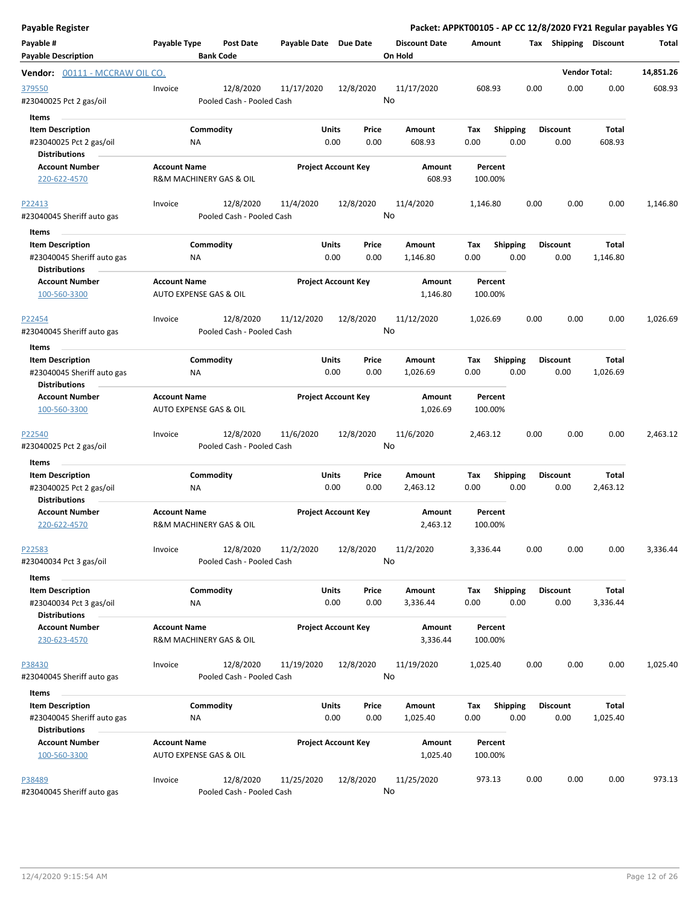**Payable Register** — **Packet: APPKT00105 - AP CC 12/8/2020 FY21 Regular payables YG**

| Payable # / Payable Description | Payable Type | Post Date / Bank Code | Payable Date | Due Date | Discount Date / On Hold | Amount | Tax | Shipping | Discount | Total |
|---|---|---|---|---|---|---|---|---|---|---|

**Vendor: 00111 - MCCRAW OIL CO.** — **Vendor Total: 14,851.26**

---

**379550** — #23040025 Pct 2 gas/oil

| Payable Type | Post Date | Payable Date | Due Date | Discount Date | Amount | Tax | Shipping | Discount | Total |
|---|---|---|---|---|---|---|---|---|---|
| Invoice | 12/8/2020 | 11/17/2020 | 12/8/2020 | 11/17/2020 | 608.93 | 0.00 | 0.00 | 0.00 | 608.93 |

Bank Code: Pooled Cash - Pooled Cash — On Hold: No

Items

| Item Description | Commodity | Units | Price | Amount | Tax | Shipping | Discount | Total |
|---|---|---|---|---|---|---|---|---|
| #23040025 Pct 2 gas/oil | NA | 0.00 | 0.00 | 608.93 | 0.00 | 0.00 | 0.00 | 608.93 |

Distributions

| Account Number | Account Name | Project Account Key | Amount | Percent |
|---|---|---|---|---|
| 220-622-4570 | R&M MACHINERY GAS & OIL | | 608.93 | 100.00% |

---

**P22413** — #23040045 Sheriff auto gas

| Payable Type | Post Date | Payable Date | Due Date | Discount Date | Amount | Tax | Shipping | Discount | Total |
|---|---|---|---|---|---|---|---|---|---|
| Invoice | 12/8/2020 | 11/4/2020 | 12/8/2020 | 11/4/2020 | 1,146.80 | 0.00 | 0.00 | 0.00 | 1,146.80 |

Bank Code: Pooled Cash - Pooled Cash — On Hold: No

Items

| Item Description | Commodity | Units | Price | Amount | Tax | Shipping | Discount | Total |
|---|---|---|---|---|---|---|---|---|
| #23040045 Sheriff auto gas | NA | 0.00 | 0.00 | 1,146.80 | 0.00 | 0.00 | 0.00 | 1,146.80 |

Distributions

| Account Number | Account Name | Project Account Key | Amount | Percent |
|---|---|---|---|---|
| 100-560-3300 | AUTO EXPENSE GAS & OIL | | 1,146.80 | 100.00% |

---

**P22454** — #23040045 Sheriff auto gas

| Payable Type | Post Date | Payable Date | Due Date | Discount Date | Amount | Tax | Shipping | Discount | Total |
|---|---|---|---|---|---|---|---|---|---|
| Invoice | 12/8/2020 | 11/12/2020 | 12/8/2020 | 11/12/2020 | 1,026.69 | 0.00 | 0.00 | 0.00 | 1,026.69 |

Bank Code: Pooled Cash - Pooled Cash — On Hold: No

Items

| Item Description | Commodity | Units | Price | Amount | Tax | Shipping | Discount | Total |
|---|---|---|---|---|---|---|---|---|
| #23040045 Sheriff auto gas | NA | 0.00 | 0.00 | 1,026.69 | 0.00 | 0.00 | 0.00 | 1,026.69 |

Distributions

| Account Number | Account Name | Project Account Key | Amount | Percent |
|---|---|---|---|---|
| 100-560-3300 | AUTO EXPENSE GAS & OIL | | 1,026.69 | 100.00% |

---

**P22540** — #23040025 Pct 2 gas/oil

| Payable Type | Post Date | Payable Date | Due Date | Discount Date | Amount | Tax | Shipping | Discount | Total |
|---|---|---|---|---|---|---|---|---|---|
| Invoice | 12/8/2020 | 11/6/2020 | 12/8/2020 | 11/6/2020 | 2,463.12 | 0.00 | 0.00 | 0.00 | 2,463.12 |

Bank Code: Pooled Cash - Pooled Cash — On Hold: No

Items

| Item Description | Commodity | Units | Price | Amount | Tax | Shipping | Discount | Total |
|---|---|---|---|---|---|---|---|---|
| #23040025 Pct 2 gas/oil | NA | 0.00 | 0.00 | 2,463.12 | 0.00 | 0.00 | 0.00 | 2,463.12 |

Distributions

| Account Number | Account Name | Project Account Key | Amount | Percent |
|---|---|---|---|---|
| 220-622-4570 | R&M MACHINERY GAS & OIL | | 2,463.12 | 100.00% |

---

**P22583** — #23040034 Pct 3 gas/oil

| Payable Type | Post Date | Payable Date | Due Date | Discount Date | Amount | Tax | Shipping | Discount | Total |
|---|---|---|---|---|---|---|---|---|---|
| Invoice | 12/8/2020 | 11/2/2020 | 12/8/2020 | 11/2/2020 | 3,336.44 | 0.00 | 0.00 | 0.00 | 3,336.44 |

Bank Code: Pooled Cash - Pooled Cash — On Hold: No

Items

| Item Description | Commodity | Units | Price | Amount | Tax | Shipping | Discount | Total |
|---|---|---|---|---|---|---|---|---|
| #23040034 Pct 3 gas/oil | NA | 0.00 | 0.00 | 3,336.44 | 0.00 | 0.00 | 0.00 | 3,336.44 |

Distributions

| Account Number | Account Name | Project Account Key | Amount | Percent |
|---|---|---|---|---|
| 230-623-4570 | R&M MACHINERY GAS & OIL | | 3,336.44 | 100.00% |

---

**P38430** — #23040045 Sheriff auto gas

| Payable Type | Post Date | Payable Date | Due Date | Discount Date | Amount | Tax | Shipping | Discount | Total |
|---|---|---|---|---|---|---|---|---|---|
| Invoice | 12/8/2020 | 11/19/2020 | 12/8/2020 | 11/19/2020 | 1,025.40 | 0.00 | 0.00 | 0.00 | 1,025.40 |

Bank Code: Pooled Cash - Pooled Cash — On Hold: No

Items

| Item Description | Commodity | Units | Price | Amount | Tax | Shipping | Discount | Total |
|---|---|---|---|---|---|---|---|---|
| #23040045 Sheriff auto gas | NA | 0.00 | 0.00 | 1,025.40 | 0.00 | 0.00 | 0.00 | 1,025.40 |

Distributions

| Account Number | Account Name | Project Account Key | Amount | Percent |
|---|---|---|---|---|
| 100-560-3300 | AUTO EXPENSE GAS & OIL | | 1,025.40 | 100.00% |

---

**P38489** — #23040045 Sheriff auto gas

| Payable Type | Post Date | Payable Date | Due Date | Discount Date | Amount | Tax | Shipping | Discount | Total |
|---|---|---|---|---|---|---|---|---|---|
| Invoice | 12/8/2020 | 11/25/2020 | 12/8/2020 | 11/25/2020 | 973.13 | 0.00 | 0.00 | 0.00 | 973.13 |

Bank Code: Pooled Cash - Pooled Cash — On Hold: No

12/4/2020 9:15:54 AM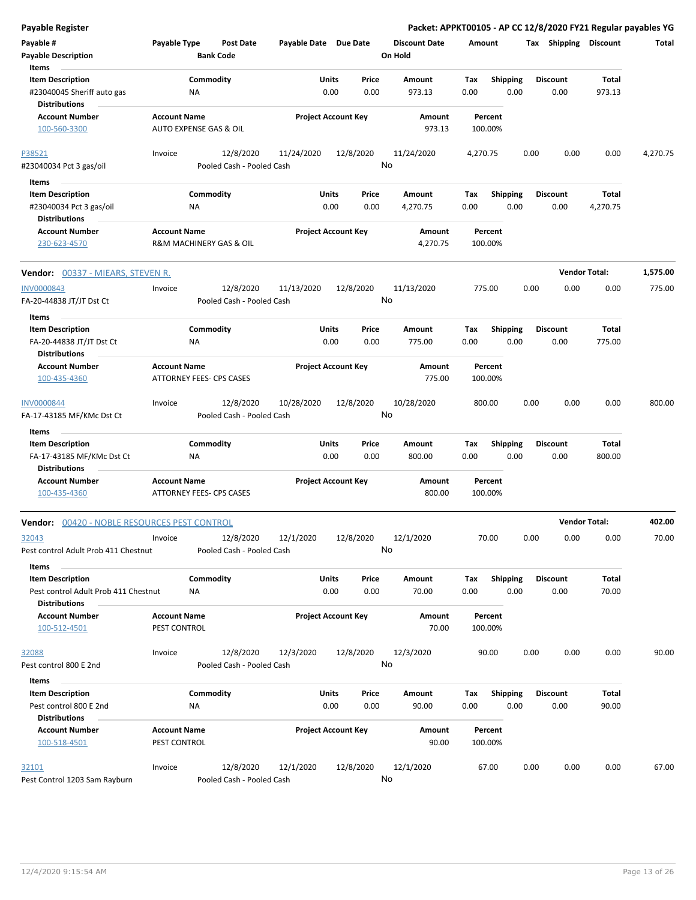**Payable Register** — Packet: APPKT00105 - AP CC 12/8/2020 FY21 Regular payables YG

| Payable # | Payable Type | Post Date | Payable Date | Due Date | Discount Date | Amount | Tax | Shipping | Discount | Total |
|---|---|---|---|---|---|---|---|---|---|---|
| Payable Description | | Bank Code | | | On Hold | | | | | |

**Items**

| Item Description | Commodity | Units | Price | Amount | Tax | Shipping | Discount | Total |
|---|---|---|---|---|---|---|---|---|
| #23040045 Sheriff auto gas | NA | 0.00 | 0.00 | 973.13 | 0.00 | 0.00 | 0.00 | 973.13 |

**Distributions**

| Account Number | Account Name | Project Account Key | Amount | Percent |
|---|---|---|---|---|
| 100-560-3300 | AUTO EXPENSE GAS & OIL | | 973.13 | 100.00% |

| Payable # | Payable Type | Post Date | Payable Date | Due Date | Discount Date | Amount | Tax | Shipping | Discount | Total |
|---|---|---|---|---|---|---|---|---|---|---|
| P38521 | Invoice | 12/8/2020 | 11/24/2020 | 12/8/2020 | 11/24/2020 | 4,270.75 | 0.00 | 0.00 | 0.00 | 4,270.75 |
| #23040034 Pct 3 gas/oil | | Pooled Cash - Pooled Cash | | | No | | | | | |

**Items**

| Item Description | Commodity | Units | Price | Amount | Tax | Shipping | Discount | Total |
|---|---|---|---|---|---|---|---|---|
| #23040034 Pct 3 gas/oil | NA | 0.00 | 0.00 | 4,270.75 | 0.00 | 0.00 | 0.00 | 4,270.75 |

**Distributions**

| Account Number | Account Name | Project Account Key | Amount | Percent |
|---|---|---|---|---|
| 230-623-4570 | R&M MACHINERY GAS & OIL | | 4,270.75 | 100.00% |

**Vendor:** 00337 - MIEARS, STEVEN R. — **Vendor Total:** 1,575.00

| Payable # | Payable Type | Post Date | Payable Date | Due Date | Discount Date | Amount | Tax | Shipping | Discount | Total |
|---|---|---|---|---|---|---|---|---|---|---|
| INV0000843 | Invoice | 12/8/2020 | 11/13/2020 | 12/8/2020 | 11/13/2020 | 775.00 | 0.00 | 0.00 | 0.00 | 775.00 |
| FA-20-44838 JT/JT Dst Ct | | Pooled Cash - Pooled Cash | | | No | | | | | |

**Items**

| Item Description | Commodity | Units | Price | Amount | Tax | Shipping | Discount | Total |
|---|---|---|---|---|---|---|---|---|
| FA-20-44838 JT/JT Dst Ct | NA | 0.00 | 0.00 | 775.00 | 0.00 | 0.00 | 0.00 | 775.00 |

**Distributions**

| Account Number | Account Name | Project Account Key | Amount | Percent |
|---|---|---|---|---|
| 100-435-4360 | ATTORNEY FEES- CPS CASES | | 775.00 | 100.00% |

| Payable # | Payable Type | Post Date | Payable Date | Due Date | Discount Date | Amount | Tax | Shipping | Discount | Total |
|---|---|---|---|---|---|---|---|---|---|---|
| INV0000844 | Invoice | 12/8/2020 | 10/28/2020 | 12/8/2020 | 10/28/2020 | 800.00 | 0.00 | 0.00 | 0.00 | 800.00 |
| FA-17-43185 MF/KMc Dst Ct | | Pooled Cash - Pooled Cash | | | No | | | | | |

**Items**

| Item Description | Commodity | Units | Price | Amount | Tax | Shipping | Discount | Total |
|---|---|---|---|---|---|---|---|---|
| FA-17-43185 MF/KMc Dst Ct | NA | 0.00 | 0.00 | 800.00 | 0.00 | 0.00 | 0.00 | 800.00 |

**Distributions**

| Account Number | Account Name | Project Account Key | Amount | Percent |
|---|---|---|---|---|
| 100-435-4360 | ATTORNEY FEES- CPS CASES | | 800.00 | 100.00% |

**Vendor:** 00420 - NOBLE RESOURCES PEST CONTROL — **Vendor Total:** 402.00

| Payable # | Payable Type | Post Date | Payable Date | Due Date | Discount Date | Amount | Tax | Shipping | Discount | Total |
|---|---|---|---|---|---|---|---|---|---|---|
| 32043 | Invoice | 12/8/2020 | 12/1/2020 | 12/8/2020 | 12/1/2020 | 70.00 | 0.00 | 0.00 | 0.00 | 70.00 |
| Pest control Adult Prob 411 Chestnut | | Pooled Cash - Pooled Cash | | | No | | | | | |

**Items**

| Item Description | Commodity | Units | Price | Amount | Tax | Shipping | Discount | Total |
|---|---|---|---|---|---|---|---|---|
| Pest control Adult Prob 411 Chestnut | NA | 0.00 | 0.00 | 70.00 | 0.00 | 0.00 | 0.00 | 70.00 |

**Distributions**

| Account Number | Account Name | Project Account Key | Amount | Percent |
|---|---|---|---|---|
| 100-512-4501 | PEST CONTROL | | 70.00 | 100.00% |

| Payable # | Payable Type | Post Date | Payable Date | Due Date | Discount Date | Amount | Tax | Shipping | Discount | Total |
|---|---|---|---|---|---|---|---|---|---|---|
| 32088 | Invoice | 12/8/2020 | 12/3/2020 | 12/8/2020 | 12/3/2020 | 90.00 | 0.00 | 0.00 | 0.00 | 90.00 |
| Pest control 800 E 2nd | | Pooled Cash - Pooled Cash | | | No | | | | | |

**Items**

| Item Description | Commodity | Units | Price | Amount | Tax | Shipping | Discount | Total |
|---|---|---|---|---|---|---|---|---|
| Pest control 800 E 2nd | NA | 0.00 | 0.00 | 90.00 | 0.00 | 0.00 | 0.00 | 90.00 |

**Distributions**

| Account Number | Account Name | Project Account Key | Amount | Percent |
|---|---|---|---|---|
| 100-518-4501 | PEST CONTROL | | 90.00 | 100.00% |

| Payable # | Payable Type | Post Date | Payable Date | Due Date | Discount Date | Amount | Tax | Shipping | Discount | Total |
|---|---|---|---|---|---|---|---|---|---|---|
| 32101 | Invoice | 12/8/2020 | 12/1/2020 | 12/8/2020 | 12/1/2020 | 67.00 | 0.00 | 0.00 | 0.00 | 67.00 |
| Pest Control 1203 Sam Rayburn | | Pooled Cash - Pooled Cash | | | No | | | | | |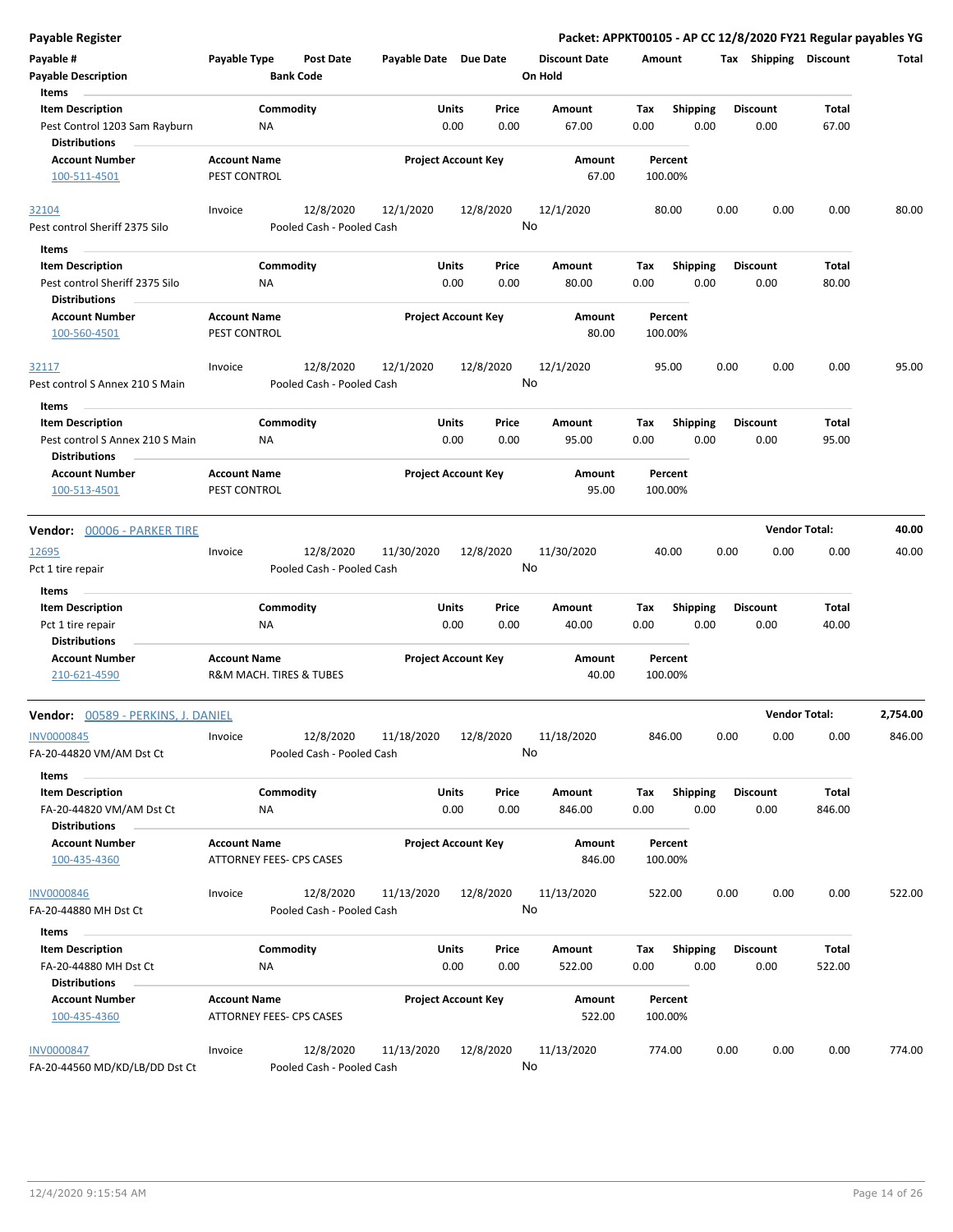## Payable Register

**Packet: APPKT00105 - AP CC 12/8/2020 FY21 Regular payables YG**

| Payable # | Payable Type | Post Date | Payable Date | Due Date | Discount Date | Amount | Tax | Shipping | Discount | Total |
|---|---|---|---|---|---|---|---|---|---|---|
| Payable Description | | Bank Code | | | On Hold | | | | | |

**Items**

| Item Description | Commodity | Units | Price | Amount | Tax | Shipping | Discount | Total |
|---|---|---|---|---|---|---|---|---|
| Pest Control 1203 Sam Rayburn | NA | 0.00 | 0.00 | 67.00 | 0.00 | 0.00 | 0.00 | 67.00 |

**Distributions**

| Account Number | Account Name | Project Account Key | Amount | Percent |
|---|---|---|---|---|
| 100-511-4501 | PEST CONTROL | | 67.00 | 100.00% |

| Payable # | Payable Type | Post Date | Payable Date | Due Date | Discount Date | Amount | Tax | Shipping | Discount | Total |
|---|---|---|---|---|---|---|---|---|---|---|
| 32104 | Invoice | 12/8/2020 | 12/1/2020 | 12/8/2020 | 12/1/2020 | 80.00 | 0.00 | 0.00 | 0.00 | 80.00 |
| Pest control Sheriff 2375 Silo | | Pooled Cash - Pooled Cash | | | No | | | | | |

**Items**

| Item Description | Commodity | Units | Price | Amount | Tax | Shipping | Discount | Total |
|---|---|---|---|---|---|---|---|---|
| Pest control Sheriff 2375 Silo | NA | 0.00 | 0.00 | 80.00 | 0.00 | 0.00 | 0.00 | 80.00 |

**Distributions**

| Account Number | Account Name | Project Account Key | Amount | Percent |
|---|---|---|---|---|
| 100-560-4501 | PEST CONTROL | | 80.00 | 100.00% |

| Payable # | Payable Type | Post Date | Payable Date | Due Date | Discount Date | Amount | Tax | Shipping | Discount | Total |
|---|---|---|---|---|---|---|---|---|---|---|
| 32117 | Invoice | 12/8/2020 | 12/1/2020 | 12/8/2020 | 12/1/2020 | 95.00 | 0.00 | 0.00 | 0.00 | 95.00 |
| Pest control S Annex 210 S Main | | Pooled Cash - Pooled Cash | | | No | | | | | |

**Items**

| Item Description | Commodity | Units | Price | Amount | Tax | Shipping | Discount | Total |
|---|---|---|---|---|---|---|---|---|
| Pest control S Annex 210 S Main | NA | 0.00 | 0.00 | 95.00 | 0.00 | 0.00 | 0.00 | 95.00 |

**Distributions**

| Account Number | Account Name | Project Account Key | Amount | Percent |
|---|---|---|---|---|
| 100-513-4501 | PEST CONTROL | | 95.00 | 100.00% |

### Vendor: 00006 - PARKER TIRE — Vendor Total: 40.00

| Payable # | Payable Type | Post Date | Payable Date | Due Date | Discount Date | Amount | Tax | Shipping | Discount | Total |
|---|---|---|---|---|---|---|---|---|---|---|
| 12695 | Invoice | 12/8/2020 | 11/30/2020 | 12/8/2020 | 11/30/2020 | 40.00 | 0.00 | 0.00 | 0.00 | 40.00 |
| Pct 1 tire repair | | Pooled Cash - Pooled Cash | | | No | | | | | |

**Items**

| Item Description | Commodity | Units | Price | Amount | Tax | Shipping | Discount | Total |
|---|---|---|---|---|---|---|---|---|
| Pct 1 tire repair | NA | 0.00 | 0.00 | 40.00 | 0.00 | 0.00 | 0.00 | 40.00 |

**Distributions**

| Account Number | Account Name | Project Account Key | Amount | Percent |
|---|---|---|---|---|
| 210-621-4590 | R&M MACH. TIRES & TUBES | | 40.00 | 100.00% |

### Vendor: 00589 - PERKINS, J. DANIEL — Vendor Total: 2,754.00

| Payable # | Payable Type | Post Date | Payable Date | Due Date | Discount Date | Amount | Tax | Shipping | Discount | Total |
|---|---|---|---|---|---|---|---|---|---|---|
| INV0000845 | Invoice | 12/8/2020 | 11/18/2020 | 12/8/2020 | 11/18/2020 | 846.00 | 0.00 | 0.00 | 0.00 | 846.00 |
| FA-20-44820 VM/AM Dst Ct | | Pooled Cash - Pooled Cash | | | No | | | | | |

**Items**

| Item Description | Commodity | Units | Price | Amount | Tax | Shipping | Discount | Total |
|---|---|---|---|---|---|---|---|---|
| FA-20-44820 VM/AM Dst Ct | NA | 0.00 | 0.00 | 846.00 | 0.00 | 0.00 | 0.00 | 846.00 |

**Distributions**

| Account Number | Account Name | Project Account Key | Amount | Percent |
|---|---|---|---|---|
| 100-435-4360 | ATTORNEY FEES- CPS CASES | | 846.00 | 100.00% |

| Payable # | Payable Type | Post Date | Payable Date | Due Date | Discount Date | Amount | Tax | Shipping | Discount | Total |
|---|---|---|---|---|---|---|---|---|---|---|
| INV0000846 | Invoice | 12/8/2020 | 11/13/2020 | 12/8/2020 | 11/13/2020 | 522.00 | 0.00 | 0.00 | 0.00 | 522.00 |
| FA-20-44880 MH Dst Ct | | Pooled Cash - Pooled Cash | | | No | | | | | |

**Items**

| Item Description | Commodity | Units | Price | Amount | Tax | Shipping | Discount | Total |
|---|---|---|---|---|---|---|---|---|
| FA-20-44880 MH Dst Ct | NA | 0.00 | 0.00 | 522.00 | 0.00 | 0.00 | 0.00 | 522.00 |

**Distributions**

| Account Number | Account Name | Project Account Key | Amount | Percent |
|---|---|---|---|---|
| 100-435-4360 | ATTORNEY FEES- CPS CASES | | 522.00 | 100.00% |

| Payable # | Payable Type | Post Date | Payable Date | Due Date | Discount Date | Amount | Tax | Shipping | Discount | Total |
|---|---|---|---|---|---|---|---|---|---|---|
| INV0000847 | Invoice | 12/8/2020 | 11/13/2020 | 12/8/2020 | 11/13/2020 | 774.00 | 0.00 | 0.00 | 0.00 | 774.00 |
| FA-20-44560 MD/KD/LB/DD Dst Ct | | Pooled Cash - Pooled Cash | | | No | | | | | |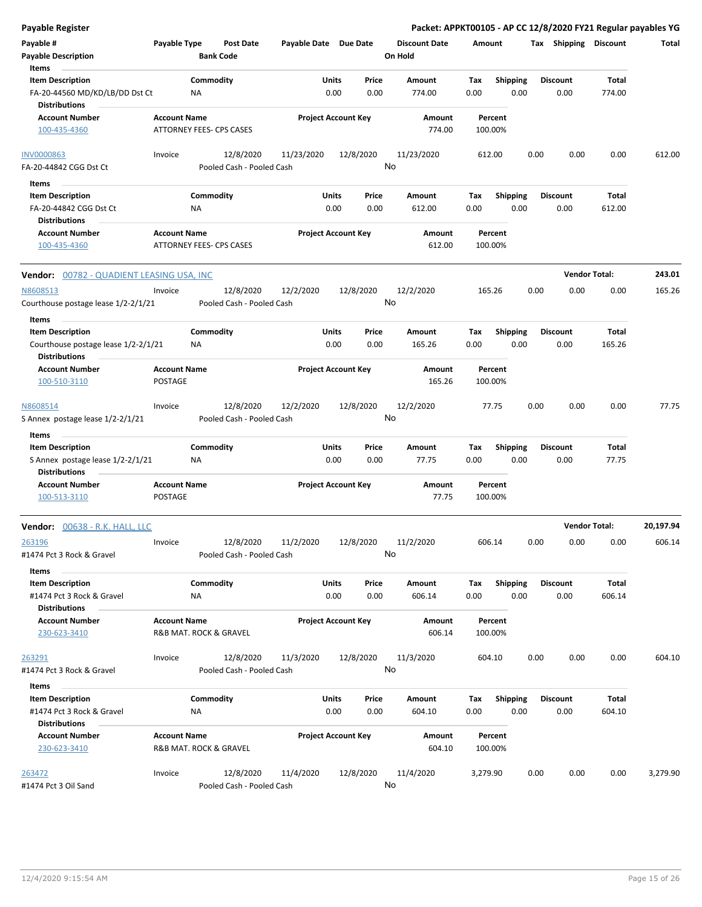**Payable Register** — **Packet: APPKT00105 - AP CC 12/8/2020 FY21 Regular payables YG**

| Payable # | Payable Type | Post Date | Payable Date | Due Date | Discount Date | Amount | Tax | Shipping | Discount | Total |
|---|---|---|---|---|---|---|---|---|---|---|
| Payable Description | | Bank Code | | | On Hold | | | | | |

**Items**

| Item Description | Commodity | Units | Price | Amount | Tax | Shipping | Discount | Total |
|---|---|---|---|---|---|---|---|---|
| FA-20-44560 MD/KD/LB/DD Dst Ct | NA | 0.00 | 0.00 | 774.00 | 0.00 | 0.00 | 0.00 | 774.00 |

**Distributions**

| Account Number | Account Name | Project Account Key | Amount | Percent |
|---|---|---|---|---|
| 100-435-4360 | ATTORNEY FEES- CPS CASES | | 774.00 | 100.00% |

| Payable # | Payable Type | Post Date | Payable Date | Due Date | Discount Date | Amount | Tax | Shipping | Discount | Total |
|---|---|---|---|---|---|---|---|---|---|---|
| INV0000863 | Invoice | 12/8/2020 | 11/23/2020 | 12/8/2020 | 11/23/2020 | 612.00 | 0.00 | 0.00 | 0.00 | 612.00 |
| FA-20-44842 CGG Dst Ct | | Pooled Cash - Pooled Cash | | | No | | | | | |

**Items**

| Item Description | Commodity | Units | Price | Amount | Tax | Shipping | Discount | Total |
|---|---|---|---|---|---|---|---|---|
| FA-20-44842 CGG Dst Ct | NA | 0.00 | 0.00 | 612.00 | 0.00 | 0.00 | 0.00 | 612.00 |

**Distributions**

| Account Number | Account Name | Project Account Key | Amount | Percent |
|---|---|---|---|---|
| 100-435-4360 | ATTORNEY FEES- CPS CASES | | 612.00 | 100.00% |

**Vendor:** 00782 - QUADIENT LEASING USA, INC — **Vendor Total: 243.01**

| Payable # | Payable Type | Post Date | Payable Date | Due Date | Discount Date | Amount | Tax | Shipping | Discount | Total |
|---|---|---|---|---|---|---|---|---|---|---|
| N8608513 | Invoice | 12/8/2020 | 12/2/2020 | 12/8/2020 | 12/2/2020 | 165.26 | 0.00 | 0.00 | 0.00 | 165.26 |
| Courthouse postage lease 1/2-2/1/21 | | Pooled Cash - Pooled Cash | | | No | | | | | |

**Items**

| Item Description | Commodity | Units | Price | Amount | Tax | Shipping | Discount | Total |
|---|---|---|---|---|---|---|---|---|
| Courthouse postage lease 1/2-2/1/21 | NA | 0.00 | 0.00 | 165.26 | 0.00 | 0.00 | 0.00 | 165.26 |

**Distributions**

| Account Number | Account Name | Project Account Key | Amount | Percent |
|---|---|---|---|---|
| 100-510-3110 | POSTAGE | | 165.26 | 100.00% |

| Payable # | Payable Type | Post Date | Payable Date | Due Date | Discount Date | Amount | Tax | Shipping | Discount | Total |
|---|---|---|---|---|---|---|---|---|---|---|
| N8608514 | Invoice | 12/8/2020 | 12/2/2020 | 12/8/2020 | 12/2/2020 | 77.75 | 0.00 | 0.00 | 0.00 | 77.75 |
| S Annex postage lease 1/2-2/1/21 | | Pooled Cash - Pooled Cash | | | No | | | | | |

**Items**

| Item Description | Commodity | Units | Price | Amount | Tax | Shipping | Discount | Total |
|---|---|---|---|---|---|---|---|---|
| S Annex postage lease 1/2-2/1/21 | NA | 0.00 | 0.00 | 77.75 | 0.00 | 0.00 | 0.00 | 77.75 |

**Distributions**

| Account Number | Account Name | Project Account Key | Amount | Percent |
|---|---|---|---|---|
| 100-513-3110 | POSTAGE | | 77.75 | 100.00% |

**Vendor:** 00638 - R.K. HALL, LLC — **Vendor Total: 20,197.94**

| Payable # | Payable Type | Post Date | Payable Date | Due Date | Discount Date | Amount | Tax | Shipping | Discount | Total |
|---|---|---|---|---|---|---|---|---|---|---|
| 263196 | Invoice | 12/8/2020 | 11/2/2020 | 12/8/2020 | 11/2/2020 | 606.14 | 0.00 | 0.00 | 0.00 | 606.14 |
| #1474 Pct 3 Rock & Gravel | | Pooled Cash - Pooled Cash | | | No | | | | | |

**Items**

| Item Description | Commodity | Units | Price | Amount | Tax | Shipping | Discount | Total |
|---|---|---|---|---|---|---|---|---|
| #1474 Pct 3 Rock & Gravel | NA | 0.00 | 0.00 | 606.14 | 0.00 | 0.00 | 0.00 | 606.14 |

**Distributions**

| Account Number | Account Name | Project Account Key | Amount | Percent |
|---|---|---|---|---|
| 230-623-3410 | R&B MAT. ROCK & GRAVEL | | 606.14 | 100.00% |

| Payable # | Payable Type | Post Date | Payable Date | Due Date | Discount Date | Amount | Tax | Shipping | Discount | Total |
|---|---|---|---|---|---|---|---|---|---|---|
| 263291 | Invoice | 12/8/2020 | 11/3/2020 | 12/8/2020 | 11/3/2020 | 604.10 | 0.00 | 0.00 | 0.00 | 604.10 |
| #1474 Pct 3 Rock & Gravel | | Pooled Cash - Pooled Cash | | | No | | | | | |

**Items**

| Item Description | Commodity | Units | Price | Amount | Tax | Shipping | Discount | Total |
|---|---|---|---|---|---|---|---|---|
| #1474 Pct 3 Rock & Gravel | NA | 0.00 | 0.00 | 604.10 | 0.00 | 0.00 | 0.00 | 604.10 |

**Distributions**

| Account Number | Account Name | Project Account Key | Amount | Percent |
|---|---|---|---|---|
| 230-623-3410 | R&B MAT. ROCK & GRAVEL | | 604.10 | 100.00% |

| Payable # | Payable Type | Post Date | Payable Date | Due Date | Discount Date | Amount | Tax | Shipping | Discount | Total |
|---|---|---|---|---|---|---|---|---|---|---|
| 263472 | Invoice | 12/8/2020 | 11/4/2020 | 12/8/2020 | 11/4/2020 | 3,279.90 | 0.00 | 0.00 | 0.00 | 3,279.90 |
| #1474 Pct 3 Oil Sand | | Pooled Cash - Pooled Cash | | | No | | | | | |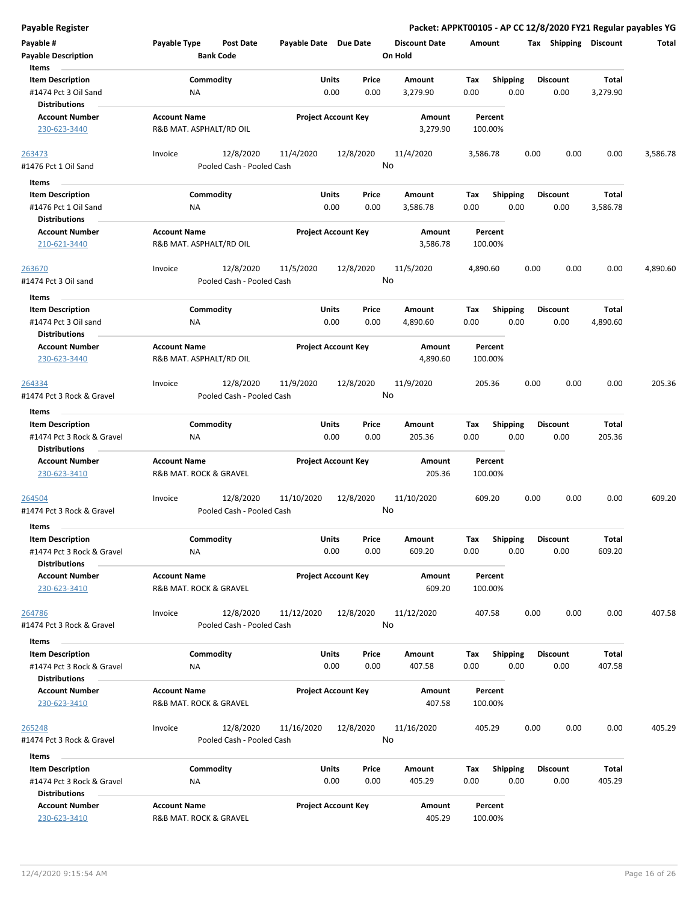| Payable # | Payable Type | Post Date | Payable Date | Due Date | Discount Date | Amount | Tax | Shipping | Discount | Total |
|---|---|---|---|---|---|---|---|---|---|---|
| Payable Description | | Bank Code | | | On Hold | | | | | |

**Items**

| Item Description | Commodity | Units | Price | Amount | Tax | Shipping | Discount | Total |
|---|---|---|---|---|---|---|---|---|
| #1474 Pct 3 Oil Sand | NA | 0.00 | 0.00 | 3,279.90 | 0.00 | 0.00 | 0.00 | 3,279.90 |

**Distributions**

| Account Number | Account Name | Project Account Key | Amount | Percent |
|---|---|---|---|---|
| 230-623-3440 | R&B MAT. ASPHALT/RD OIL | | 3,279.90 | 100.00% |

| Payable # | Payable Type | Post Date | Payable Date | Due Date | Discount Date | Amount | Tax | Shipping | Discount | Total |
|---|---|---|---|---|---|---|---|---|---|---|
| 263473 | Invoice | 12/8/2020 | 11/4/2020 | 12/8/2020 | 11/4/2020 | 3,586.78 | 0.00 | 0.00 | 0.00 | 3,586.78 |
| #1476 Pct 1 Oil Sand | | Pooled Cash - Pooled Cash | | | No | | | | | |

**Items**

| Item Description | Commodity | Units | Price | Amount | Tax | Shipping | Discount | Total |
|---|---|---|---|---|---|---|---|---|
| #1476 Pct 1 Oil Sand | NA | 0.00 | 0.00 | 3,586.78 | 0.00 | 0.00 | 0.00 | 3,586.78 |

**Distributions**

| Account Number | Account Name | Project Account Key | Amount | Percent |
|---|---|---|---|---|
| 210-621-3440 | R&B MAT. ASPHALT/RD OIL | | 3,586.78 | 100.00% |

| Payable # | Payable Type | Post Date | Payable Date | Due Date | Discount Date | Amount | Tax | Shipping | Discount | Total |
|---|---|---|---|---|---|---|---|---|---|---|
| 263670 | Invoice | 12/8/2020 | 11/5/2020 | 12/8/2020 | 11/5/2020 | 4,890.60 | 0.00 | 0.00 | 0.00 | 4,890.60 |
| #1474 Pct 3 Oil sand | | Pooled Cash - Pooled Cash | | | No | | | | | |

**Items**

| Item Description | Commodity | Units | Price | Amount | Tax | Shipping | Discount | Total |
|---|---|---|---|---|---|---|---|---|
| #1474 Pct 3 Oil sand | NA | 0.00 | 0.00 | 4,890.60 | 0.00 | 0.00 | 0.00 | 4,890.60 |

**Distributions**

| Account Number | Account Name | Project Account Key | Amount | Percent |
|---|---|---|---|---|
| 230-623-3440 | R&B MAT. ASPHALT/RD OIL | | 4,890.60 | 100.00% |

| Payable # | Payable Type | Post Date | Payable Date | Due Date | Discount Date | Amount | Tax | Shipping | Discount | Total |
|---|---|---|---|---|---|---|---|---|---|---|
| 264334 | Invoice | 12/8/2020 | 11/9/2020 | 12/8/2020 | 11/9/2020 | 205.36 | 0.00 | 0.00 | 0.00 | 205.36 |
| #1474 Pct 3 Rock & Gravel | | Pooled Cash - Pooled Cash | | | No | | | | | |

**Items**

| Item Description | Commodity | Units | Price | Amount | Tax | Shipping | Discount | Total |
|---|---|---|---|---|---|---|---|---|
| #1474 Pct 3 Rock & Gravel | NA | 0.00 | 0.00 | 205.36 | 0.00 | 0.00 | 0.00 | 205.36 |

**Distributions**

| Account Number | Account Name | Project Account Key | Amount | Percent |
|---|---|---|---|---|
| 230-623-3410 | R&B MAT. ROCK & GRAVEL | | 205.36 | 100.00% |

| Payable # | Payable Type | Post Date | Payable Date | Due Date | Discount Date | Amount | Tax | Shipping | Discount | Total |
|---|---|---|---|---|---|---|---|---|---|---|
| 264504 | Invoice | 12/8/2020 | 11/10/2020 | 12/8/2020 | 11/10/2020 | 609.20 | 0.00 | 0.00 | 0.00 | 609.20 |
| #1474 Pct 3 Rock & Gravel | | Pooled Cash - Pooled Cash | | | No | | | | | |

**Items**

| Item Description | Commodity | Units | Price | Amount | Tax | Shipping | Discount | Total |
|---|---|---|---|---|---|---|---|---|
| #1474 Pct 3 Rock & Gravel | NA | 0.00 | 0.00 | 609.20 | 0.00 | 0.00 | 0.00 | 609.20 |

**Distributions**

| Account Number | Account Name | Project Account Key | Amount | Percent |
|---|---|---|---|---|
| 230-623-3410 | R&B MAT. ROCK & GRAVEL | | 609.20 | 100.00% |

| Payable # | Payable Type | Post Date | Payable Date | Due Date | Discount Date | Amount | Tax | Shipping | Discount | Total |
|---|---|---|---|---|---|---|---|---|---|---|
| 264786 | Invoice | 12/8/2020 | 11/12/2020 | 12/8/2020 | 11/12/2020 | 407.58 | 0.00 | 0.00 | 0.00 | 407.58 |
| #1474 Pct 3 Rock & Gravel | | Pooled Cash - Pooled Cash | | | No | | | | | |

**Items**

| Item Description | Commodity | Units | Price | Amount | Tax | Shipping | Discount | Total |
|---|---|---|---|---|---|---|---|---|
| #1474 Pct 3 Rock & Gravel | NA | 0.00 | 0.00 | 407.58 | 0.00 | 0.00 | 0.00 | 407.58 |

**Distributions**

| Account Number | Account Name | Project Account Key | Amount | Percent |
|---|---|---|---|---|
| 230-623-3410 | R&B MAT. ROCK & GRAVEL | | 407.58 | 100.00% |

| Payable # | Payable Type | Post Date | Payable Date | Due Date | Discount Date | Amount | Tax | Shipping | Discount | Total |
|---|---|---|---|---|---|---|---|---|---|---|
| 265248 | Invoice | 12/8/2020 | 11/16/2020 | 12/8/2020 | 11/16/2020 | 405.29 | 0.00 | 0.00 | 0.00 | 405.29 |
| #1474 Pct 3 Rock & Gravel | | Pooled Cash - Pooled Cash | | | No | | | | | |

**Items**

| Item Description | Commodity | Units | Price | Amount | Tax | Shipping | Discount | Total |
|---|---|---|---|---|---|---|---|---|
| #1474 Pct 3 Rock & Gravel | NA | 0.00 | 0.00 | 405.29 | 0.00 | 0.00 | 0.00 | 405.29 |

**Distributions**

| Account Number | Account Name | Project Account Key | Amount | Percent |
|---|---|---|---|---|
| 230-623-3410 | R&B MAT. ROCK & GRAVEL | | 405.29 | 100.00% |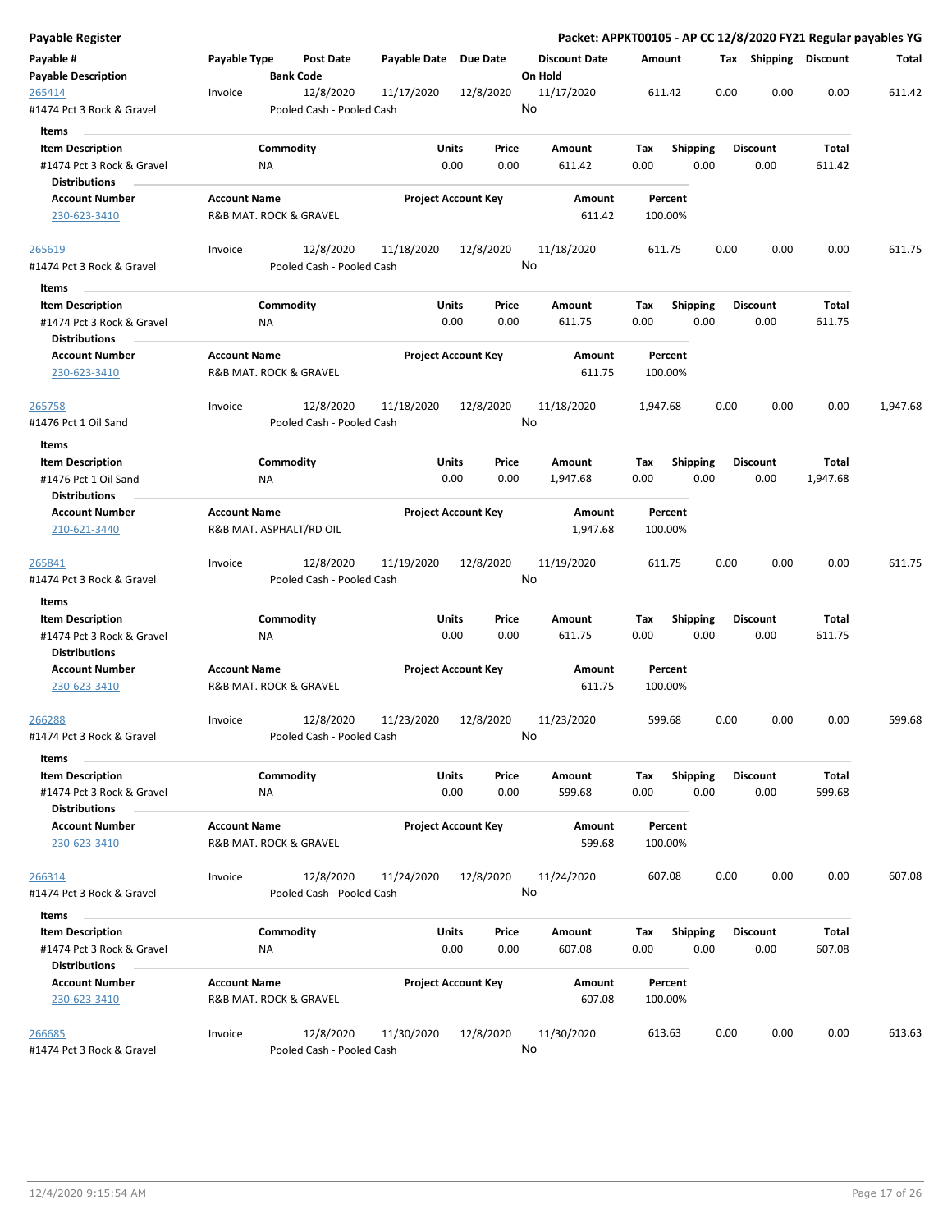**Payable Register** — **Packet: APPKT00105 - AP CC 12/8/2020 FY21 Regular payables YG**

| Payable # | Payable Type | Post Date | Payable Date | Due Date | Discount Date | Amount | Tax | Shipping | Discount | Total |
|---|---|---|---|---|---|---|---|---|---|---|
| **Payable Description** | | **Bank Code** | | | **On Hold** | | | | | |
| 265414 | Invoice | 12/8/2020 | 11/17/2020 | 12/8/2020 | 11/17/2020 | 611.42 | 0.00 | 0.00 | 0.00 | 611.42 |
| #1474 Pct 3 Rock & Gravel | | Pooled Cash - Pooled Cash | | | No | | | | | |

**Items**

| Item Description | Commodity | Units | Price | Amount | Tax | Shipping | Discount | Total |
|---|---|---|---|---|---|---|---|---|
| #1474 Pct 3 Rock & Gravel | NA | 0.00 | 0.00 | 611.42 | 0.00 | 0.00 | 0.00 | 611.42 |

**Distributions**

| Account Number | Account Name | Project Account Key | Amount | Percent |
|---|---|---|---|---|
| 230-623-3410 | R&B MAT. ROCK & GRAVEL | | 611.42 | 100.00% |

| Payable # | Payable Type | Post Date | Payable Date | Due Date | Discount Date | Amount | Tax | Shipping | Discount | Total |
|---|---|---|---|---|---|---|---|---|---|---|
| 265619 | Invoice | 12/8/2020 | 11/18/2020 | 12/8/2020 | 11/18/2020 | 611.75 | 0.00 | 0.00 | 0.00 | 611.75 |
| #1474 Pct 3 Rock & Gravel | | Pooled Cash - Pooled Cash | | | No | | | | | |

**Items**

| Item Description | Commodity | Units | Price | Amount | Tax | Shipping | Discount | Total |
|---|---|---|---|---|---|---|---|---|
| #1474 Pct 3 Rock & Gravel | NA | 0.00 | 0.00 | 611.75 | 0.00 | 0.00 | 0.00 | 611.75 |

**Distributions**

| Account Number | Account Name | Project Account Key | Amount | Percent |
|---|---|---|---|---|
| 230-623-3410 | R&B MAT. ROCK & GRAVEL | | 611.75 | 100.00% |

| Payable # | Payable Type | Post Date | Payable Date | Due Date | Discount Date | Amount | Tax | Shipping | Discount | Total |
|---|---|---|---|---|---|---|---|---|---|---|
| 265758 | Invoice | 12/8/2020 | 11/18/2020 | 12/8/2020 | 11/18/2020 | 1,947.68 | 0.00 | 0.00 | 0.00 | 1,947.68 |
| #1476 Pct 1 Oil Sand | | Pooled Cash - Pooled Cash | | | No | | | | | |

**Items**

| Item Description | Commodity | Units | Price | Amount | Tax | Shipping | Discount | Total |
|---|---|---|---|---|---|---|---|---|
| #1476 Pct 1 Oil Sand | NA | 0.00 | 0.00 | 1,947.68 | 0.00 | 0.00 | 0.00 | 1,947.68 |

**Distributions**

| Account Number | Account Name | Project Account Key | Amount | Percent |
|---|---|---|---|---|
| 210-621-3440 | R&B MAT. ASPHALT/RD OIL | | 1,947.68 | 100.00% |

| Payable # | Payable Type | Post Date | Payable Date | Due Date | Discount Date | Amount | Tax | Shipping | Discount | Total |
|---|---|---|---|---|---|---|---|---|---|---|
| 265841 | Invoice | 12/8/2020 | 11/19/2020 | 12/8/2020 | 11/19/2020 | 611.75 | 0.00 | 0.00 | 0.00 | 611.75 |
| #1474 Pct 3 Rock & Gravel | | Pooled Cash - Pooled Cash | | | No | | | | | |

**Items**

| Item Description | Commodity | Units | Price | Amount | Tax | Shipping | Discount | Total |
|---|---|---|---|---|---|---|---|---|
| #1474 Pct 3 Rock & Gravel | NA | 0.00 | 0.00 | 611.75 | 0.00 | 0.00 | 0.00 | 611.75 |

**Distributions**

| Account Number | Account Name | Project Account Key | Amount | Percent |
|---|---|---|---|---|
| 230-623-3410 | R&B MAT. ROCK & GRAVEL | | 611.75 | 100.00% |

| Payable # | Payable Type | Post Date | Payable Date | Due Date | Discount Date | Amount | Tax | Shipping | Discount | Total |
|---|---|---|---|---|---|---|---|---|---|---|
| 266288 | Invoice | 12/8/2020 | 11/23/2020 | 12/8/2020 | 11/23/2020 | 599.68 | 0.00 | 0.00 | 0.00 | 599.68 |
| #1474 Pct 3 Rock & Gravel | | Pooled Cash - Pooled Cash | | | No | | | | | |

**Items**

| Item Description | Commodity | Units | Price | Amount | Tax | Shipping | Discount | Total |
|---|---|---|---|---|---|---|---|---|
| #1474 Pct 3 Rock & Gravel | NA | 0.00 | 0.00 | 599.68 | 0.00 | 0.00 | 0.00 | 599.68 |

**Distributions**

| Account Number | Account Name | Project Account Key | Amount | Percent |
|---|---|---|---|---|
| 230-623-3410 | R&B MAT. ROCK & GRAVEL | | 599.68 | 100.00% |

| Payable # | Payable Type | Post Date | Payable Date | Due Date | Discount Date | Amount | Tax | Shipping | Discount | Total |
|---|---|---|---|---|---|---|---|---|---|---|
| 266314 | Invoice | 12/8/2020 | 11/24/2020 | 12/8/2020 | 11/24/2020 | 607.08 | 0.00 | 0.00 | 0.00 | 607.08 |
| #1474 Pct 3 Rock & Gravel | | Pooled Cash - Pooled Cash | | | No | | | | | |

**Items**

| Item Description | Commodity | Units | Price | Amount | Tax | Shipping | Discount | Total |
|---|---|---|---|---|---|---|---|---|
| #1474 Pct 3 Rock & Gravel | NA | 0.00 | 0.00 | 607.08 | 0.00 | 0.00 | 0.00 | 607.08 |

**Distributions**

| Account Number | Account Name | Project Account Key | Amount | Percent |
|---|---|---|---|---|
| 230-623-3410 | R&B MAT. ROCK & GRAVEL | | 607.08 | 100.00% |

| Payable # | Payable Type | Post Date | Payable Date | Due Date | Discount Date | Amount | Tax | Shipping | Discount | Total |
|---|---|---|---|---|---|---|---|---|---|---|
| 266685 | Invoice | 12/8/2020 | 11/30/2020 | 12/8/2020 | 11/30/2020 | 613.63 | 0.00 | 0.00 | 0.00 | 613.63 |
| #1474 Pct 3 Rock & Gravel | | Pooled Cash - Pooled Cash | | | No | | | | | |

12/4/2020 9:15:54 AM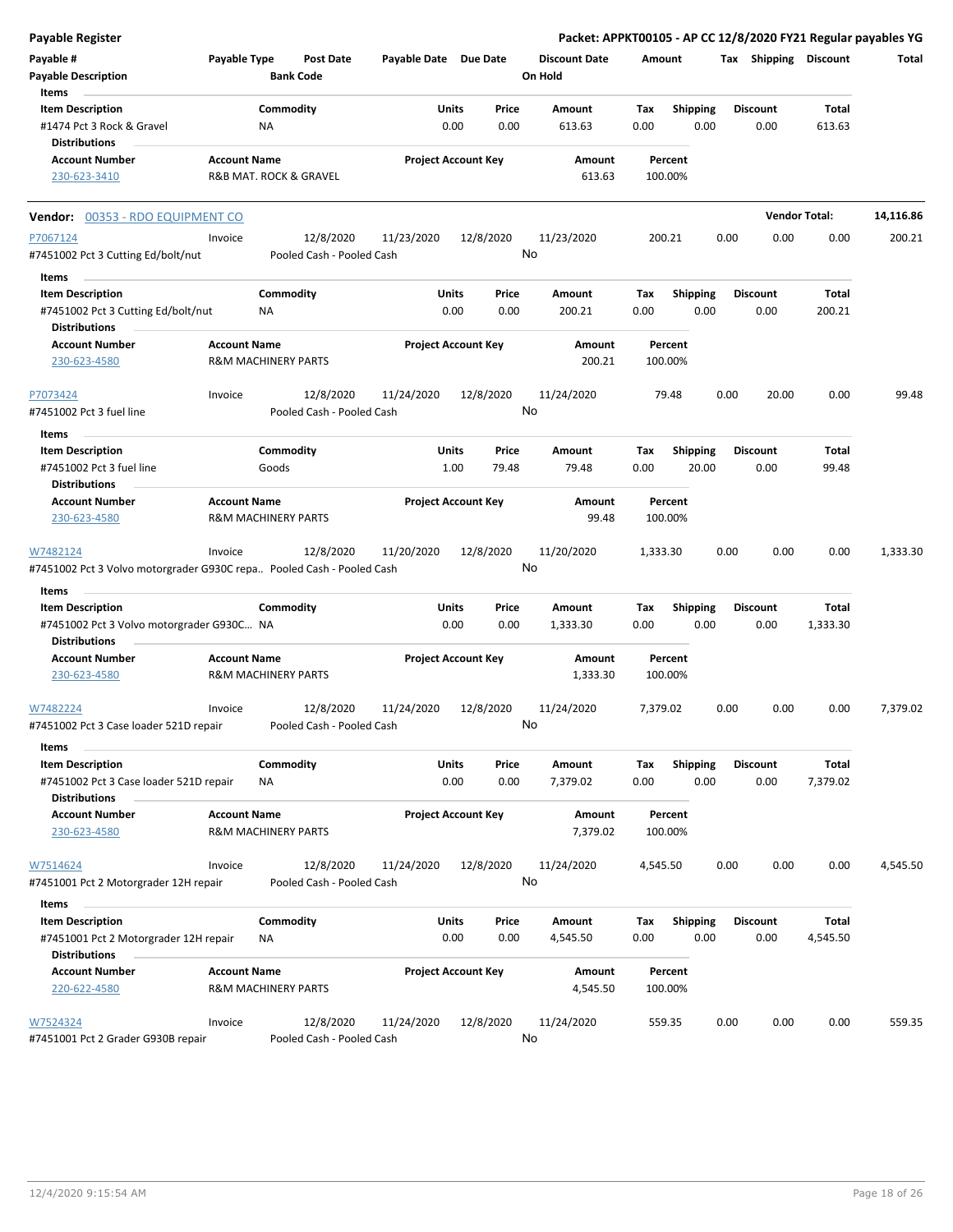**Payable Register**

**Packet: APPKT00105 - AP CC 12/8/2020 FY21 Regular payables YG**

| Payable # | Payable Type | Post Date | Payable Date | Due Date | Discount Date | Amount | Tax | Shipping | Discount | Total |
|---|---|---|---|---|---|---|---|---|---|---|
| **Payable Description** | | **Bank Code** | | | **On Hold** | | | | | |

**Items**

| Item Description | Commodity | Units | Price | Amount | Tax | Shipping | Discount | Total |
|---|---|---|---|---|---|---|---|---|
| #1474 Pct 3 Rock & Gravel | NA | 0.00 | 0.00 | 613.63 | 0.00 | 0.00 | 0.00 | 613.63 |

**Distributions**

| Account Number | Account Name | Project Account Key | Amount | Percent |
|---|---|---|---|---|
| 230-623-3410 | R&B MAT. ROCK & GRAVEL | | 613.63 | 100.00% |

**Vendor: 00353 - RDO EQUIPMENT CO** — **Vendor Total: 14,116.86**

| Payable # | Payable Type | Post Date | Payable Date | Due Date | Discount Date | Amount | Tax | Shipping | Discount | Total |
|---|---|---|---|---|---|---|---|---|---|---|
| P7067124 | Invoice | 12/8/2020 | 11/23/2020 | 12/8/2020 | 11/23/2020 | 200.21 | 0.00 | 0.00 | 0.00 | 200.21 |

#7451002 Pct 3 Cutting Ed/bolt/nut — Pooled Cash - Pooled Cash — On Hold: No

**Items**

| Item Description | Commodity | Units | Price | Amount | Tax | Shipping | Discount | Total |
|---|---|---|---|---|---|---|---|---|
| #7451002 Pct 3 Cutting Ed/bolt/nut | NA | 0.00 | 0.00 | 200.21 | 0.00 | 0.00 | 0.00 | 200.21 |

**Distributions**

| Account Number | Account Name | Project Account Key | Amount | Percent |
|---|---|---|---|---|
| 230-623-4580 | R&M MACHINERY PARTS | | 200.21 | 100.00% |

| Payable # | Payable Type | Post Date | Payable Date | Due Date | Discount Date | Amount | Tax | Shipping | Discount | Total |
|---|---|---|---|---|---|---|---|---|---|---|
| P7073424 | Invoice | 12/8/2020 | 11/24/2020 | 12/8/2020 | 11/24/2020 | 79.48 | 0.00 | 20.00 | 0.00 | 99.48 |

#7451002 Pct 3 fuel line — Pooled Cash - Pooled Cash — On Hold: No

**Items**

| Item Description | Commodity | Units | Price | Amount | Tax | Shipping | Discount | Total |
|---|---|---|---|---|---|---|---|---|
| #7451002 Pct 3 fuel line | Goods | 1.00 | 79.48 | 79.48 | 0.00 | 20.00 | 0.00 | 99.48 |

**Distributions**

| Account Number | Account Name | Project Account Key | Amount | Percent |
|---|---|---|---|---|
| 230-623-4580 | R&M MACHINERY PARTS | | 99.48 | 100.00% |

| Payable # | Payable Type | Post Date | Payable Date | Due Date | Discount Date | Amount | Tax | Shipping | Discount | Total |
|---|---|---|---|---|---|---|---|---|---|---|
| W7482124 | Invoice | 12/8/2020 | 11/20/2020 | 12/8/2020 | 11/20/2020 | 1,333.30 | 0.00 | 0.00 | 0.00 | 1,333.30 |

#7451002 Pct 3 Volvo motorgrader G930C repa.. — Pooled Cash - Pooled Cash — On Hold: No

**Items**

| Item Description | Commodity | Units | Price | Amount | Tax | Shipping | Discount | Total |
|---|---|---|---|---|---|---|---|---|
| #7451002 Pct 3 Volvo motorgrader G930C... | NA | 0.00 | 0.00 | 1,333.30 | 0.00 | 0.00 | 0.00 | 1,333.30 |

**Distributions**

| Account Number | Account Name | Project Account Key | Amount | Percent |
|---|---|---|---|---|
| 230-623-4580 | R&M MACHINERY PARTS | | 1,333.30 | 100.00% |

| Payable # | Payable Type | Post Date | Payable Date | Due Date | Discount Date | Amount | Tax | Shipping | Discount | Total |
|---|---|---|---|---|---|---|---|---|---|---|
| W7482224 | Invoice | 12/8/2020 | 11/24/2020 | 12/8/2020 | 11/24/2020 | 7,379.02 | 0.00 | 0.00 | 0.00 | 7,379.02 |

#7451002 Pct 3 Case loader 521D repair — Pooled Cash - Pooled Cash — On Hold: No

**Items**

| Item Description | Commodity | Units | Price | Amount | Tax | Shipping | Discount | Total |
|---|---|---|---|---|---|---|---|---|
| #7451002 Pct 3 Case loader 521D repair | NA | 0.00 | 0.00 | 7,379.02 | 0.00 | 0.00 | 0.00 | 7,379.02 |

**Distributions**

| Account Number | Account Name | Project Account Key | Amount | Percent |
|---|---|---|---|---|
| 230-623-4580 | R&M MACHINERY PARTS | | 7,379.02 | 100.00% |

| Payable # | Payable Type | Post Date | Payable Date | Due Date | Discount Date | Amount | Tax | Shipping | Discount | Total |
|---|---|---|---|---|---|---|---|---|---|---|
| W7514624 | Invoice | 12/8/2020 | 11/24/2020 | 12/8/2020 | 11/24/2020 | 4,545.50 | 0.00 | 0.00 | 0.00 | 4,545.50 |

#7451001 Pct 2 Motorgrader 12H repair — Pooled Cash - Pooled Cash — On Hold: No

**Items**

| Item Description | Commodity | Units | Price | Amount | Tax | Shipping | Discount | Total |
|---|---|---|---|---|---|---|---|---|
| #7451001 Pct 2 Motorgrader 12H repair | NA | 0.00 | 0.00 | 4,545.50 | 0.00 | 0.00 | 0.00 | 4,545.50 |

**Distributions**

| Account Number | Account Name | Project Account Key | Amount | Percent |
|---|---|---|---|---|
| 220-622-4580 | R&M MACHINERY PARTS | | 4,545.50 | 100.00% |

| Payable # | Payable Type | Post Date | Payable Date | Due Date | Discount Date | Amount | Tax | Shipping | Discount | Total |
|---|---|---|---|---|---|---|---|---|---|---|
| W7524324 | Invoice | 12/8/2020 | 11/24/2020 | 12/8/2020 | 11/24/2020 | 559.35 | 0.00 | 0.00 | 0.00 | 559.35 |

#7451001 Pct 2 Grader G930B repair — Pooled Cash - Pooled Cash — On Hold: No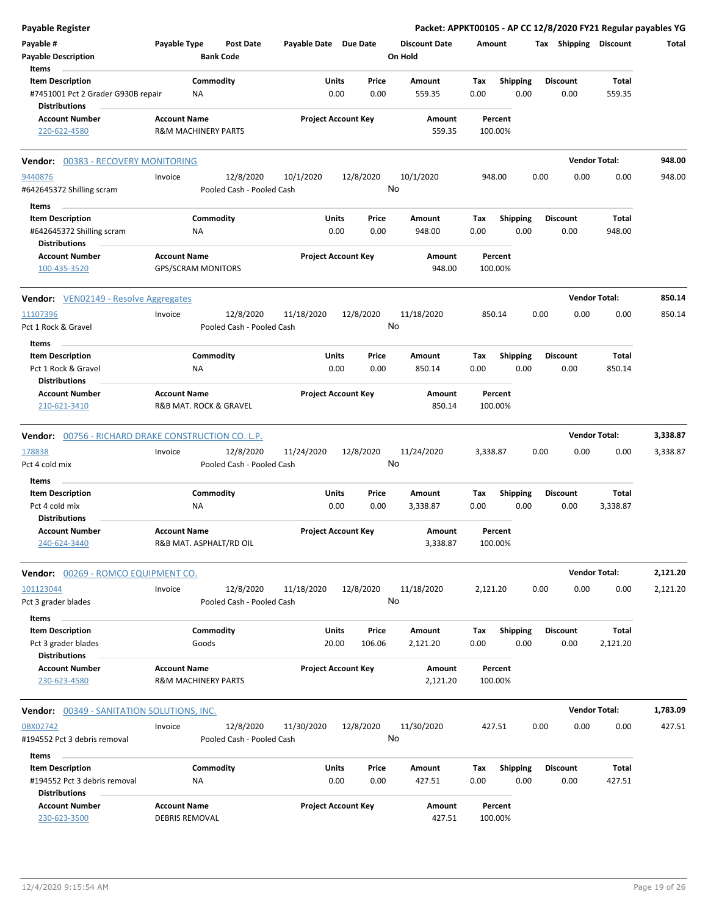**Payable Register** — Packet: APPKT00105 - AP CC 12/8/2020 FY21 Regular payables YG

| Payable # | Payable Type | Post Date | Payable Date | Due Date | Discount Date | Amount | Tax | Shipping | Discount | Total |
|---|---|---|---|---|---|---|---|---|---|---|
| Payable Description | | Bank Code | | | On Hold | | | | | |

**Items**

| Item Description | Commodity | Units | Price | Amount | Tax | Shipping | Discount | Total |
|---|---|---|---|---|---|---|---|---|
| #7451001 Pct 2 Grader G930B repair | NA | 0.00 | 0.00 | 559.35 | 0.00 | 0.00 | 0.00 | 559.35 |

**Distributions**

| Account Number | Account Name | Project Account Key | Amount | Percent |
|---|---|---|---|---|
| 220-622-4580 | R&M MACHINERY PARTS | | 559.35 | 100.00% |

---

**Vendor:** 00383 - RECOVERY MONITORING — **Vendor Total:** 948.00

| Payable # | Payable Type | Post Date | Payable Date | Due Date | Discount Date | Amount | Tax | Shipping | Discount | Total |
|---|---|---|---|---|---|---|---|---|---|---|
| 9440876 | Invoice | 12/8/2020 | 10/1/2020 | 12/8/2020 | 10/1/2020 | 948.00 | 0.00 | 0.00 | 0.00 | 948.00 |
| #642645372 Shilling scram | | Pooled Cash - Pooled Cash | | | No | | | | | |

**Items**

| Item Description | Commodity | Units | Price | Amount | Tax | Shipping | Discount | Total |
|---|---|---|---|---|---|---|---|---|
| #642645372 Shilling scram | NA | 0.00 | 0.00 | 948.00 | 0.00 | 0.00 | 0.00 | 948.00 |

**Distributions**

| Account Number | Account Name | Project Account Key | Amount | Percent |
|---|---|---|---|---|
| 100-435-3520 | GPS/SCRAM MONITORS | | 948.00 | 100.00% |

---

**Vendor:** VEN02149 - Resolve Aggregates — **Vendor Total:** 850.14

| Payable # | Payable Type | Post Date | Payable Date | Due Date | Discount Date | Amount | Tax | Shipping | Discount | Total |
|---|---|---|---|---|---|---|---|---|---|---|
| 11107396 | Invoice | 12/8/2020 | 11/18/2020 | 12/8/2020 | 11/18/2020 | 850.14 | 0.00 | 0.00 | 0.00 | 850.14 |
| Pct 1 Rock & Gravel | | Pooled Cash - Pooled Cash | | | No | | | | | |

**Items**

| Item Description | Commodity | Units | Price | Amount | Tax | Shipping | Discount | Total |
|---|---|---|---|---|---|---|---|---|
| Pct 1 Rock & Gravel | NA | 0.00 | 0.00 | 850.14 | 0.00 | 0.00 | 0.00 | 850.14 |

**Distributions**

| Account Number | Account Name | Project Account Key | Amount | Percent |
|---|---|---|---|---|
| 210-621-3410 | R&B MAT. ROCK & GRAVEL | | 850.14 | 100.00% |

---

**Vendor:** 00756 - RICHARD DRAKE CONSTRUCTION CO. L.P. — **Vendor Total:** 3,338.87

| Payable # | Payable Type | Post Date | Payable Date | Due Date | Discount Date | Amount | Tax | Shipping | Discount | Total |
|---|---|---|---|---|---|---|---|---|---|---|
| 178838 | Invoice | 12/8/2020 | 11/24/2020 | 12/8/2020 | 11/24/2020 | 3,338.87 | 0.00 | 0.00 | 0.00 | 3,338.87 |
| Pct 4 cold mix | | Pooled Cash - Pooled Cash | | | No | | | | | |

**Items**

| Item Description | Commodity | Units | Price | Amount | Tax | Shipping | Discount | Total |
|---|---|---|---|---|---|---|---|---|
| Pct 4 cold mix | NA | 0.00 | 0.00 | 3,338.87 | 0.00 | 0.00 | 0.00 | 3,338.87 |

**Distributions**

| Account Number | Account Name | Project Account Key | Amount | Percent |
|---|---|---|---|---|
| 240-624-3440 | R&B MAT. ASPHALT/RD OIL | | 3,338.87 | 100.00% |

---

**Vendor:** 00269 - ROMCO EQUIPMENT CO. — **Vendor Total:** 2,121.20

| Payable # | Payable Type | Post Date | Payable Date | Due Date | Discount Date | Amount | Tax | Shipping | Discount | Total |
|---|---|---|---|---|---|---|---|---|---|---|
| 101123044 | Invoice | 12/8/2020 | 11/18/2020 | 12/8/2020 | 11/18/2020 | 2,121.20 | 0.00 | 0.00 | 0.00 | 2,121.20 |
| Pct 3 grader blades | | Pooled Cash - Pooled Cash | | | No | | | | | |

**Items**

| Item Description | Commodity | Units | Price | Amount | Tax | Shipping | Discount | Total |
|---|---|---|---|---|---|---|---|---|
| Pct 3 grader blades | Goods | 20.00 | 106.06 | 2,121.20 | 0.00 | 0.00 | 0.00 | 2,121.20 |

**Distributions**

| Account Number | Account Name | Project Account Key | Amount | Percent |
|---|---|---|---|---|
| 230-623-4580 | R&M MACHINERY PARTS | | 2,121.20 | 100.00% |

---

**Vendor:** 00349 - SANITATION SOLUTIONS, INC. — **Vendor Total:** 1,783.09

| Payable # | Payable Type | Post Date | Payable Date | Due Date | Discount Date | Amount | Tax | Shipping | Discount | Total |
|---|---|---|---|---|---|---|---|---|---|---|
| 0BX02742 | Invoice | 12/8/2020 | 11/30/2020 | 12/8/2020 | 11/30/2020 | 427.51 | 0.00 | 0.00 | 0.00 | 427.51 |
| #194552 Pct 3 debris removal | | Pooled Cash - Pooled Cash | | | No | | | | | |

**Items**

| Item Description | Commodity | Units | Price | Amount | Tax | Shipping | Discount | Total |
|---|---|---|---|---|---|---|---|---|
| #194552 Pct 3 debris removal | NA | 0.00 | 0.00 | 427.51 | 0.00 | 0.00 | 0.00 | 427.51 |

**Distributions**

| Account Number | Account Name | Project Account Key | Amount | Percent |
|---|---|---|---|---|
| 230-623-3500 | DEBRIS REMOVAL | | 427.51 | 100.00% |

12/4/2020 9:15:54 AM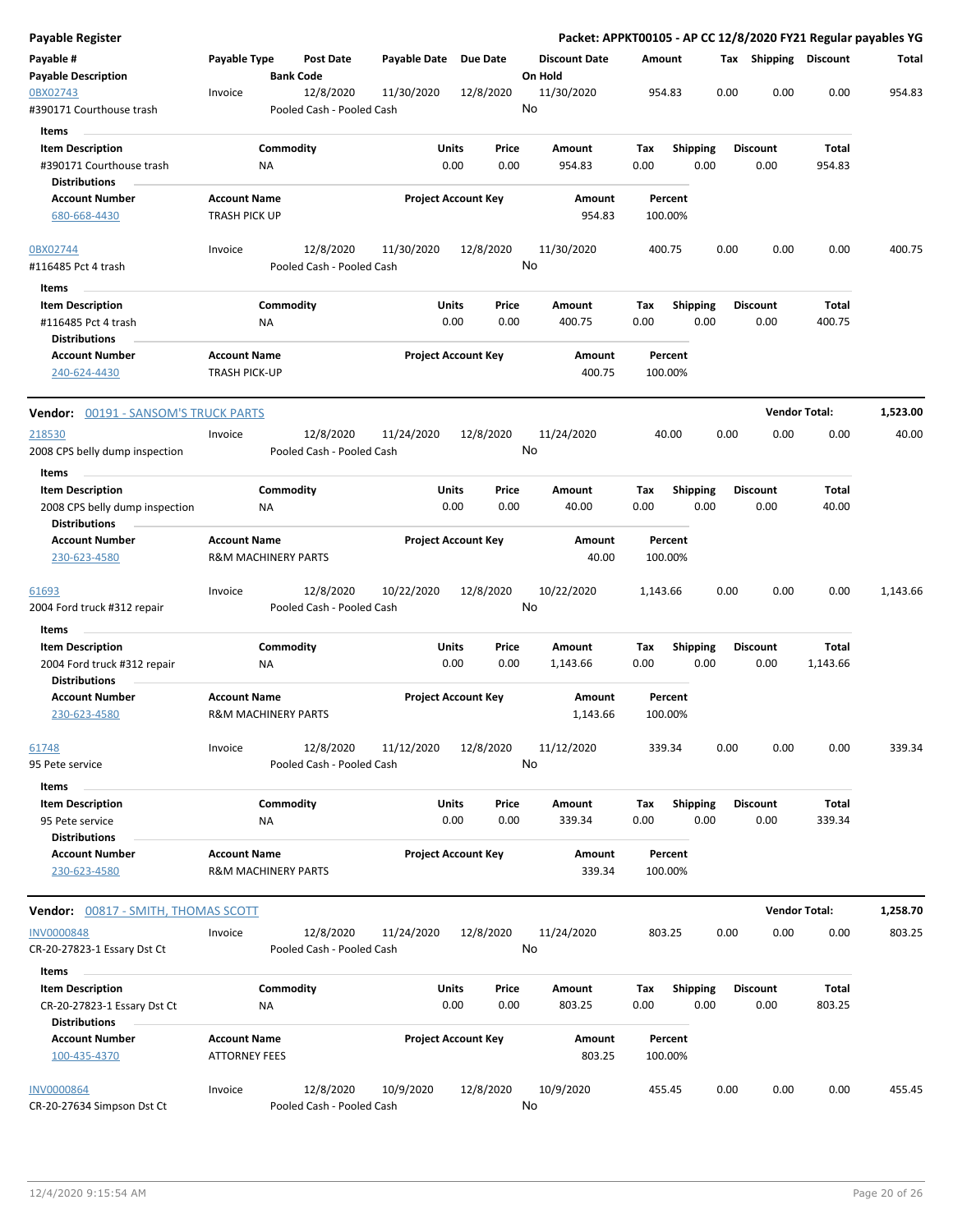**Payable Register** — Packet: APPKT00105 - AP CC 12/8/2020 FY21 Regular payables YG

| Payable # | Payable Type | Post Date | Payable Date | Due Date | Discount Date | Amount | Tax | Shipping | Discount | Total |
|---|---|---|---|---|---|---|---|---|---|---|
| **Payable Description** | | **Bank Code** | | | **On Hold** | | | | | |

0BX02743 | Invoice | 12/8/2020 | 11/30/2020 | 12/8/2020 | 11/30/2020 | 954.83 | 0.00 | 0.00 | 0.00 | 954.83
#390171 Courthouse trash | Pooled Cash - Pooled Cash | On Hold: No

**Items**

| Item Description | Commodity | Units | Price | Amount | Tax | Shipping | Discount | Total |
|---|---|---|---|---|---|---|---|---|
| #390171 Courthouse trash | NA | 0.00 | 0.00 | 954.83 | 0.00 | 0.00 | 0.00 | 954.83 |

**Distributions**

| Account Number | Account Name | Project Account Key | Amount | Percent |
|---|---|---|---|---|
| 680-668-4430 | TRASH PICK UP | | 954.83 | 100.00% |

0BX02744 | Invoice | 12/8/2020 | 11/30/2020 | 12/8/2020 | 11/30/2020 | 400.75 | 0.00 | 0.00 | 0.00 | 400.75
#116485 Pct 4 trash | Pooled Cash - Pooled Cash | On Hold: No

**Items**

| Item Description | Commodity | Units | Price | Amount | Tax | Shipping | Discount | Total |
|---|---|---|---|---|---|---|---|---|
| #116485 Pct 4 trash | NA | 0.00 | 0.00 | 400.75 | 0.00 | 0.00 | 0.00 | 400.75 |

**Distributions**

| Account Number | Account Name | Project Account Key | Amount | Percent |
|---|---|---|---|---|
| 240-624-4430 | TRASH PICK-UP | | 400.75 | 100.00% |

**Vendor Total: 1,523.00**

## Vendor: 00191 - SANSOM'S TRUCK PARTS

218530 | Invoice | 12/8/2020 | 11/24/2020 | 12/8/2020 | 11/24/2020 | 40.00 | 0.00 | 0.00 | 0.00 | 40.00
2008 CPS belly dump inspection | Pooled Cash - Pooled Cash | On Hold: No

**Items**

| Item Description | Commodity | Units | Price | Amount | Tax | Shipping | Discount | Total |
|---|---|---|---|---|---|---|---|---|
| 2008 CPS belly dump inspection | NA | 0.00 | 0.00 | 40.00 | 0.00 | 0.00 | 0.00 | 40.00 |

**Distributions**

| Account Number | Account Name | Project Account Key | Amount | Percent |
|---|---|---|---|---|
| 230-623-4580 | R&M MACHINERY PARTS | | 40.00 | 100.00% |

61693 | Invoice | 12/8/2020 | 10/22/2020 | 12/8/2020 | 10/22/2020 | 1,143.66 | 0.00 | 0.00 | 0.00 | 1,143.66
2004 Ford truck #312 repair | Pooled Cash - Pooled Cash | On Hold: No

**Items**

| Item Description | Commodity | Units | Price | Amount | Tax | Shipping | Discount | Total |
|---|---|---|---|---|---|---|---|---|
| 2004 Ford truck #312 repair | NA | 0.00 | 0.00 | 1,143.66 | 0.00 | 0.00 | 0.00 | 1,143.66 |

**Distributions**

| Account Number | Account Name | Project Account Key | Amount | Percent |
|---|---|---|---|---|
| 230-623-4580 | R&M MACHINERY PARTS | | 1,143.66 | 100.00% |

61748 | Invoice | 12/8/2020 | 11/12/2020 | 12/8/2020 | 11/12/2020 | 339.34 | 0.00 | 0.00 | 0.00 | 339.34
95 Pete service | Pooled Cash - Pooled Cash | On Hold: No

**Items**

| Item Description | Commodity | Units | Price | Amount | Tax | Shipping | Discount | Total |
|---|---|---|---|---|---|---|---|---|
| 95 Pete service | NA | 0.00 | 0.00 | 339.34 | 0.00 | 0.00 | 0.00 | 339.34 |

**Distributions**

| Account Number | Account Name | Project Account Key | Amount | Percent |
|---|---|---|---|---|
| 230-623-4580 | R&M MACHINERY PARTS | | 339.34 | 100.00% |

**Vendor Total: 1,258.70**

## Vendor: 00817 - SMITH, THOMAS SCOTT

INV0000848 | Invoice | 12/8/2020 | 11/24/2020 | 12/8/2020 | 11/24/2020 | 803.25 | 0.00 | 0.00 | 0.00 | 803.25
CR-20-27823-1 Essary Dst Ct | Pooled Cash - Pooled Cash | On Hold: No

**Items**

| Item Description | Commodity | Units | Price | Amount | Tax | Shipping | Discount | Total |
|---|---|---|---|---|---|---|---|---|
| CR-20-27823-1 Essary Dst Ct | NA | 0.00 | 0.00 | 803.25 | 0.00 | 0.00 | 0.00 | 803.25 |

**Distributions**

| Account Number | Account Name | Project Account Key | Amount | Percent |
|---|---|---|---|---|
| 100-435-4370 | ATTORNEY FEES | | 803.25 | 100.00% |

INV0000864 | Invoice | 12/8/2020 | 10/9/2020 | 12/8/2020 | 10/9/2020 | 455.45 | 0.00 | 0.00 | 0.00 | 455.45
CR-20-27634 Simpson Dst Ct | Pooled Cash - Pooled Cash | On Hold: No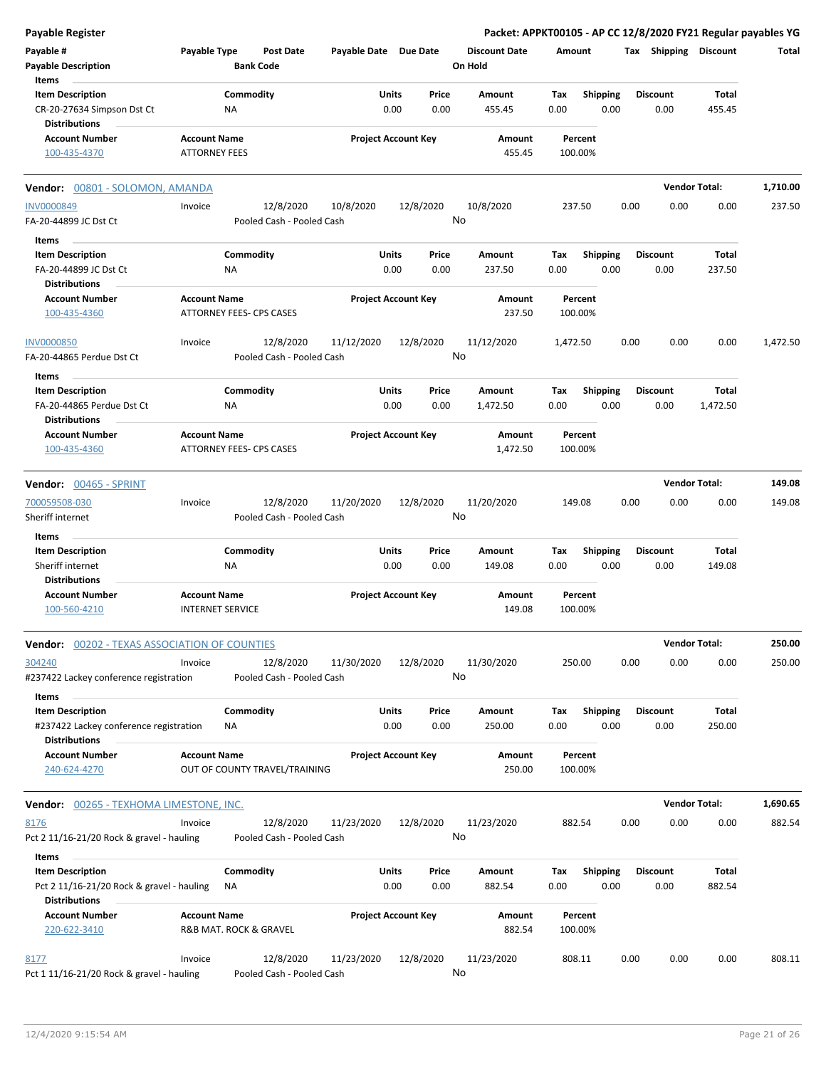**Payable Register** — Packet: APPKT00105 - AP CC 12/8/2020 FY21 Regular payables YG

| Payable # / Payable Description | Payable Type | Post Date / Bank Code | Payable Date | Due Date | Discount Date / On Hold | Amount | Tax | Shipping | Discount | Total |
|---|---|---|---|---|---|---|---|---|---|---|

**Items**

| Item Description | Commodity | Units | Price | Amount | Tax | Shipping | Discount | Total |
|---|---|---|---|---|---|---|---|---|
| CR-20-27634 Simpson Dst Ct | NA | 0.00 | 0.00 | 455.45 | 0.00 | 0.00 | 0.00 | 455.45 |

**Distributions**

| Account Number | Account Name | Project Account Key | Amount | Percent |
|---|---|---|---|---|
| 100-435-4370 | ATTORNEY FEES | | 455.45 | 100.00% |

---

**Vendor: 00801 - SOLOMON, AMANDA** — Vendor Total: 1,710.00

| Payable # | Payable Type | Post Date | Payable Date | Due Date | Discount Date | Amount | Tax | Shipping | Discount | Total |
|---|---|---|---|---|---|---|---|---|---|---|
| INV0000849 | Invoice | 12/8/2020 | 10/8/2020 | 12/8/2020 | 10/8/2020 | 237.50 | 0.00 | 0.00 | 0.00 | 237.50 |

FA-20-44899 JC Dst Ct — Pooled Cash - Pooled Cash — On Hold: No

**Items**

| Item Description | Commodity | Units | Price | Amount | Tax | Shipping | Discount | Total |
|---|---|---|---|---|---|---|---|---|
| FA-20-44899 JC Dst Ct | NA | 0.00 | 0.00 | 237.50 | 0.00 | 0.00 | 0.00 | 237.50 |

**Distributions**

| Account Number | Account Name | Project Account Key | Amount | Percent |
|---|---|---|---|---|
| 100-435-4360 | ATTORNEY FEES- CPS CASES | | 237.50 | 100.00% |

| Payable # | Payable Type | Post Date | Payable Date | Due Date | Discount Date | Amount | Tax | Shipping | Discount | Total |
|---|---|---|---|---|---|---|---|---|---|---|
| INV0000850 | Invoice | 12/8/2020 | 11/12/2020 | 12/8/2020 | 11/12/2020 | 1,472.50 | 0.00 | 0.00 | 0.00 | 1,472.50 |

FA-20-44865 Perdue Dst Ct — Pooled Cash - Pooled Cash — On Hold: No

**Items**

| Item Description | Commodity | Units | Price | Amount | Tax | Shipping | Discount | Total |
|---|---|---|---|---|---|---|---|---|
| FA-20-44865 Perdue Dst Ct | NA | 0.00 | 0.00 | 1,472.50 | 0.00 | 0.00 | 0.00 | 1,472.50 |

**Distributions**

| Account Number | Account Name | Project Account Key | Amount | Percent |
|---|---|---|---|---|
| 100-435-4360 | ATTORNEY FEES- CPS CASES | | 1,472.50 | 100.00% |

---

**Vendor: 00465 - SPRINT** — Vendor Total: 149.08

| Payable # | Payable Type | Post Date | Payable Date | Due Date | Discount Date | Amount | Tax | Shipping | Discount | Total |
|---|---|---|---|---|---|---|---|---|---|---|
| 700059508-030 | Invoice | 12/8/2020 | 11/20/2020 | 12/8/2020 | 11/20/2020 | 149.08 | 0.00 | 0.00 | 0.00 | 149.08 |

Sheriff internet — Pooled Cash - Pooled Cash — On Hold: No

**Items**

| Item Description | Commodity | Units | Price | Amount | Tax | Shipping | Discount | Total |
|---|---|---|---|---|---|---|---|---|
| Sheriff internet | NA | 0.00 | 0.00 | 149.08 | 0.00 | 0.00 | 0.00 | 149.08 |

**Distributions**

| Account Number | Account Name | Project Account Key | Amount | Percent |
|---|---|---|---|---|
| 100-560-4210 | INTERNET SERVICE | | 149.08 | 100.00% |

---

**Vendor: 00202 - TEXAS ASSOCIATION OF COUNTIES** — Vendor Total: 250.00

| Payable # | Payable Type | Post Date | Payable Date | Due Date | Discount Date | Amount | Tax | Shipping | Discount | Total |
|---|---|---|---|---|---|---|---|---|---|---|
| 304240 | Invoice | 12/8/2020 | 11/30/2020 | 12/8/2020 | 11/30/2020 | 250.00 | 0.00 | 0.00 | 0.00 | 250.00 |

#237422 Lackey conference registration — Pooled Cash - Pooled Cash — On Hold: No

**Items**

| Item Description | Commodity | Units | Price | Amount | Tax | Shipping | Discount | Total |
|---|---|---|---|---|---|---|---|---|
| #237422 Lackey conference registration | NA | 0.00 | 0.00 | 250.00 | 0.00 | 0.00 | 0.00 | 250.00 |

**Distributions**

| Account Number | Account Name | Project Account Key | Amount | Percent |
|---|---|---|---|---|
| 240-624-4270 | OUT OF COUNTY TRAVEL/TRAINING | | 250.00 | 100.00% |

---

**Vendor: 00265 - TEXHOMA LIMESTONE, INC.** — Vendor Total: 1,690.65

| Payable # | Payable Type | Post Date | Payable Date | Due Date | Discount Date | Amount | Tax | Shipping | Discount | Total |
|---|---|---|---|---|---|---|---|---|---|---|
| 8176 | Invoice | 12/8/2020 | 11/23/2020 | 12/8/2020 | 11/23/2020 | 882.54 | 0.00 | 0.00 | 0.00 | 882.54 |

Pct 2 11/16-21/20 Rock & gravel - hauling — Pooled Cash - Pooled Cash — On Hold: No

**Items**

| Item Description | Commodity | Units | Price | Amount | Tax | Shipping | Discount | Total |
|---|---|---|---|---|---|---|---|---|
| Pct 2 11/16-21/20 Rock & gravel - hauling | NA | 0.00 | 0.00 | 882.54 | 0.00 | 0.00 | 0.00 | 882.54 |

**Distributions**

| Account Number | Account Name | Project Account Key | Amount | Percent |
|---|---|---|---|---|
| 220-622-3410 | R&B MAT. ROCK & GRAVEL | | 882.54 | 100.00% |

| Payable # | Payable Type | Post Date | Payable Date | Due Date | Discount Date | Amount | Tax | Shipping | Discount | Total |
|---|---|---|---|---|---|---|---|---|---|---|
| 8177 | Invoice | 12/8/2020 | 11/23/2020 | 12/8/2020 | 11/23/2020 | 808.11 | 0.00 | 0.00 | 0.00 | 808.11 |

Pct 1 11/16-21/20 Rock & gravel - hauling — Pooled Cash - Pooled Cash — On Hold: No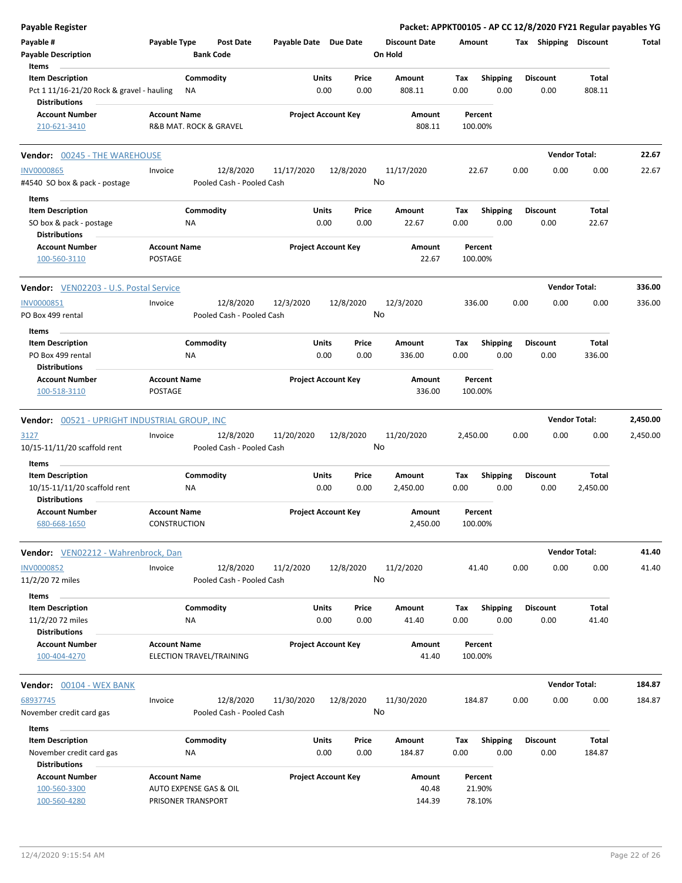**Payable Register** — Packet: APPKT00105 - AP CC 12/8/2020 FY21 Regular payables YG

| Payable # | Payable Type | Post Date | Payable Date | Due Date | Discount Date | Amount | Tax | Shipping | Discount | Total |
|---|---|---|---|---|---|---|---|---|---|---|
| Payable Description | | Bank Code | | | On Hold | | | | | |

**Items**

| Item Description | Commodity | Units | Price | Amount | Tax | Shipping | Discount | Total |
|---|---|---|---|---|---|---|---|---|
| Pct 1 11/16-21/20 Rock & gravel - hauling | NA | 0.00 | 0.00 | 808.11 | 0.00 | 0.00 | 0.00 | 808.11 |

**Distributions**

| Account Number | Account Name | Project Account Key | Amount | Percent |
|---|---|---|---|---|
| 210-621-3410 | R&B MAT. ROCK & GRAVEL | | 808.11 | 100.00% |

---

**Vendor: 00245 - THE WAREHOUSE** — Vendor Total: 22.67

| Payable # | Payable Type | Post Date | Payable Date | Due Date | Discount Date | Amount | Tax | Shipping | Discount | Total |
|---|---|---|---|---|---|---|---|---|---|---|
| INV0000865 | Invoice | 12/8/2020 | 11/17/2020 | 12/8/2020 | 11/17/2020 | 22.67 | 0.00 | 0.00 | 0.00 | 22.67 |
| #4540 SO box & pack - postage | | Pooled Cash - Pooled Cash | | | No | | | | | |

**Items**

| Item Description | Commodity | Units | Price | Amount | Tax | Shipping | Discount | Total |
|---|---|---|---|---|---|---|---|---|
| SO box & pack - postage | NA | 0.00 | 0.00 | 22.67 | 0.00 | 0.00 | 0.00 | 22.67 |

**Distributions**

| Account Number | Account Name | Project Account Key | Amount | Percent |
|---|---|---|---|---|
| 100-560-3110 | POSTAGE | | 22.67 | 100.00% |

---

**Vendor: VEN02203 - U.S. Postal Service** — Vendor Total: 336.00

| Payable # | Payable Type | Post Date | Payable Date | Due Date | Discount Date | Amount | Tax | Shipping | Discount | Total |
|---|---|---|---|---|---|---|---|---|---|---|
| INV0000851 | Invoice | 12/8/2020 | 12/3/2020 | 12/8/2020 | 12/3/2020 | 336.00 | 0.00 | 0.00 | 0.00 | 336.00 |
| PO Box 499 rental | | Pooled Cash - Pooled Cash | | | No | | | | | |

**Items**

| Item Description | Commodity | Units | Price | Amount | Tax | Shipping | Discount | Total |
|---|---|---|---|---|---|---|---|---|
| PO Box 499 rental | NA | 0.00 | 0.00 | 336.00 | 0.00 | 0.00 | 0.00 | 336.00 |

**Distributions**

| Account Number | Account Name | Project Account Key | Amount | Percent |
|---|---|---|---|---|
| 100-518-3110 | POSTAGE | | 336.00 | 100.00% |

---

**Vendor: 00521 - UPRIGHT INDUSTRIAL GROUP, INC** — Vendor Total: 2,450.00

| Payable # | Payable Type | Post Date | Payable Date | Due Date | Discount Date | Amount | Tax | Shipping | Discount | Total |
|---|---|---|---|---|---|---|---|---|---|---|
| 3127 | Invoice | 12/8/2020 | 11/20/2020 | 12/8/2020 | 11/20/2020 | 2,450.00 | 0.00 | 0.00 | 0.00 | 2,450.00 |
| 10/15-11/11/20 scaffold rent | | Pooled Cash - Pooled Cash | | | No | | | | | |

**Items**

| Item Description | Commodity | Units | Price | Amount | Tax | Shipping | Discount | Total |
|---|---|---|---|---|---|---|---|---|
| 10/15-11/11/20 scaffold rent | NA | 0.00 | 0.00 | 2,450.00 | 0.00 | 0.00 | 0.00 | 2,450.00 |

**Distributions**

| Account Number | Account Name | Project Account Key | Amount | Percent |
|---|---|---|---|---|
| 680-668-1650 | CONSTRUCTION | | 2,450.00 | 100.00% |

---

**Vendor: VEN02212 - Wahrenbrock, Dan** — Vendor Total: 41.40

| Payable # | Payable Type | Post Date | Payable Date | Due Date | Discount Date | Amount | Tax | Shipping | Discount | Total |
|---|---|---|---|---|---|---|---|---|---|---|
| INV0000852 | Invoice | 12/8/2020 | 11/2/2020 | 12/8/2020 | 11/2/2020 | 41.40 | 0.00 | 0.00 | 0.00 | 41.40 |
| 11/2/20 72 miles | | Pooled Cash - Pooled Cash | | | No | | | | | |

**Items**

| Item Description | Commodity | Units | Price | Amount | Tax | Shipping | Discount | Total |
|---|---|---|---|---|---|---|---|---|
| 11/2/20 72 miles | NA | 0.00 | 0.00 | 41.40 | 0.00 | 0.00 | 0.00 | 41.40 |

**Distributions**

| Account Number | Account Name | Project Account Key | Amount | Percent |
|---|---|---|---|---|
| 100-404-4270 | ELECTION TRAVEL/TRAINING | | 41.40 | 100.00% |

---

**Vendor: 00104 - WEX BANK** — Vendor Total: 184.87

| Payable # | Payable Type | Post Date | Payable Date | Due Date | Discount Date | Amount | Tax | Shipping | Discount | Total |
|---|---|---|---|---|---|---|---|---|---|---|
| 68937745 | Invoice | 12/8/2020 | 11/30/2020 | 12/8/2020 | 11/30/2020 | 184.87 | 0.00 | 0.00 | 0.00 | 184.87 |
| November credit card gas | | Pooled Cash - Pooled Cash | | | No | | | | | |

**Items**

| Item Description | Commodity | Units | Price | Amount | Tax | Shipping | Discount | Total |
|---|---|---|---|---|---|---|---|---|
| November credit card gas | NA | 0.00 | 0.00 | 184.87 | 0.00 | 0.00 | 0.00 | 184.87 |

**Distributions**

| Account Number | Account Name | Project Account Key | Amount | Percent |
|---|---|---|---|---|
| 100-560-3300 | AUTO EXPENSE GAS & OIL | | 40.48 | 21.90% |
| 100-560-4280 | PRISONER TRANSPORT | | 144.39 | 78.10% |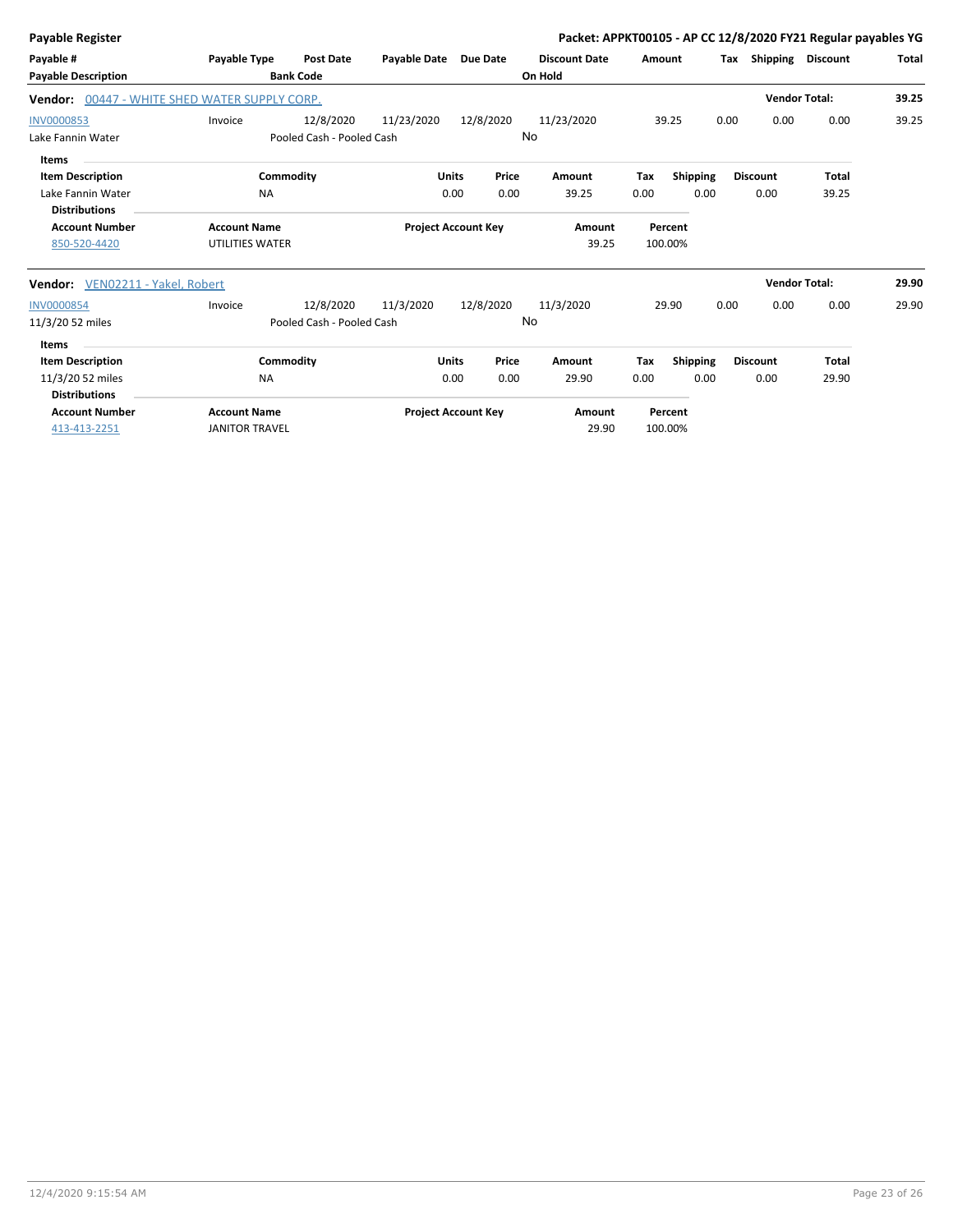| Payable # | Payable Type | Post Date | Payable Date | Due Date | Discount Date | Amount | Tax | Shipping | Discount | Total |
|---|---|---|---|---|---|---|---|---|---|---|
| Payable Description | | Bank Code | | | On Hold | | | | | |

**Vendor: 00447 - WHITE SHED WATER SUPPLY CORP.** — Vendor Total: 39.25

| Payable # | Payable Type | Post Date | Payable Date | Due Date | Discount Date | Amount | Tax | Shipping | Discount | Total |
|---|---|---|---|---|---|---|---|---|---|---|
| INV0000853 | Invoice | 12/8/2020 | 11/23/2020 | 12/8/2020 | 11/23/2020 | 39.25 | 0.00 | 0.00 | 0.00 | 39.25 |
| Lake Fannin Water | | Pooled Cash - Pooled Cash | | | No | | | | | |

**Items**

| Item Description | Commodity | Units | Price | Amount | Tax | Shipping | Discount | Total |
|---|---|---|---|---|---|---|---|---|
| Lake Fannin Water | NA | 0.00 | 0.00 | 39.25 | 0.00 | 0.00 | 0.00 | 39.25 |

**Distributions**

| Account Number | Account Name | Project Account Key | Amount | Percent |
|---|---|---|---|---|
| 850-520-4420 | UTILITIES WATER | | 39.25 | 100.00% |

**Vendor: VEN02211 - Yakel, Robert** — Vendor Total: 29.90

| Payable # | Payable Type | Post Date | Payable Date | Due Date | Discount Date | Amount | Tax | Shipping | Discount | Total |
|---|---|---|---|---|---|---|---|---|---|---|
| INV0000854 | Invoice | 12/8/2020 | 11/3/2020 | 12/8/2020 | 11/3/2020 | 29.90 | 0.00 | 0.00 | 0.00 | 29.90 |
| 11/3/20 52 miles | | Pooled Cash - Pooled Cash | | | No | | | | | |

**Items**

| Item Description | Commodity | Units | Price | Amount | Tax | Shipping | Discount | Total |
|---|---|---|---|---|---|---|---|---|
| 11/3/20 52 miles | NA | 0.00 | 0.00 | 29.90 | 0.00 | 0.00 | 0.00 | 29.90 |

**Distributions**

| Account Number | Account Name | Project Account Key | Amount | Percent |
|---|---|---|---|---|
| 413-413-2251 | JANITOR TRAVEL | | 29.90 | 100.00% |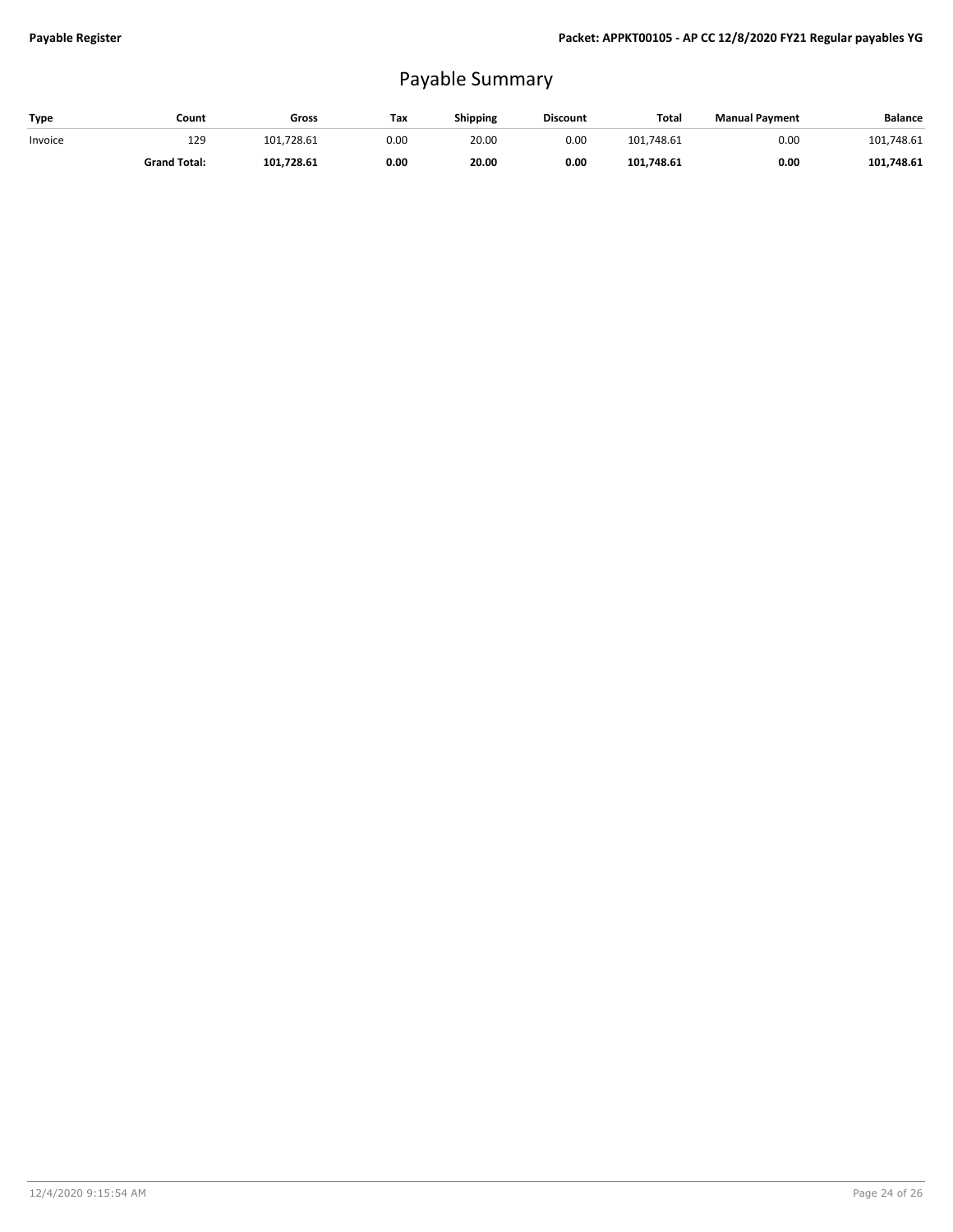# Payable Summary

| Type | Count | Gross | Tax | Shipping | Discount | Total | Manual Payment | Balance |
|---|---|---|---|---|---|---|---|---|
| Invoice | 129 | 101,728.61 | 0.00 | 20.00 | 0.00 | 101,748.61 | 0.00 | 101,748.61 |
| | **Grand Total:** | **101,728.61** | **0.00** | **20.00** | **0.00** | **101,748.61** | **0.00** | **101,748.61** |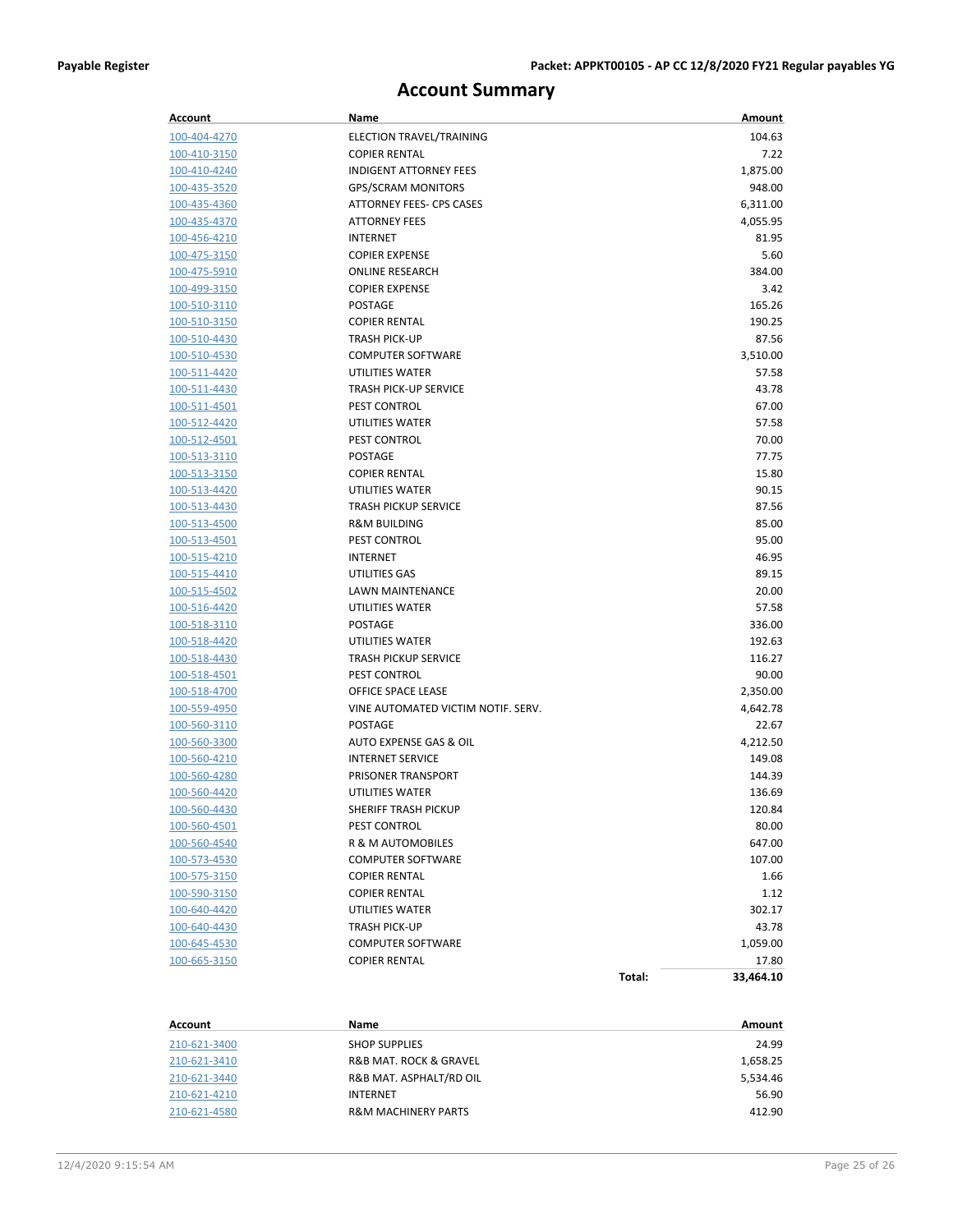# Account Summary

| Account | Name | Amount |
|---|---|---|
| 100-404-4270 | ELECTION TRAVEL/TRAINING | 104.63 |
| 100-410-3150 | COPIER RENTAL | 7.22 |
| 100-410-4240 | INDIGENT ATTORNEY FEES | 1,875.00 |
| 100-435-3520 | GPS/SCRAM MONITORS | 948.00 |
| 100-435-4360 | ATTORNEY FEES- CPS CASES | 6,311.00 |
| 100-435-4370 | ATTORNEY FEES | 4,055.95 |
| 100-456-4210 | INTERNET | 81.95 |
| 100-475-3150 | COPIER EXPENSE | 5.60 |
| 100-475-5910 | ONLINE RESEARCH | 384.00 |
| 100-499-3150 | COPIER EXPENSE | 3.42 |
| 100-510-3110 | POSTAGE | 165.26 |
| 100-510-3150 | COPIER RENTAL | 190.25 |
| 100-510-4430 | TRASH PICK-UP | 87.56 |
| 100-510-4530 | COMPUTER SOFTWARE | 3,510.00 |
| 100-511-4420 | UTILITIES WATER | 57.58 |
| 100-511-4430 | TRASH PICK-UP SERVICE | 43.78 |
| 100-511-4501 | PEST CONTROL | 67.00 |
| 100-512-4420 | UTILITIES WATER | 57.58 |
| 100-512-4501 | PEST CONTROL | 70.00 |
| 100-513-3110 | POSTAGE | 77.75 |
| 100-513-3150 | COPIER RENTAL | 15.80 |
| 100-513-4420 | UTILITIES WATER | 90.15 |
| 100-513-4430 | TRASH PICKUP SERVICE | 87.56 |
| 100-513-4500 | R&M BUILDING | 85.00 |
| 100-513-4501 | PEST CONTROL | 95.00 |
| 100-515-4210 | INTERNET | 46.95 |
| 100-515-4410 | UTILITIES GAS | 89.15 |
| 100-515-4502 | LAWN MAINTENANCE | 20.00 |
| 100-516-4420 | UTILITIES WATER | 57.58 |
| 100-518-3110 | POSTAGE | 336.00 |
| 100-518-4420 | UTILITIES WATER | 192.63 |
| 100-518-4430 | TRASH PICKUP SERVICE | 116.27 |
| 100-518-4501 | PEST CONTROL | 90.00 |
| 100-518-4700 | OFFICE SPACE LEASE | 2,350.00 |
| 100-559-4950 | VINE AUTOMATED VICTIM NOTIF. SERV. | 4,642.78 |
| 100-560-3110 | POSTAGE | 22.67 |
| 100-560-3300 | AUTO EXPENSE GAS & OIL | 4,212.50 |
| 100-560-4210 | INTERNET SERVICE | 149.08 |
| 100-560-4280 | PRISONER TRANSPORT | 144.39 |
| 100-560-4420 | UTILITIES WATER | 136.69 |
| 100-560-4430 | SHERIFF TRASH PICKUP | 120.84 |
| 100-560-4501 | PEST CONTROL | 80.00 |
| 100-560-4540 | R & M AUTOMOBILES | 647.00 |
| 100-573-4530 | COMPUTER SOFTWARE | 107.00 |
| 100-575-3150 | COPIER RENTAL | 1.66 |
| 100-590-3150 | COPIER RENTAL | 1.12 |
| 100-640-4420 | UTILITIES WATER | 302.17 |
| 100-640-4430 | TRASH PICK-UP | 43.78 |
| 100-645-4530 | COMPUTER SOFTWARE | 1,059.00 |
| 100-665-3150 | COPIER RENTAL | 17.80 |
| | **Total:** | **33,464.10** |

| Account | Name | Amount |
|---|---|---|
| 210-621-3400 | SHOP SUPPLIES | 24.99 |
| 210-621-3410 | R&B MAT. ROCK & GRAVEL | 1,658.25 |
| 210-621-3440 | R&B MAT. ASPHALT/RD OIL | 5,534.46 |
| 210-621-4210 | INTERNET | 56.90 |
| 210-621-4580 | R&M MACHINERY PARTS | 412.90 |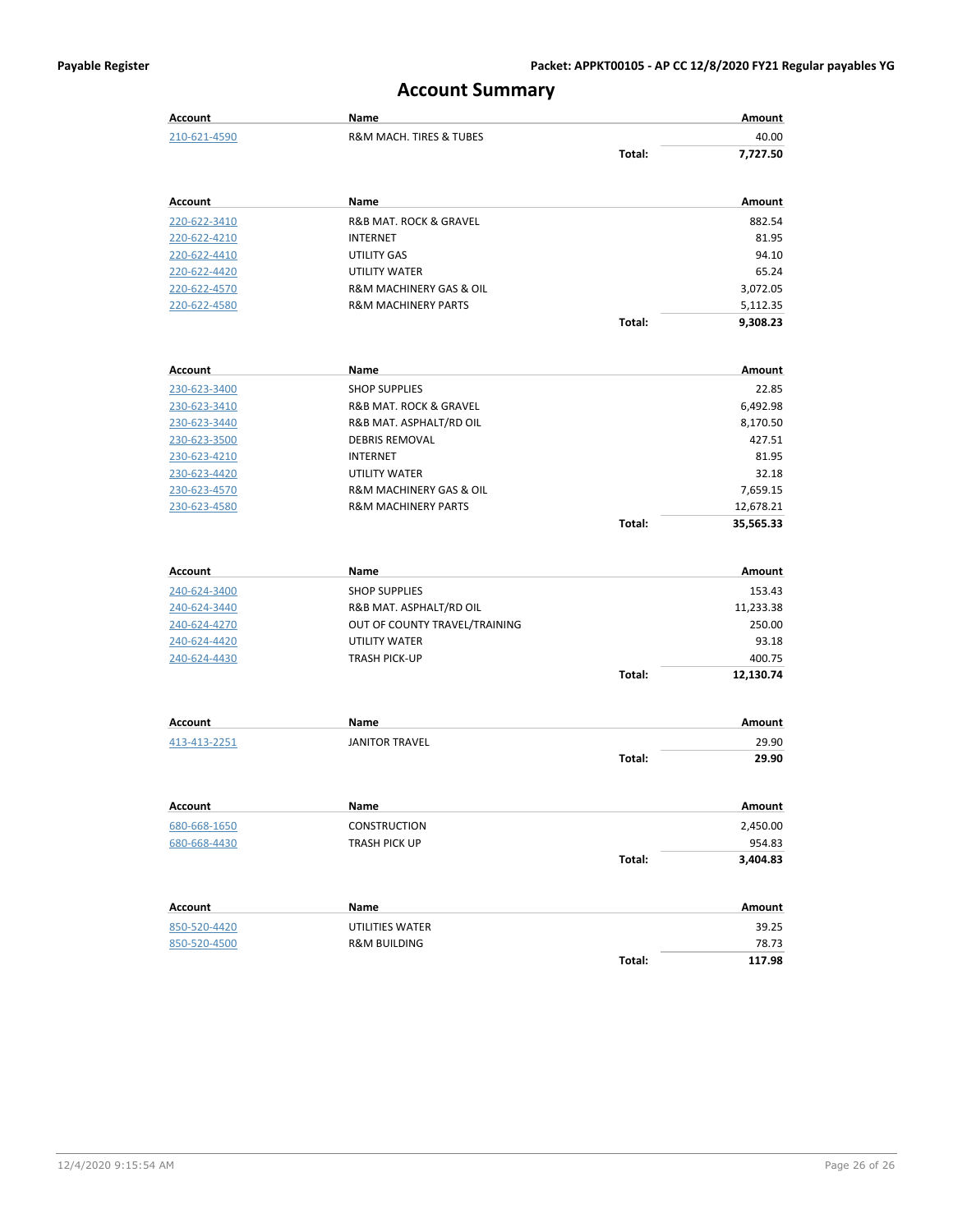# Account Summary

| Account | Name | | Amount |
|---|---|---|---|
| 210-621-4590 | R&M MACH. TIRES & TUBES | | 40.00 |
| | | **Total:** | **7,727.50** |

| Account | Name | | Amount |
|---|---|---|---|
| 220-622-3410 | R&B MAT. ROCK & GRAVEL | | 882.54 |
| 220-622-4210 | INTERNET | | 81.95 |
| 220-622-4410 | UTILITY GAS | | 94.10 |
| 220-622-4420 | UTILITY WATER | | 65.24 |
| 220-622-4570 | R&M MACHINERY GAS & OIL | | 3,072.05 |
| 220-622-4580 | R&M MACHINERY PARTS | | 5,112.35 |
| | | **Total:** | **9,308.23** |

| Account | Name | | Amount |
|---|---|---|---|
| 230-623-3400 | SHOP SUPPLIES | | 22.85 |
| 230-623-3410 | R&B MAT. ROCK & GRAVEL | | 6,492.98 |
| 230-623-3440 | R&B MAT. ASPHALT/RD OIL | | 8,170.50 |
| 230-623-3500 | DEBRIS REMOVAL | | 427.51 |
| 230-623-4210 | INTERNET | | 81.95 |
| 230-623-4420 | UTILITY WATER | | 32.18 |
| 230-623-4570 | R&M MACHINERY GAS & OIL | | 7,659.15 |
| 230-623-4580 | R&M MACHINERY PARTS | | 12,678.21 |
| | | **Total:** | **35,565.33** |

| Account | Name | | Amount |
|---|---|---|---|
| 240-624-3400 | SHOP SUPPLIES | | 153.43 |
| 240-624-3440 | R&B MAT. ASPHALT/RD OIL | | 11,233.38 |
| 240-624-4270 | OUT OF COUNTY TRAVEL/TRAINING | | 250.00 |
| 240-624-4420 | UTILITY WATER | | 93.18 |
| 240-624-4430 | TRASH PICK-UP | | 400.75 |
| | | **Total:** | **12,130.74** |

| Account | Name | | Amount |
|---|---|---|---|
| 413-413-2251 | JANITOR TRAVEL | | 29.90 |
| | | **Total:** | **29.90** |

| Account | Name | | Amount |
|---|---|---|---|
| 680-668-1650 | CONSTRUCTION | | 2,450.00 |
| 680-668-4430 | TRASH PICK UP | | 954.83 |
| | | **Total:** | **3,404.83** |

| Account | Name | | Amount |
|---|---|---|---|
| 850-520-4420 | UTILITIES WATER | | 39.25 |
| 850-520-4500 | R&M BUILDING | | 78.73 |
| | | **Total:** | **117.98** |